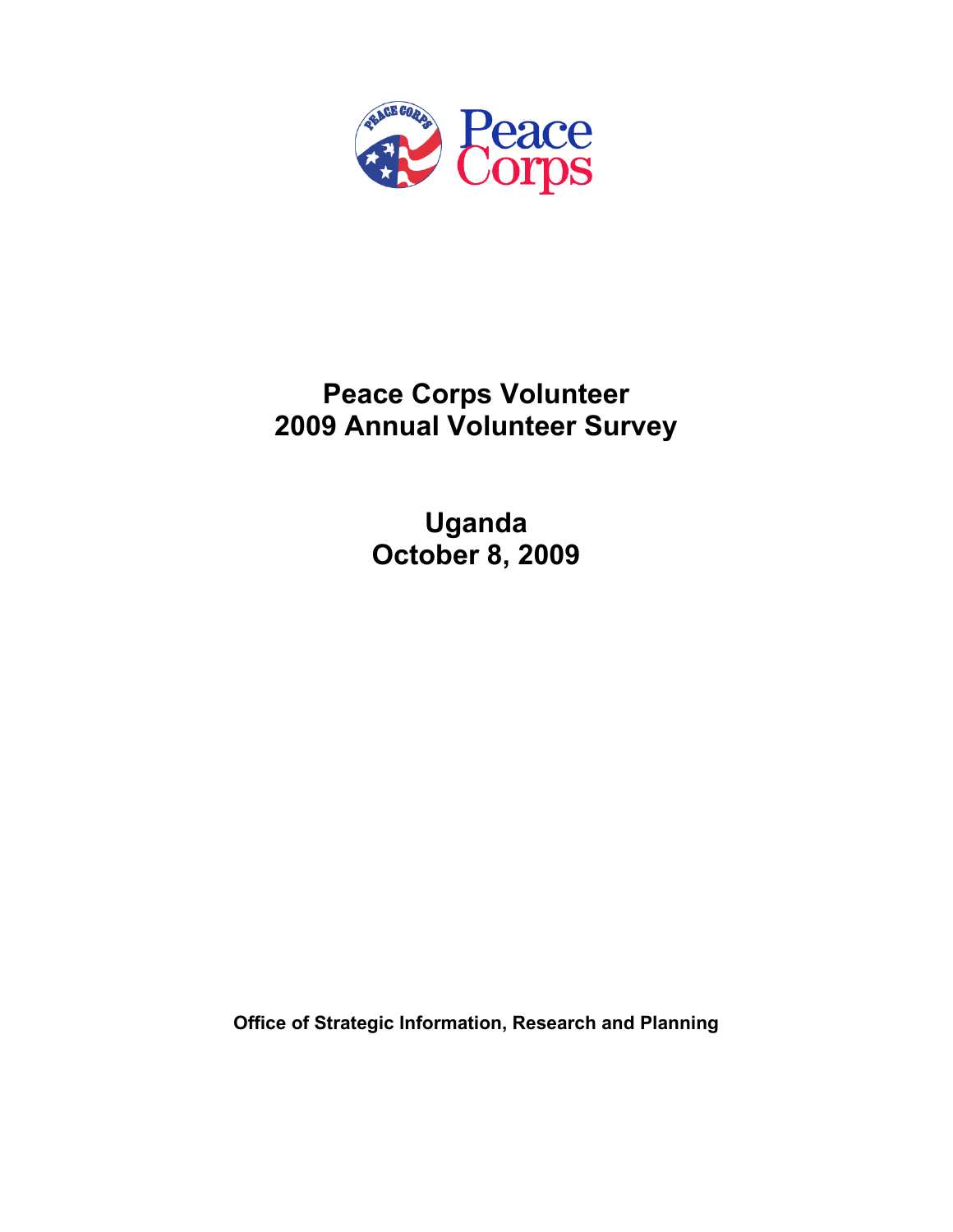Peace Corps

# Peace Corps Volunteer
# 2009 Annual Volunteer Survey

## Uganda
## October 8, 2009

**Office of Strategic Information, Research and Planning**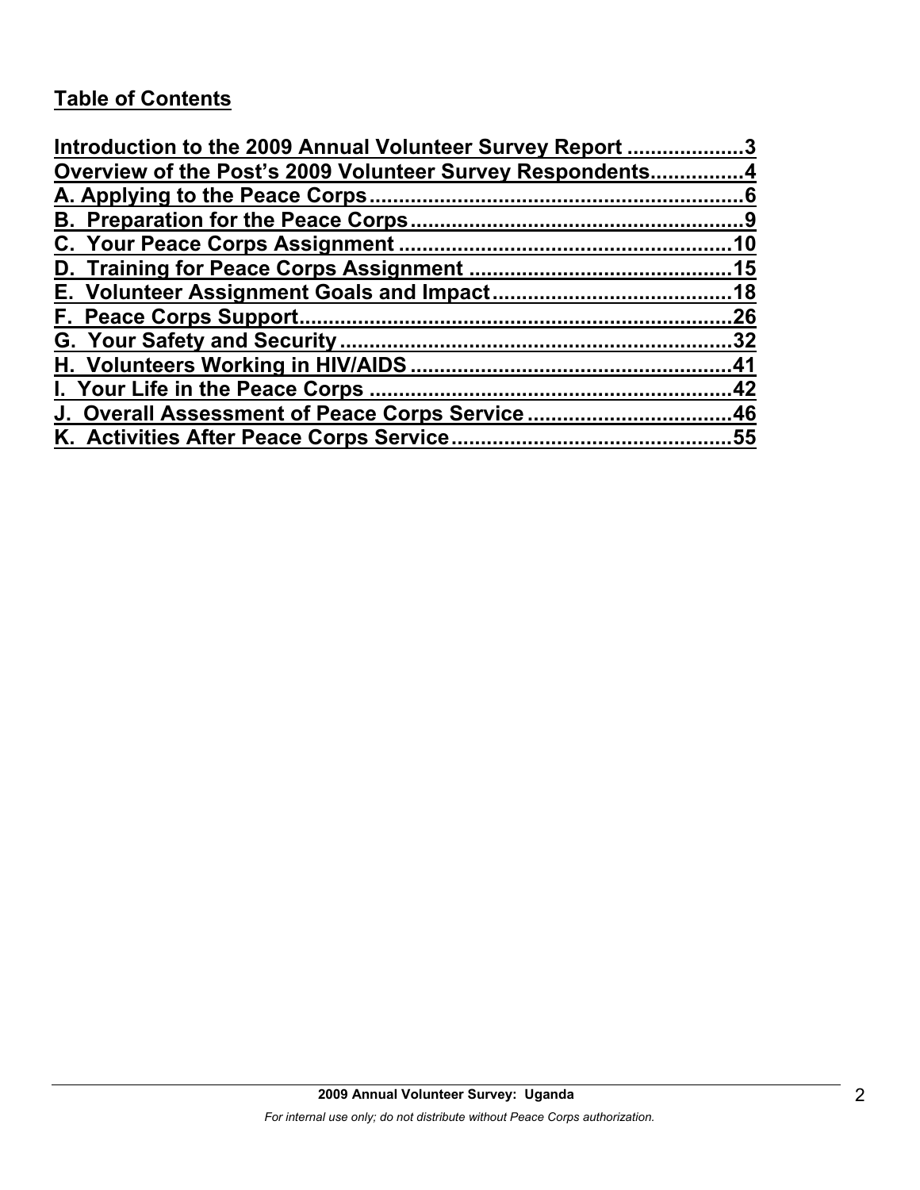## Table of Contents

Introduction to the 2009 Annual Volunteer Survey Report ....................3
Overview of the Post's 2009 Volunteer Survey Respondents................4
A. Applying to the Peace Corps................................................................6
B. Preparation for the Peace Corps.........................................................9
C. Your Peace Corps Assignment .........................................................10
D. Training for Peace Corps Assignment ............................................15
E. Volunteer Assignment Goals and Impact........................................18
F. Peace Corps Support..........................................................................26
G. Your Safety and Security...................................................................32
H. Volunteers Working in HIV/AIDS.......................................................41
I. Your Life in the Peace Corps .............................................................42
J. Overall Assessment of Peace Corps Service ..................................46
K. Activities After Peace Corps Service................................................55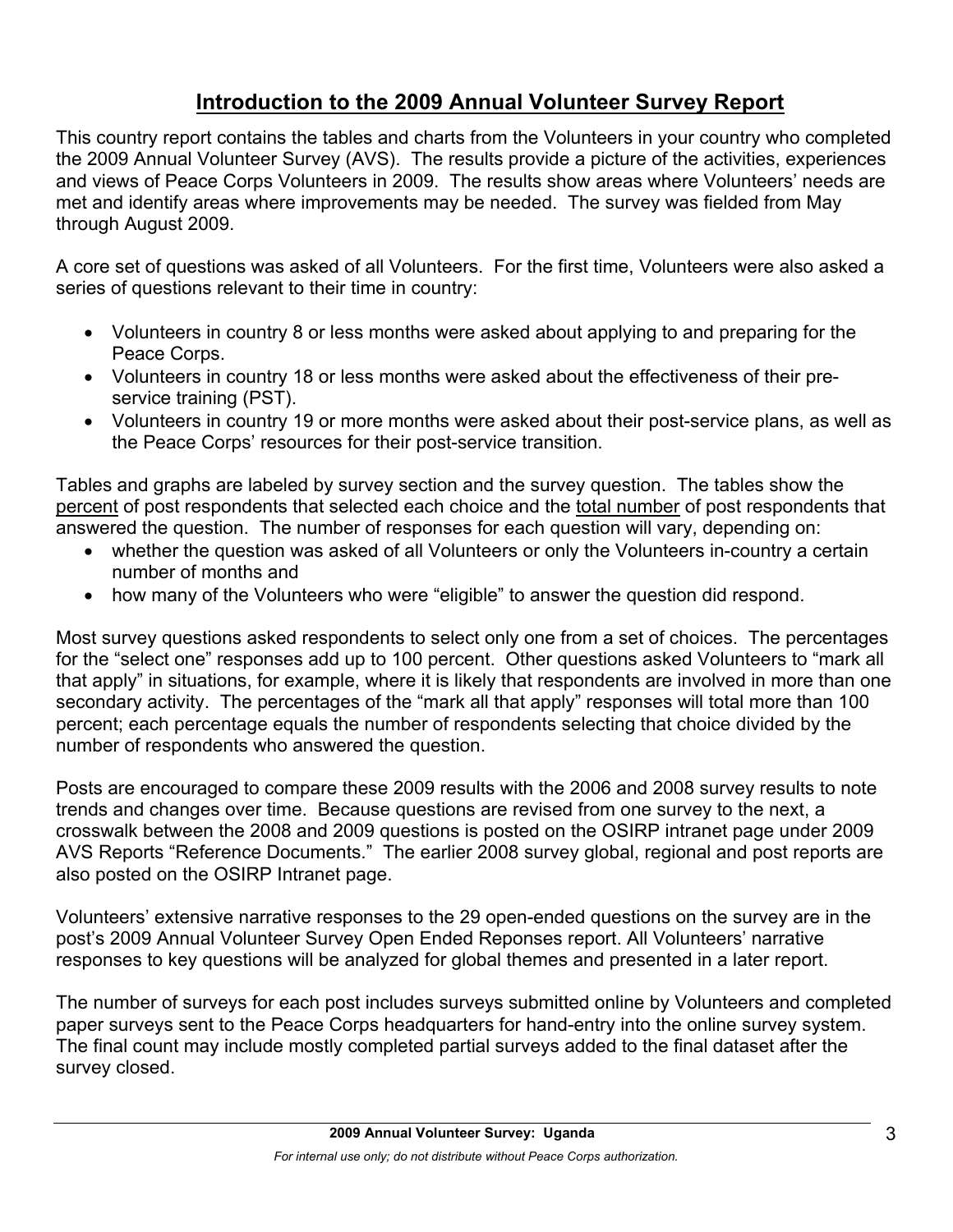# Introduction to the 2009 Annual Volunteer Survey Report

This country report contains the tables and charts from the Volunteers in your country who completed the 2009 Annual Volunteer Survey (AVS). The results provide a picture of the activities, experiences and views of Peace Corps Volunteers in 2009. The results show areas where Volunteers' needs are met and identify areas where improvements may be needed. The survey was fielded from May through August 2009.

A core set of questions was asked of all Volunteers. For the first time, Volunteers were also asked a series of questions relevant to their time in country:

- Volunteers in country 8 or less months were asked about applying to and preparing for the Peace Corps.
- Volunteers in country 18 or less months were asked about the effectiveness of their pre-service training (PST).
- Volunteers in country 19 or more months were asked about their post-service plans, as well as the Peace Corps' resources for their post-service transition.

Tables and graphs are labeled by survey section and the survey question. The tables show the percent of post respondents that selected each choice and the total number of post respondents that answered the question. The number of responses for each question will vary, depending on:

- whether the question was asked of all Volunteers or only the Volunteers in-country a certain number of months and
- how many of the Volunteers who were "eligible" to answer the question did respond.

Most survey questions asked respondents to select only one from a set of choices. The percentages for the "select one" responses add up to 100 percent. Other questions asked Volunteers to "mark all that apply" in situations, for example, where it is likely that respondents are involved in more than one secondary activity. The percentages of the "mark all that apply" responses will total more than 100 percent; each percentage equals the number of respondents selecting that choice divided by the number of respondents who answered the question.

Posts are encouraged to compare these 2009 results with the 2006 and 2008 survey results to note trends and changes over time. Because questions are revised from one survey to the next, a crosswalk between the 2008 and 2009 questions is posted on the OSIRP intranet page under 2009 AVS Reports "Reference Documents." The earlier 2008 survey global, regional and post reports are also posted on the OSIRP Intranet page.

Volunteers' extensive narrative responses to the 29 open-ended questions on the survey are in the post's 2009 Annual Volunteer Survey Open Ended Reponses report. All Volunteers' narrative responses to key questions will be analyzed for global themes and presented in a later report.

The number of surveys for each post includes surveys submitted online by Volunteers and completed paper surveys sent to the Peace Corps headquarters for hand-entry into the online survey system. The final count may include mostly completed partial surveys added to the final dataset after the survey closed.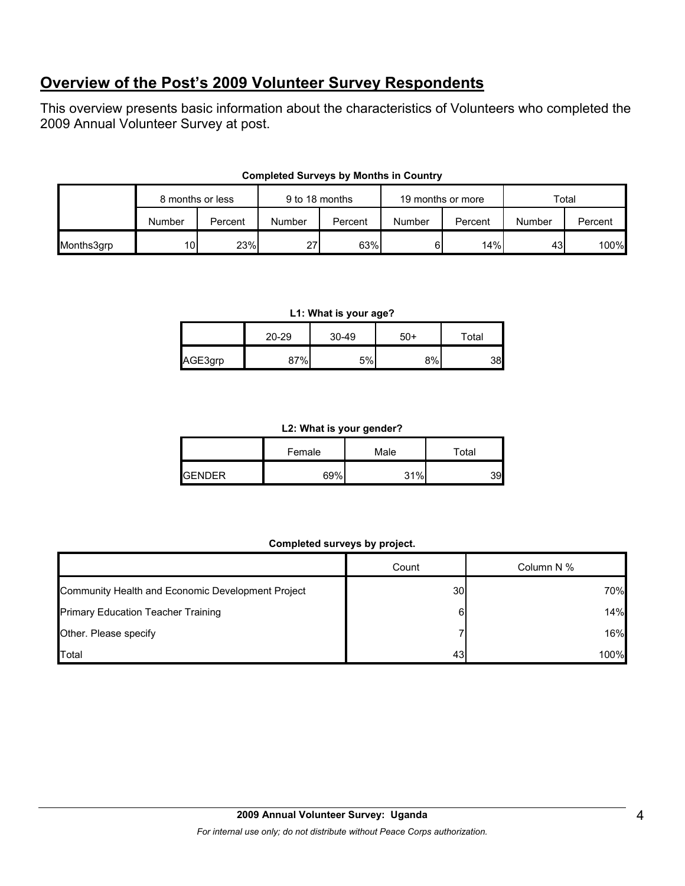## Overview of the Post's 2009 Volunteer Survey Respondents

This overview presents basic information about the characteristics of Volunteers who completed the 2009 Annual Volunteer Survey at post.

**Completed Surveys by Months in Country**

| | 8 months or less | | 9 to 18 months | | 19 months or more | | Total | |
|---|---|---|---|---|---|---|---|---|
| | Number | Percent | Number | Percent | Number | Percent | Number | Percent |
| Months3grp | 10 | 23% | 27 | 63% | 6 | 14% | 43 | 100% |

**L1: What is your age?**

| | 20-29 | 30-49 | 50+ | Total |
|---|---|---|---|---|
| AGE3grp | 87% | 5% | 8% | 38 |

**L2: What is your gender?**

| | Female | Male | Total |
|---|---|---|---|
| GENDER | 69% | 31% | 39 |

**Completed surveys by project.**

| | Count | Column N % |
|---|---|---|
| Community Health and Economic Development Project | 30 | 70% |
| Primary Education Teacher Training | 6 | 14% |
| Other. Please specify | 7 | 16% |
| Total | 43 | 100% |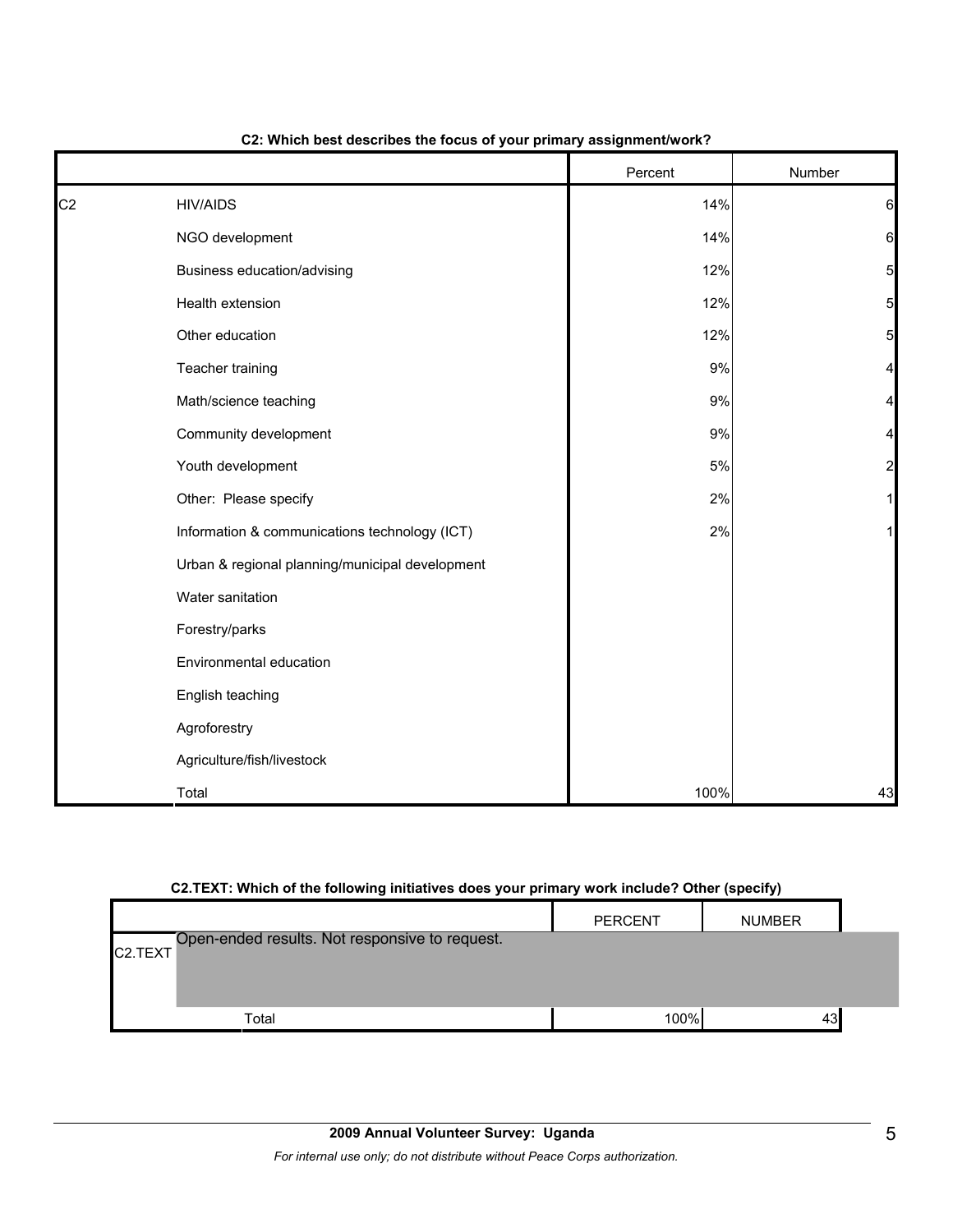**C2: Which best describes the focus of your primary assignment/work?**

| | | Percent | Number |
|---|---|---|---|
| C2 | HIV/AIDS | 14% | 6 |
| | NGO development | 14% | 6 |
| | Business education/advising | 12% | 5 |
| | Health extension | 12% | 5 |
| | Other education | 12% | 5 |
| | Teacher training | 9% | 4 |
| | Math/science teaching | 9% | 4 |
| | Community development | 9% | 4 |
| | Youth development | 5% | 2 |
| | Other: Please specify | 2% | 1 |
| | Information & communications technology (ICT) | 2% | 1 |
| | Urban & regional planning/municipal development | | |
| | Water sanitation | | |
| | Forestry/parks | | |
| | Environmental education | | |
| | English teaching | | |
| | Agroforestry | | |
| | Agriculture/fish/livestock | | |
| | Total | 100% | 43 |

**C2.TEXT: Which of the following initiatives does your primary work include? Other (specify)**

| | | PERCENT | NUMBER |
|---|---|---|---|
| C2.TEXT | Open-ended results. Not responsive to request. | | |
| | Total | 100% | 43 |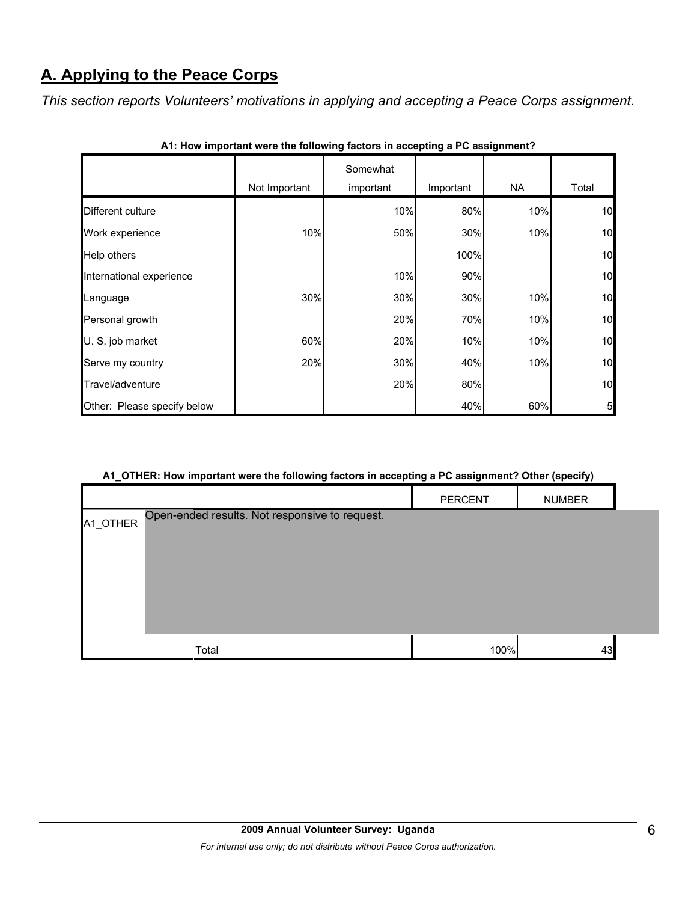## A. Applying to the Peace Corps

*This section reports Volunteers' motivations in applying and accepting a Peace Corps assignment.*

**A1: How important were the following factors in accepting a PC assignment?**

| | Not Important | Somewhat important | Important | NA | Total |
|---|---|---|---|---|---|
| Different culture | | 10% | 80% | 10% | 10 |
| Work experience | 10% | 50% | 30% | 10% | 10 |
| Help others | | | 100% | | 10 |
| International experience | | 10% | 90% | | 10 |
| Language | 30% | 30% | 30% | 10% | 10 |
| Personal growth | | 20% | 70% | 10% | 10 |
| U. S. job market | 60% | 20% | 10% | 10% | 10 |
| Serve my country | 20% | 30% | 40% | 10% | 10 |
| Travel/adventure | | 20% | 80% | | 10 |
| Other: Please specify below | | | 40% | 60% | 5 |

**A1_OTHER: How important were the following factors in accepting a PC assignment? Other (specify)**

| | | PERCENT | NUMBER |
|---|---|---|---|
| A1_OTHER | Open-ended results. Not responsive to request. | | |
| | Total | 100% | 43 |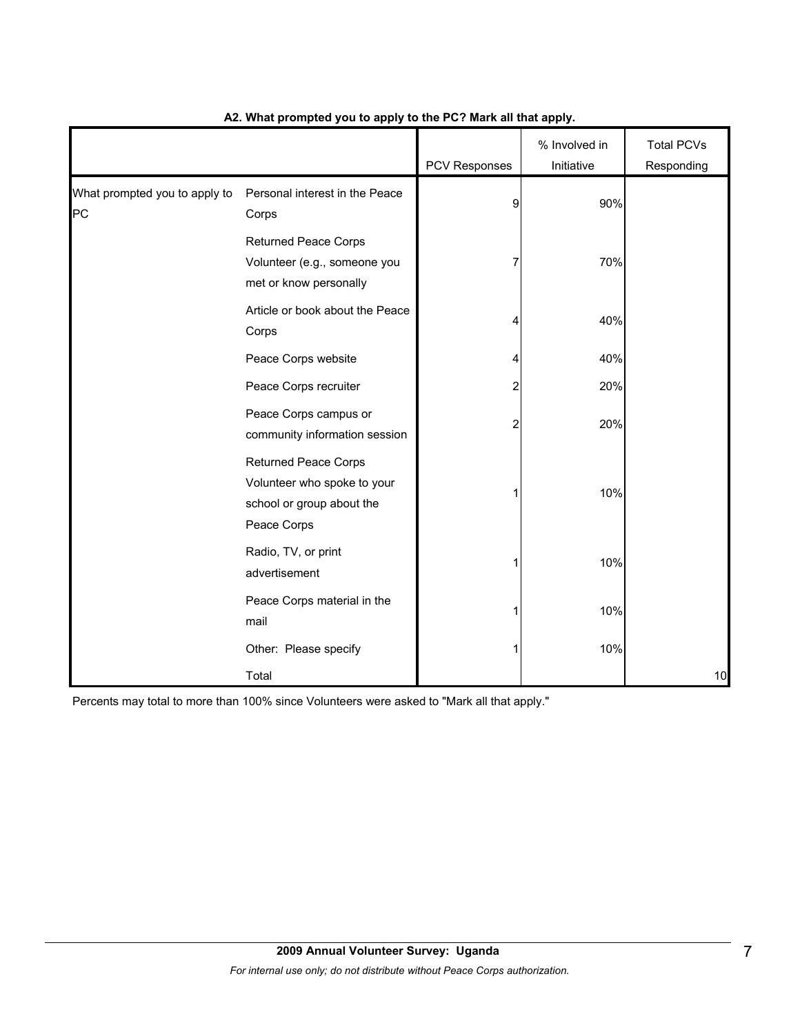**A2. What prompted you to apply to the PC? Mark all that apply.**

| | | PCV Responses | % Involved in Initiative | Total PCVs Responding |
|---|---|---|---|---|
| What prompted you to apply to PC | Personal interest in the Peace Corps | 9 | 90% | |
| | Returned Peace Corps Volunteer (e.g., someone you met or know personally | 7 | 70% | |
| | Article or book about the Peace Corps | 4 | 40% | |
| | Peace Corps website | 4 | 40% | |
| | Peace Corps recruiter | 2 | 20% | |
| | Peace Corps campus or community information session | 2 | 20% | |
| | Returned Peace Corps Volunteer who spoke to your school or group about the Peace Corps | 1 | 10% | |
| | Radio, TV, or print advertisement | 1 | 10% | |
| | Peace Corps material in the mail | 1 | 10% | |
| | Other: Please specify | 1 | 10% | |
| | Total | | | 10 |

Percents may total to more than 100% since Volunteers were asked to "Mark all that apply."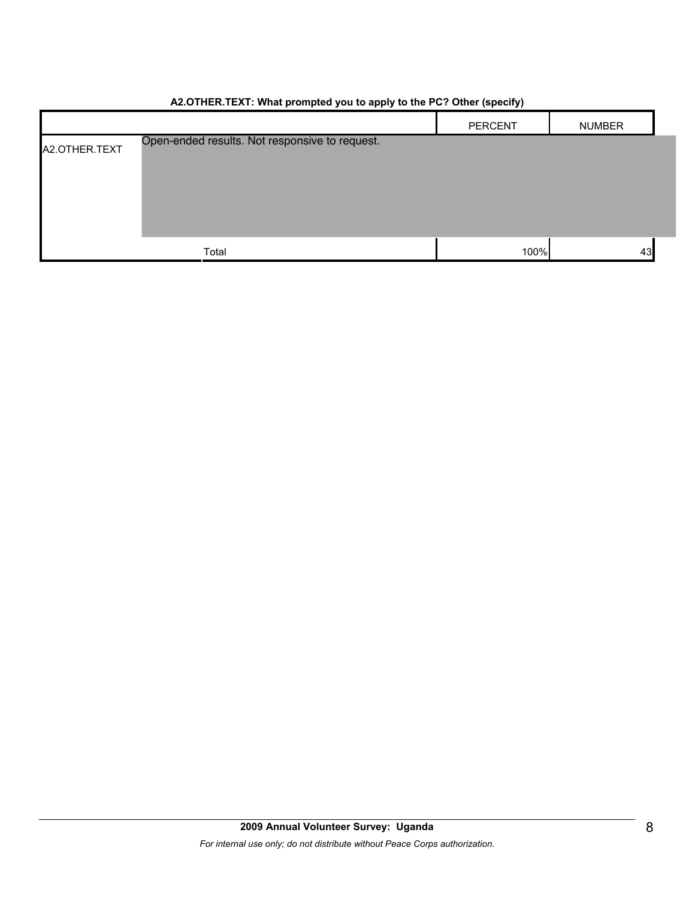**A2.OTHER.TEXT: What prompted you to apply to the PC? Other (specify)**

| | | PERCENT | NUMBER |
|---|---|---|---|
| A2.OTHER.TEXT | Open-ended results. Not responsive to request. | | |
| | Total | 100% | 43 |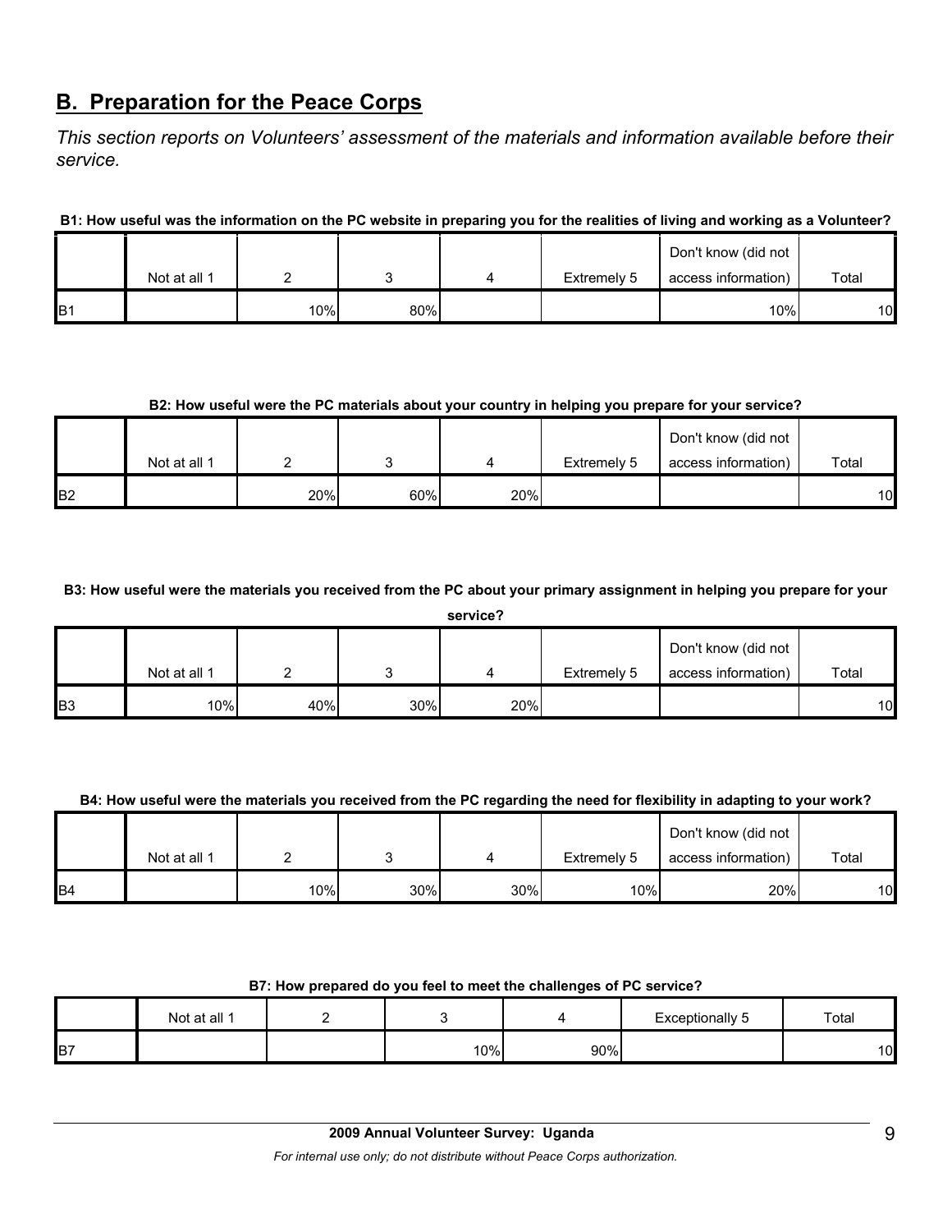## B. Preparation for the Peace Corps

*This section reports on Volunteers' assessment of the materials and information available before their service.*

**B1: How useful was the information on the PC website in preparing you for the realities of living and working as a Volunteer?**

| | Not at all 1 | 2 | 3 | 4 | Extremely 5 | Don't know (did not access information) | Total |
|---|---|---|---|---|---|---|---|
| B1 | | 10% | 80% | | | 10% | 10 |

**B2: How useful were the PC materials about your country in helping you prepare for your service?**

| | Not at all 1 | 2 | 3 | 4 | Extremely 5 | Don't know (did not access information) | Total |
|---|---|---|---|---|---|---|---|
| B2 | | 20% | 60% | 20% | | | 10 |

**B3: How useful were the materials you received from the PC about your primary assignment in helping you prepare for your service?**

| | Not at all 1 | 2 | 3 | 4 | Extremely 5 | Don't know (did not access information) | Total |
|---|---|---|---|---|---|---|---|
| B3 | 10% | 40% | 30% | 20% | | | 10 |

**B4: How useful were the materials you received from the PC regarding the need for flexibility in adapting to your work?**

| | Not at all 1 | 2 | 3 | 4 | Extremely 5 | Don't know (did not access information) | Total |
|---|---|---|---|---|---|---|---|
| B4 | | 10% | 30% | 30% | 10% | 20% | 10 |

**B7: How prepared do you feel to meet the challenges of PC service?**

| | Not at all 1 | 2 | 3 | 4 | Exceptionally 5 | Total |
|---|---|---|---|---|---|---|
| B7 | | | 10% | 90% | | 10 |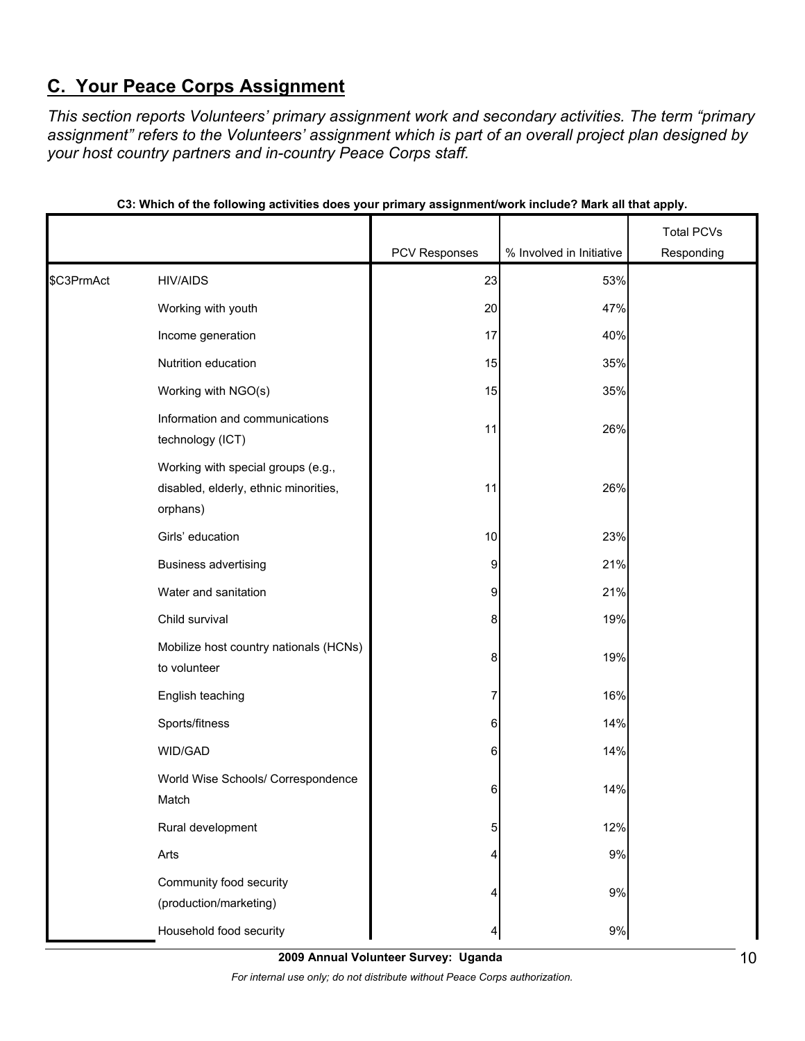## C. Your Peace Corps Assignment

*This section reports Volunteers' primary assignment work and secondary activities. The term "primary assignment" refers to the Volunteers' assignment which is part of an overall project plan designed by your host country partners and in-country Peace Corps staff.*

**C3: Which of the following activities does your primary assignment/work include? Mark all that apply.**

| | | PCV Responses | % Involved in Initiative | Total PCVs Responding |
|---|---|---|---|---|
| $C3PrmAct | HIV/AIDS | 23 | 53% | |
| | Working with youth | 20 | 47% | |
| | Income generation | 17 | 40% | |
| | Nutrition education | 15 | 35% | |
| | Working with NGO(s) | 15 | 35% | |
| | Information and communications technology (ICT) | 11 | 26% | |
| | Working with special groups (e.g., disabled, elderly, ethnic minorities, orphans) | 11 | 26% | |
| | Girls' education | 10 | 23% | |
| | Business advertising | 9 | 21% | |
| | Water and sanitation | 9 | 21% | |
| | Child survival | 8 | 19% | |
| | Mobilize host country nationals (HCNs) to volunteer | 8 | 19% | |
| | English teaching | 7 | 16% | |
| | Sports/fitness | 6 | 14% | |
| | WID/GAD | 6 | 14% | |
| | World Wise Schools/ Correspondence Match | 6 | 14% | |
| | Rural development | 5 | 12% | |
| | Arts | 4 | 9% | |
| | Community food security (production/marketing) | 4 | 9% | |
| | Household food security | 4 | 9% | |

**2009 Annual Volunteer Survey: Uganda**

*For internal use only; do not distribute without Peace Corps authorization.*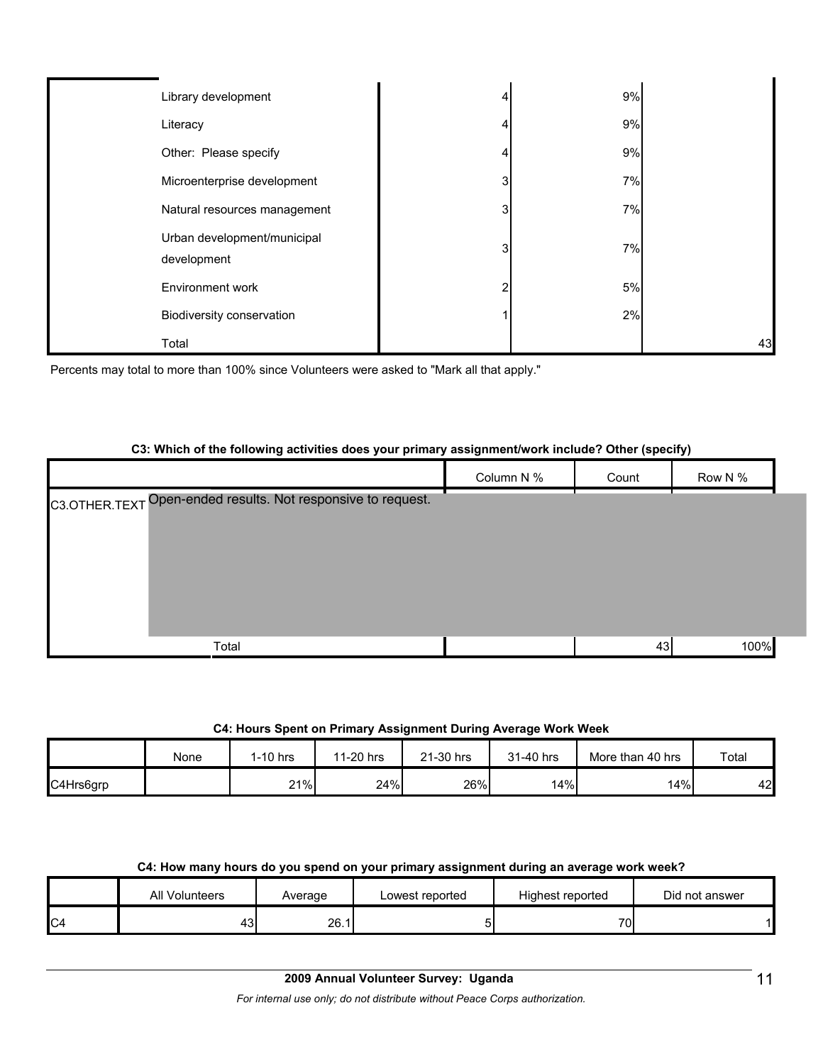| | | | |
|---|---|---|---|
| Library development | 4 | 9% | |
| Literacy | 4 | 9% | |
| Other: Please specify | 4 | 9% | |
| Microenterprise development | 3 | 7% | |
| Natural resources management | 3 | 7% | |
| Urban development/municipal development | 3 | 7% | |
| Environment work | 2 | 5% | |
| Biodiversity conservation | 1 | 2% | |
| Total | | | 43 |

Percents may total to more than 100% since Volunteers were asked to "Mark all that apply."

**C3: Which of the following activities does your primary assignment/work include? Other (specify)**

| | | Column N % | Count | Row N % |
|---|---|---|---|---|
| C3.OTHER.TEXT | Open-ended results. Not responsive to request. | | | |
| | Total | | 43 | 100% |

**C4: Hours Spent on Primary Assignment During Average Work Week**

| | None | 1-10 hrs | 11-20 hrs | 21-30 hrs | 31-40 hrs | More than 40 hrs | Total |
|---|---|---|---|---|---|---|---|
| C4Hrs6grp | | 21% | 24% | 26% | 14% | 14% | 42 |

**C4: How many hours do you spend on your primary assignment during an average work week?**

| | All Volunteers | Average | Lowest reported | Highest reported | Did not answer |
|---|---|---|---|---|---|
| C4 | 43 | 26.1 | 5 | 70 | 1 |

**2009 Annual Volunteer Survey: Uganda**

*For internal use only; do not distribute without Peace Corps authorization.*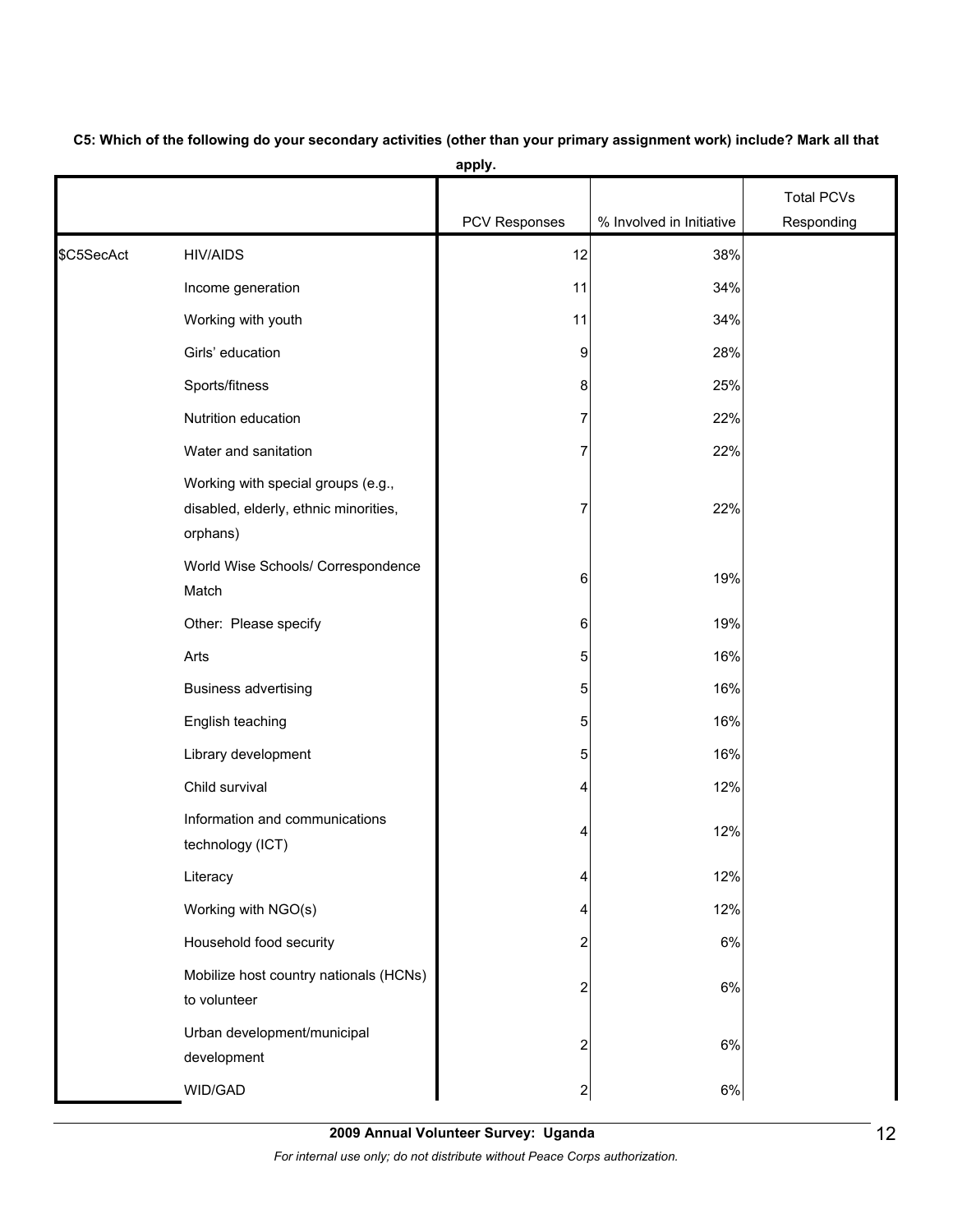**C5: Which of the following do your secondary activities (other than your primary assignment work) include? Mark all that apply.**

| | | PCV Responses | % Involved in Initiative | Total PCVs Responding |
|---|---|---|---|---|
| $C5SecAct | HIV/AIDS | 12 | 38% | |
| | Income generation | 11 | 34% | |
| | Working with youth | 11 | 34% | |
| | Girls' education | 9 | 28% | |
| | Sports/fitness | 8 | 25% | |
| | Nutrition education | 7 | 22% | |
| | Water and sanitation | 7 | 22% | |
| | Working with special groups (e.g., disabled, elderly, ethnic minorities, orphans) | 7 | 22% | |
| | World Wise Schools/ Correspondence Match | 6 | 19% | |
| | Other: Please specify | 6 | 19% | |
| | Arts | 5 | 16% | |
| | Business advertising | 5 | 16% | |
| | English teaching | 5 | 16% | |
| | Library development | 5 | 16% | |
| | Child survival | 4 | 12% | |
| | Information and communications technology (ICT) | 4 | 12% | |
| | Literacy | 4 | 12% | |
| | Working with NGO(s) | 4 | 12% | |
| | Household food security | 2 | 6% | |
| | Mobilize host country nationals (HCNs) to volunteer | 2 | 6% | |
| | Urban development/municipal development | 2 | 6% | |
| | WID/GAD | 2 | 6% | |

**2009 Annual Volunteer Survey: Uganda**

*For internal use only; do not distribute without Peace Corps authorization.*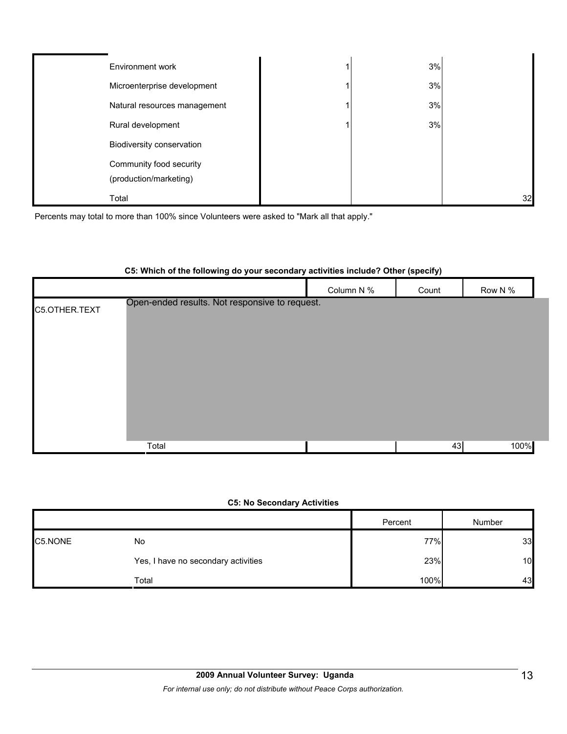| | | | | |
|---|---|---|---|---|
| | Environment work | 1 | 3% | |
| | Microenterprise development | 1 | 3% | |
| | Natural resources management | 1 | 3% | |
| | Rural development | 1 | 3% | |
| | Biodiversity conservation | | | |
| | Community food security (production/marketing) | | | |
| | Total | | | 32 |

Percents may total to more than 100% since Volunteers were asked to "Mark all that apply."

**C5: Which of the following do your secondary activities include? Other (specify)**

| | | Column N % | Count | Row N % |
|---|---|---|---|---|
| C5.OTHER.TEXT | Open-ended results. Not responsive to request. | | | |
| | Total | | 43 | 100% |

**C5: No Secondary Activities**

| | | Percent | Number |
|---|---|---|---|
| C5.NONE | No | 77% | 33 |
| | Yes, I have no secondary activities | 23% | 10 |
| | Total | 100% | 43 |

**2009 Annual Volunteer Survey: Uganda**

*For internal use only; do not distribute without Peace Corps authorization.*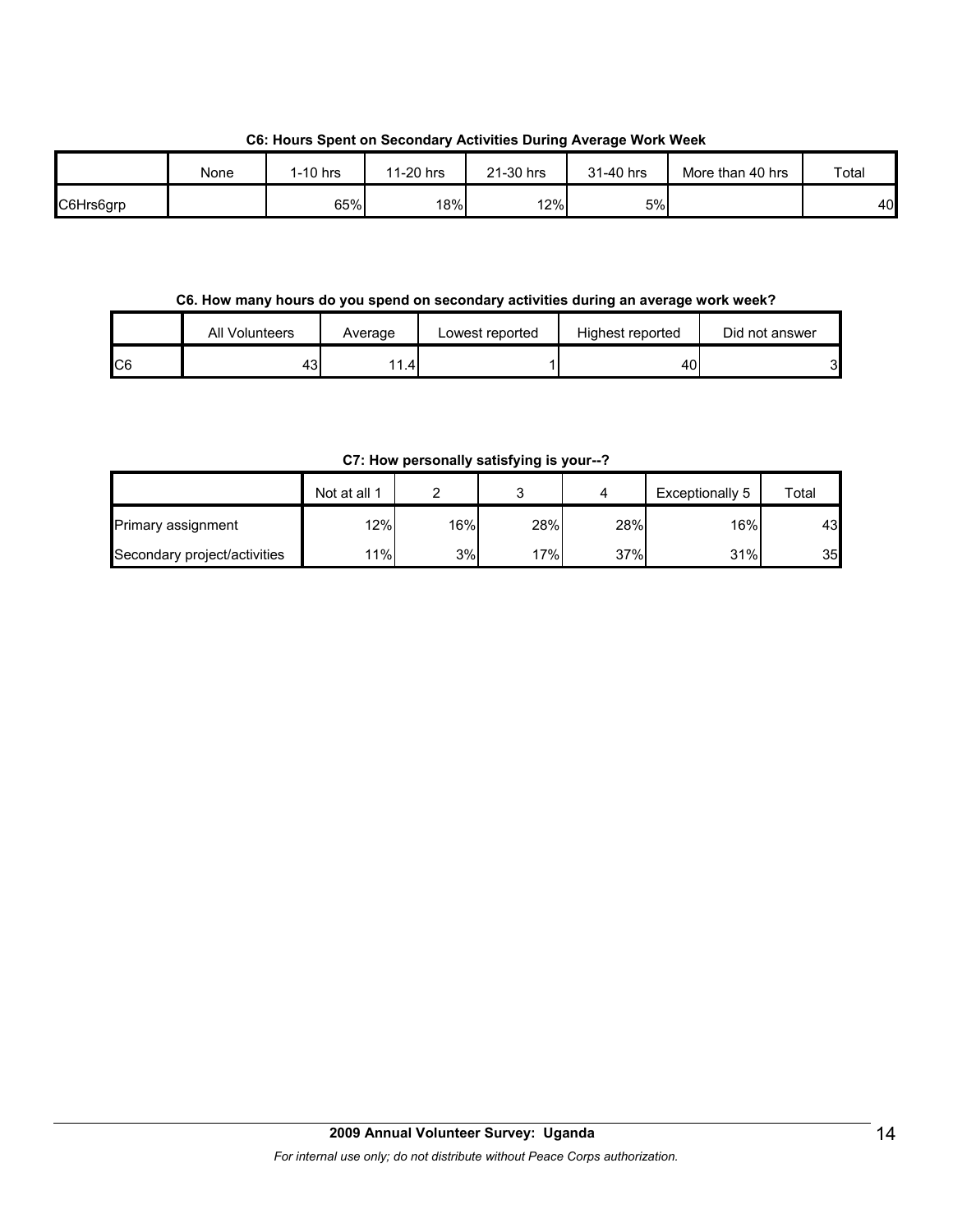**C6: Hours Spent on Secondary Activities During Average Work Week**

| | None | 1-10 hrs | 11-20 hrs | 21-30 hrs | 31-40 hrs | More than 40 hrs | Total |
|---|---|---|---|---|---|---|---|
| C6Hrs6grp | | 65% | 18% | 12% | 5% | | 40 |

**C6. How many hours do you spend on secondary activities during an average work week?**

| | All Volunteers | Average | Lowest reported | Highest reported | Did not answer |
|---|---|---|---|---|---|
| C6 | 43 | 11.4 | 1 | 40 | 3 |

**C7: How personally satisfying is your--?**

| | Not at all 1 | 2 | 3 | 4 | Exceptionally 5 | Total |
|---|---|---|---|---|---|---|
| Primary assignment | 12% | 16% | 28% | 28% | 16% | 43 |
| Secondary project/activities | 11% | 3% | 17% | 37% | 31% | 35 |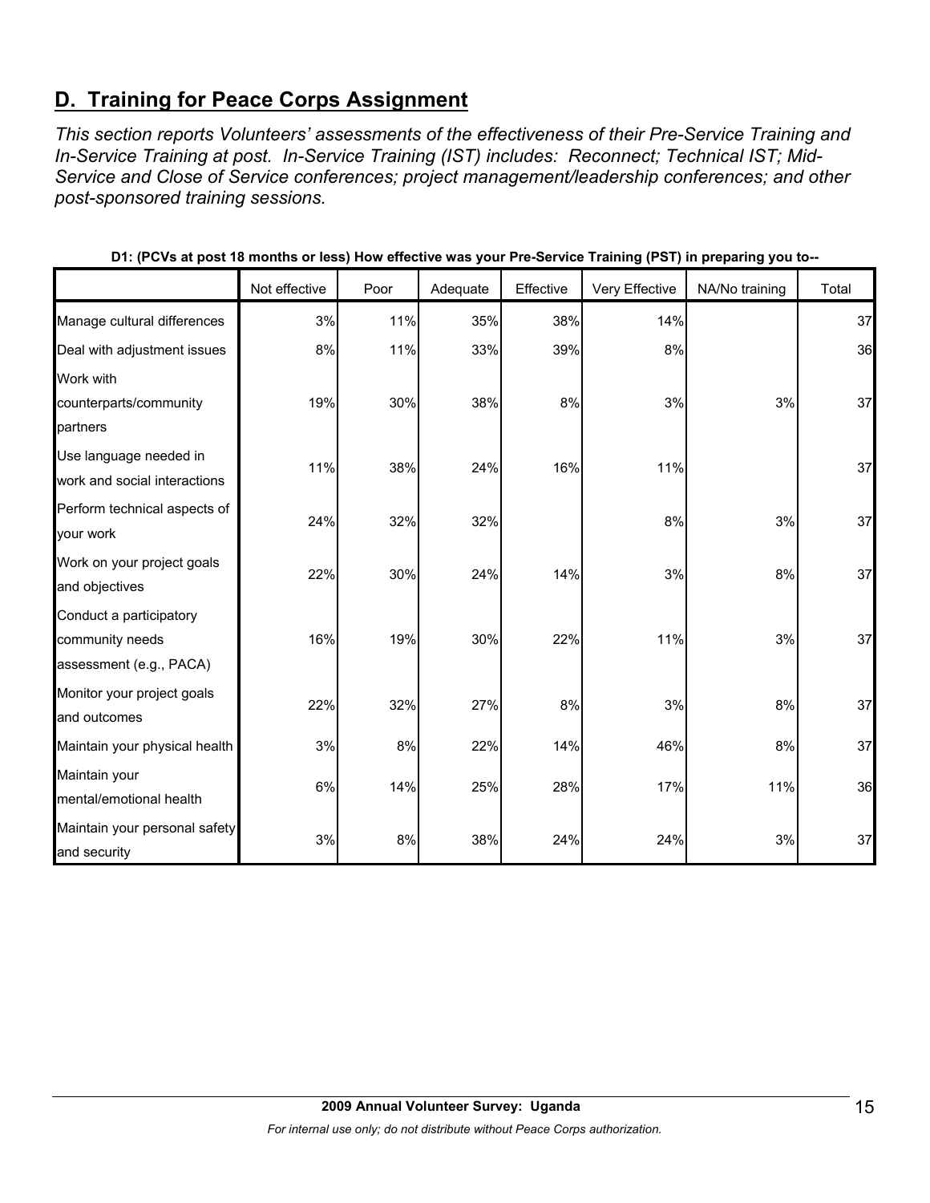## D. Training for Peace Corps Assignment

*This section reports Volunteers' assessments of the effectiveness of their Pre-Service Training and In-Service Training at post. In-Service Training (IST) includes: Reconnect; Technical IST; Mid-Service and Close of Service conferences; project management/leadership conferences; and other post-sponsored training sessions.*

**D1: (PCVs at post 18 months or less) How effective was your Pre-Service Training (PST) in preparing you to--**

| | Not effective | Poor | Adequate | Effective | Very Effective | NA/No training | Total |
|---|---|---|---|---|---|---|---|
| Manage cultural differences | 3% | 11% | 35% | 38% | 14% | | 37 |
| Deal with adjustment issues | 8% | 11% | 33% | 39% | 8% | | 36 |
| Work with counterparts/community partners | 19% | 30% | 38% | 8% | 3% | 3% | 37 |
| Use language needed in work and social interactions | 11% | 38% | 24% | 16% | 11% | | 37 |
| Perform technical aspects of your work | 24% | 32% | 32% | | 8% | 3% | 37 |
| Work on your project goals and objectives | 22% | 30% | 24% | 14% | 3% | 8% | 37 |
| Conduct a participatory community needs assessment (e.g., PACA) | 16% | 19% | 30% | 22% | 11% | 3% | 37 |
| Monitor your project goals and outcomes | 22% | 32% | 27% | 8% | 3% | 8% | 37 |
| Maintain your physical health | 3% | 8% | 22% | 14% | 46% | 8% | 37 |
| Maintain your mental/emotional health | 6% | 14% | 25% | 28% | 17% | 11% | 36 |
| Maintain your personal safety and security | 3% | 8% | 38% | 24% | 24% | 3% | 37 |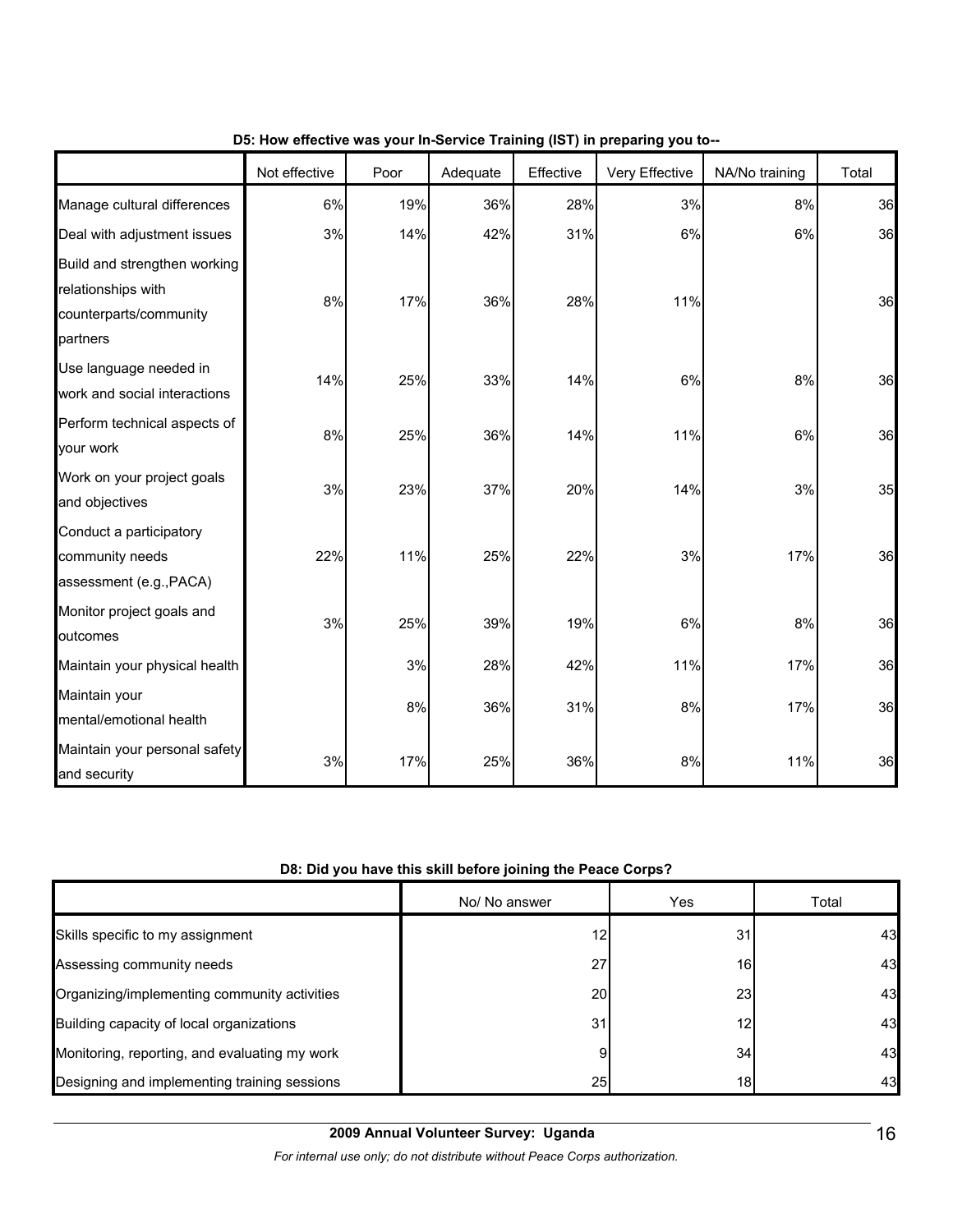**D5: How effective was your In-Service Training (IST) in preparing you to--**

| | Not effective | Poor | Adequate | Effective | Very Effective | NA/No training | Total |
|---|---|---|---|---|---|---|---|
| Manage cultural differences | 6% | 19% | 36% | 28% | 3% | 8% | 36 |
| Deal with adjustment issues | 3% | 14% | 42% | 31% | 6% | 6% | 36 |
| Build and strengthen working relationships with counterparts/community partners | 8% | 17% | 36% | 28% | 11% | | 36 |
| Use language needed in work and social interactions | 14% | 25% | 33% | 14% | 6% | 8% | 36 |
| Perform technical aspects of your work | 8% | 25% | 36% | 14% | 11% | 6% | 36 |
| Work on your project goals and objectives | 3% | 23% | 37% | 20% | 14% | 3% | 35 |
| Conduct a participatory community needs assessment (e.g.,PACA) | 22% | 11% | 25% | 22% | 3% | 17% | 36 |
| Monitor project goals and outcomes | 3% | 25% | 39% | 19% | 6% | 8% | 36 |
| Maintain your physical health | | 3% | 28% | 42% | 11% | 17% | 36 |
| Maintain your mental/emotional health | | 8% | 36% | 31% | 8% | 17% | 36 |
| Maintain your personal safety and security | 3% | 17% | 25% | 36% | 8% | 11% | 36 |

**D8: Did you have this skill before joining the Peace Corps?**

| | No/ No answer | Yes | Total |
|---|---|---|---|
| Skills specific to my assignment | 12 | 31 | 43 |
| Assessing community needs | 27 | 16 | 43 |
| Organizing/implementing community activities | 20 | 23 | 43 |
| Building capacity of local organizations | 31 | 12 | 43 |
| Monitoring, reporting, and evaluating my work | 9 | 34 | 43 |
| Designing and implementing training sessions | 25 | 18 | 43 |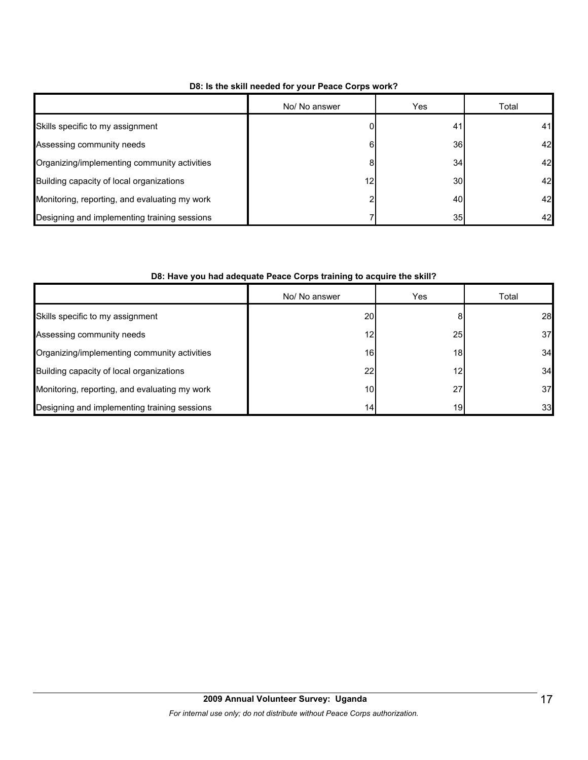**D8: Is the skill needed for your Peace Corps work?**

| | No/ No answer | Yes | Total |
|---|---|---|---|
| Skills specific to my assignment | 0 | 41 | 41 |
| Assessing community needs | 6 | 36 | 42 |
| Organizing/implementing community activities | 8 | 34 | 42 |
| Building capacity of local organizations | 12 | 30 | 42 |
| Monitoring, reporting, and evaluating my work | 2 | 40 | 42 |
| Designing and implementing training sessions | 7 | 35 | 42 |

**D8: Have you had adequate Peace Corps training to acquire the skill?**

| | No/ No answer | Yes | Total |
|---|---|---|---|
| Skills specific to my assignment | 20 | 8 | 28 |
| Assessing community needs | 12 | 25 | 37 |
| Organizing/implementing community activities | 16 | 18 | 34 |
| Building capacity of local organizations | 22 | 12 | 34 |
| Monitoring, reporting, and evaluating my work | 10 | 27 | 37 |
| Designing and implementing training sessions | 14 | 19 | 33 |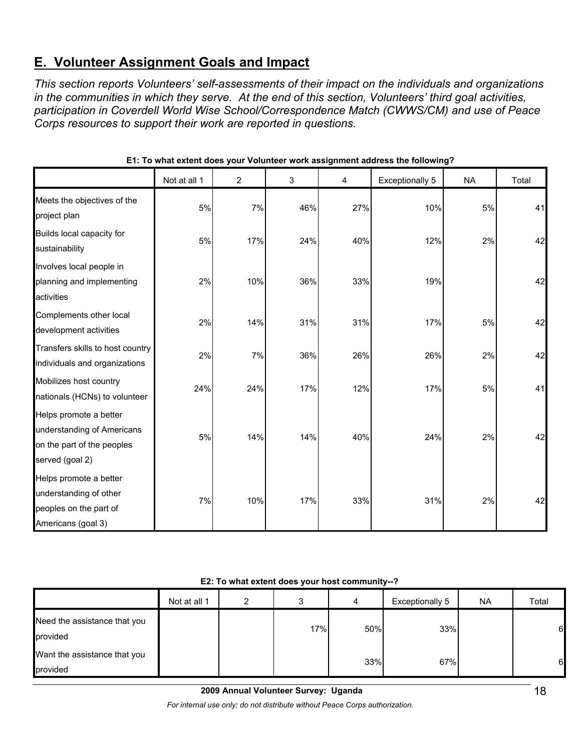## E. Volunteer Assignment Goals and Impact

*This section reports Volunteers' self-assessments of their impact on the individuals and organizations in the communities in which they serve. At the end of this section, Volunteers' third goal activities, participation in Coverdell World Wise School/Correspondence Match (CWWS/CM) and use of Peace Corps resources to support their work are reported in questions.*

**E1: To what extent does your Volunteer work assignment address the following?**

| | Not at all 1 | 2 | 3 | 4 | Exceptionally 5 | NA | Total |
|---|---|---|---|---|---|---|---|
| Meets the objectives of the project plan | 5% | 7% | 46% | 27% | 10% | 5% | 41 |
| Builds local capacity for sustainability | 5% | 17% | 24% | 40% | 12% | 2% | 42 |
| Involves local people in planning and implementing activities | 2% | 10% | 36% | 33% | 19% | | 42 |
| Complements other local development activities | 2% | 14% | 31% | 31% | 17% | 5% | 42 |
| Transfers skills to host country individuals and organizations | 2% | 7% | 36% | 26% | 26% | 2% | 42 |
| Mobilizes host country nationals (HCNs) to volunteer | 24% | 24% | 17% | 12% | 17% | 5% | 41 |
| Helps promote a better understanding of Americans on the part of the peoples served (goal 2) | 5% | 14% | 14% | 40% | 24% | 2% | 42 |
| Helps promote a better understanding of other peoples on the part of Americans (goal 3) | 7% | 10% | 17% | 33% | 31% | 2% | 42 |

**E2: To what extent does your host community--?**

| | Not at all 1 | 2 | 3 | 4 | Exceptionally 5 | NA | Total |
|---|---|---|---|---|---|---|---|
| Need the assistance that you provided | | | 17% | 50% | 33% | | 6 |
| Want the assistance that you provided | | | | 33% | 67% | | 6 |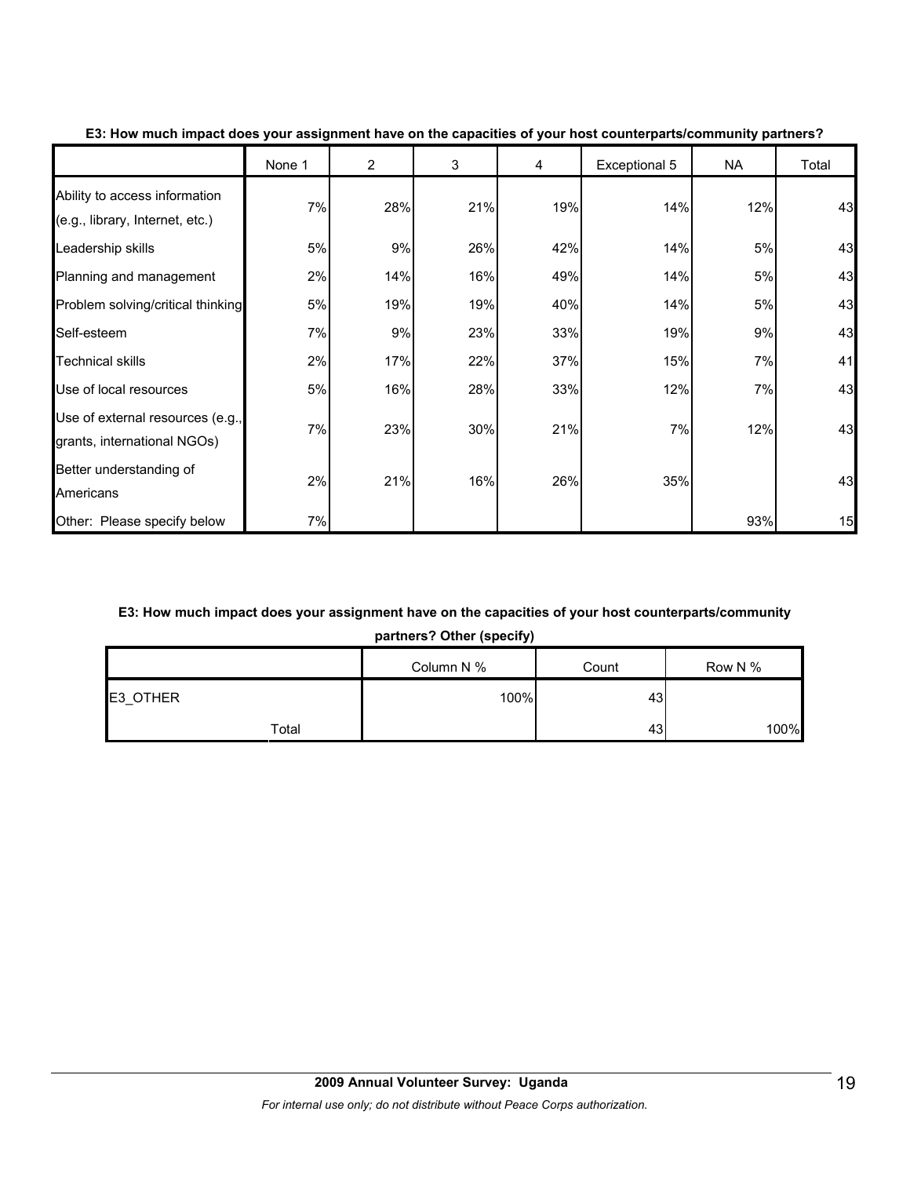**E3: How much impact does your assignment have on the capacities of your host counterparts/community partners?**

| | None 1 | 2 | 3 | 4 | Exceptional 5 | NA | Total |
|---|---|---|---|---|---|---|---|
| Ability to access information (e.g., library, Internet, etc.) | 7% | 28% | 21% | 19% | 14% | 12% | 43 |
| Leadership skills | 5% | 9% | 26% | 42% | 14% | 5% | 43 |
| Planning and management | 2% | 14% | 16% | 49% | 14% | 5% | 43 |
| Problem solving/critical thinking | 5% | 19% | 19% | 40% | 14% | 5% | 43 |
| Self-esteem | 7% | 9% | 23% | 33% | 19% | 9% | 43 |
| Technical skills | 2% | 17% | 22% | 37% | 15% | 7% | 41 |
| Use of local resources | 5% | 16% | 28% | 33% | 12% | 7% | 43 |
| Use of external resources (e.g., grants, international NGOs) | 7% | 23% | 30% | 21% | 7% | 12% | 43 |
| Better understanding of Americans | 2% | 21% | 16% | 26% | 35% | | 43 |
| Other: Please specify below | 7% | | | | | 93% | 15 |

**E3: How much impact does your assignment have on the capacities of your host counterparts/community partners? Other (specify)**

| | | Column N % | Count | Row N % |
|---|---|---|---|---|
| E3_OTHER | | 100% | 43 | |
| | Total | | 43 | 100% |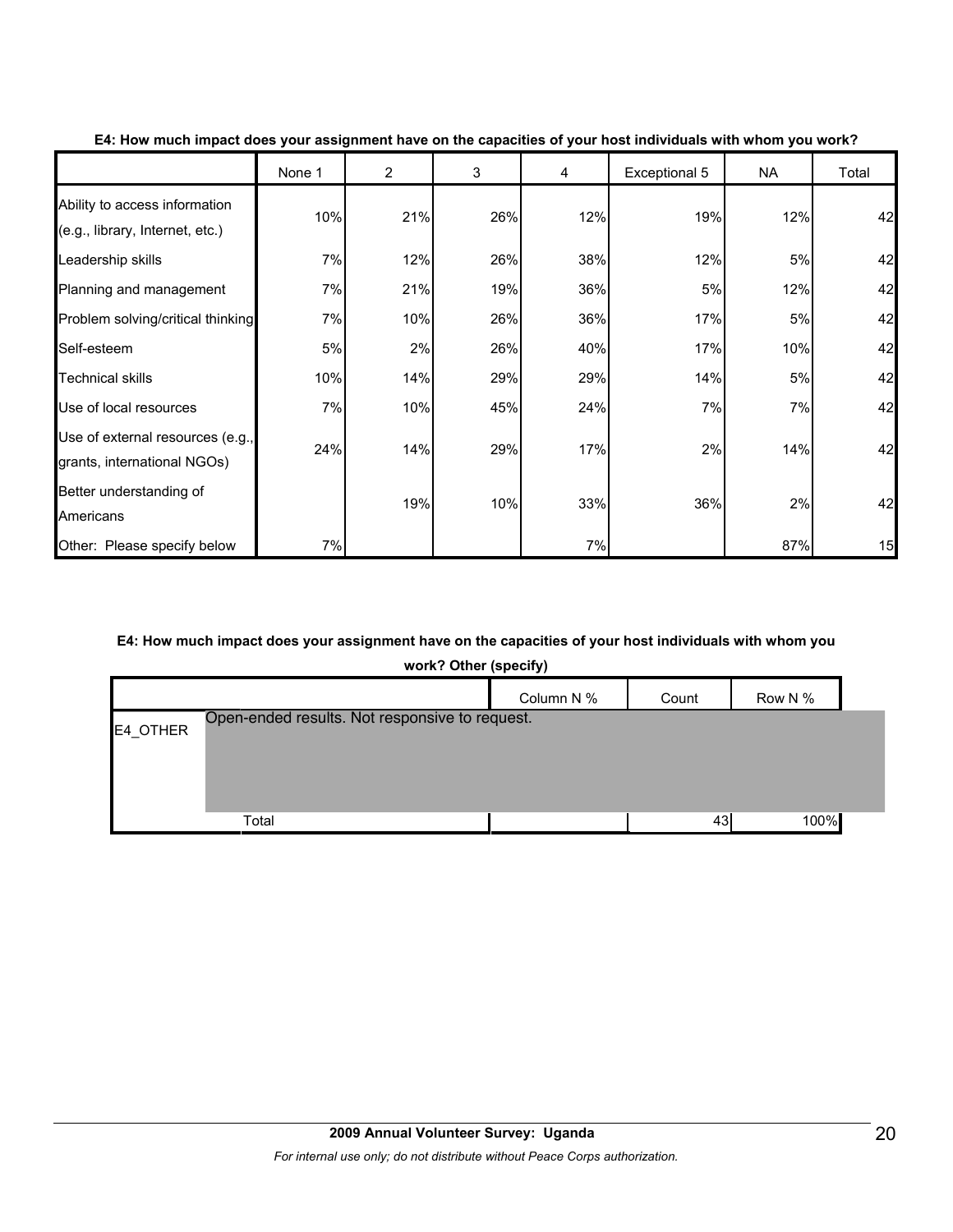**E4: How much impact does your assignment have on the capacities of your host individuals with whom you work?**

| | None 1 | 2 | 3 | 4 | Exceptional 5 | NA | Total |
|---|---|---|---|---|---|---|---|
| Ability to access information (e.g., library, Internet, etc.) | 10% | 21% | 26% | 12% | 19% | 12% | 42 |
| Leadership skills | 7% | 12% | 26% | 38% | 12% | 5% | 42 |
| Planning and management | 7% | 21% | 19% | 36% | 5% | 12% | 42 |
| Problem solving/critical thinking | 7% | 10% | 26% | 36% | 17% | 5% | 42 |
| Self-esteem | 5% | 2% | 26% | 40% | 17% | 10% | 42 |
| Technical skills | 10% | 14% | 29% | 29% | 14% | 5% | 42 |
| Use of local resources | 7% | 10% | 45% | 24% | 7% | 7% | 42 |
| Use of external resources (e.g., grants, international NGOs) | 24% | 14% | 29% | 17% | 2% | 14% | 42 |
| Better understanding of Americans | | 19% | 10% | 33% | 36% | 2% | 42 |
| Other: Please specify below | 7% | | | 7% | | 87% | 15 |

**E4: How much impact does your assignment have on the capacities of your host individuals with whom you work? Other (specify)**

| | | Column N % | Count | Row N % |
|---|---|---|---|---|
| E4_OTHER | Open-ended results. Not responsive to request. | | | |
| | Total | | 43 | 100% |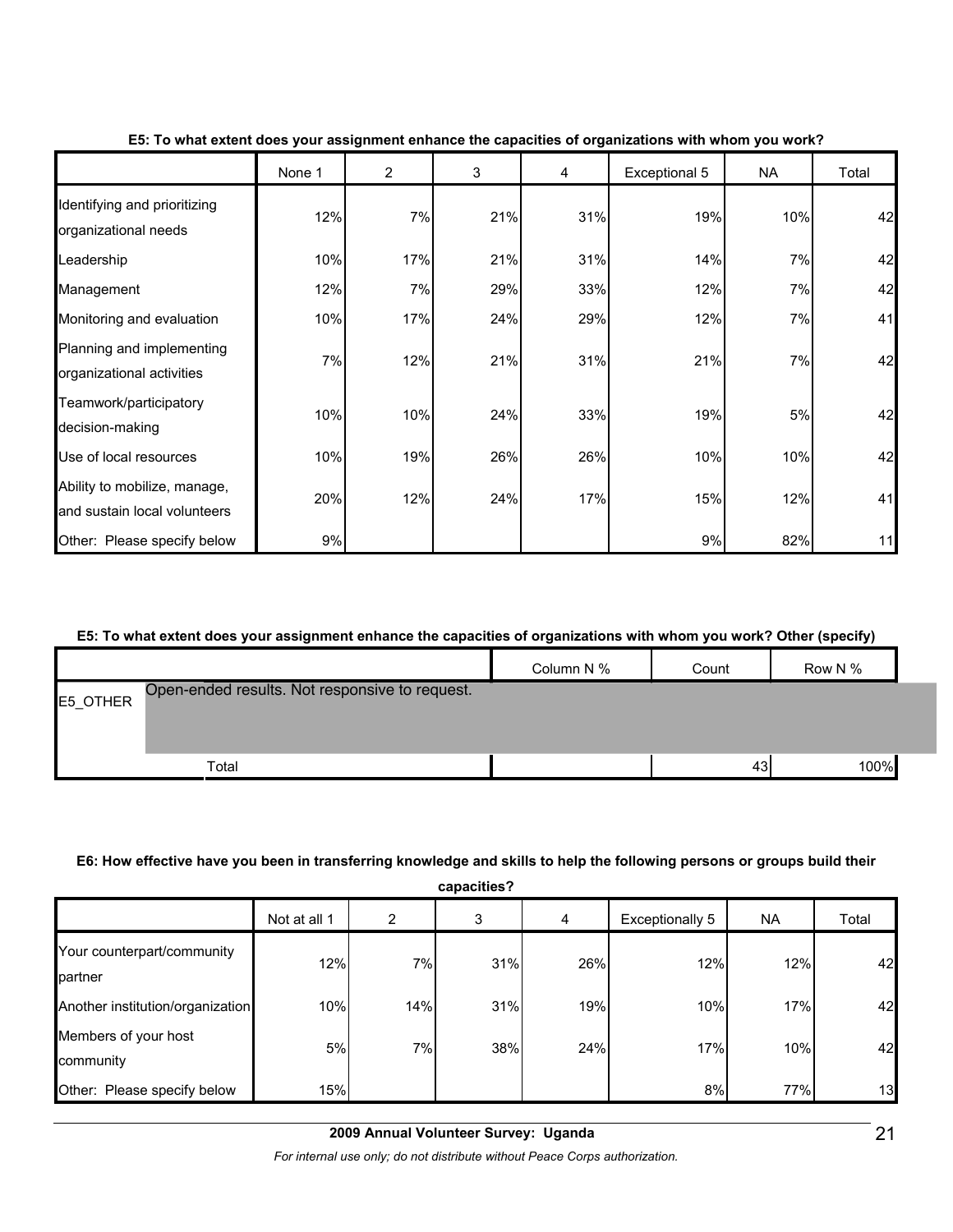**E5: To what extent does your assignment enhance the capacities of organizations with whom you work?**

| | None 1 | 2 | 3 | 4 | Exceptional 5 | NA | Total |
|---|---|---|---|---|---|---|---|
| Identifying and prioritizing organizational needs | 12% | 7% | 21% | 31% | 19% | 10% | 42 |
| Leadership | 10% | 17% | 21% | 31% | 14% | 7% | 42 |
| Management | 12% | 7% | 29% | 33% | 12% | 7% | 42 |
| Monitoring and evaluation | 10% | 17% | 24% | 29% | 12% | 7% | 41 |
| Planning and implementing organizational activities | 7% | 12% | 21% | 31% | 21% | 7% | 42 |
| Teamwork/participatory decision-making | 10% | 10% | 24% | 33% | 19% | 5% | 42 |
| Use of local resources | 10% | 19% | 26% | 26% | 10% | 10% | 42 |
| Ability to mobilize, manage, and sustain local volunteers | 20% | 12% | 24% | 17% | 15% | 12% | 41 |
| Other: Please specify below | 9% | | | | 9% | 82% | 11 |

**E5: To what extent does your assignment enhance the capacities of organizations with whom you work? Other (specify)**

| | | Column N % | Count | Row N % |
|---|---|---|---|---|
| E5_OTHER | Open-ended results. Not responsive to request. | | | |
| | Total | | 43 | 100% |

**E6: How effective have you been in transferring knowledge and skills to help the following persons or groups build their capacities?**

| | Not at all 1 | 2 | 3 | 4 | Exceptionally 5 | NA | Total |
|---|---|---|---|---|---|---|---|
| Your counterpart/community partner | 12% | 7% | 31% | 26% | 12% | 12% | 42 |
| Another institution/organization | 10% | 14% | 31% | 19% | 10% | 17% | 42 |
| Members of your host community | 5% | 7% | 38% | 24% | 17% | 10% | 42 |
| Other: Please specify below | 15% | | | | 8% | 77% | 13 |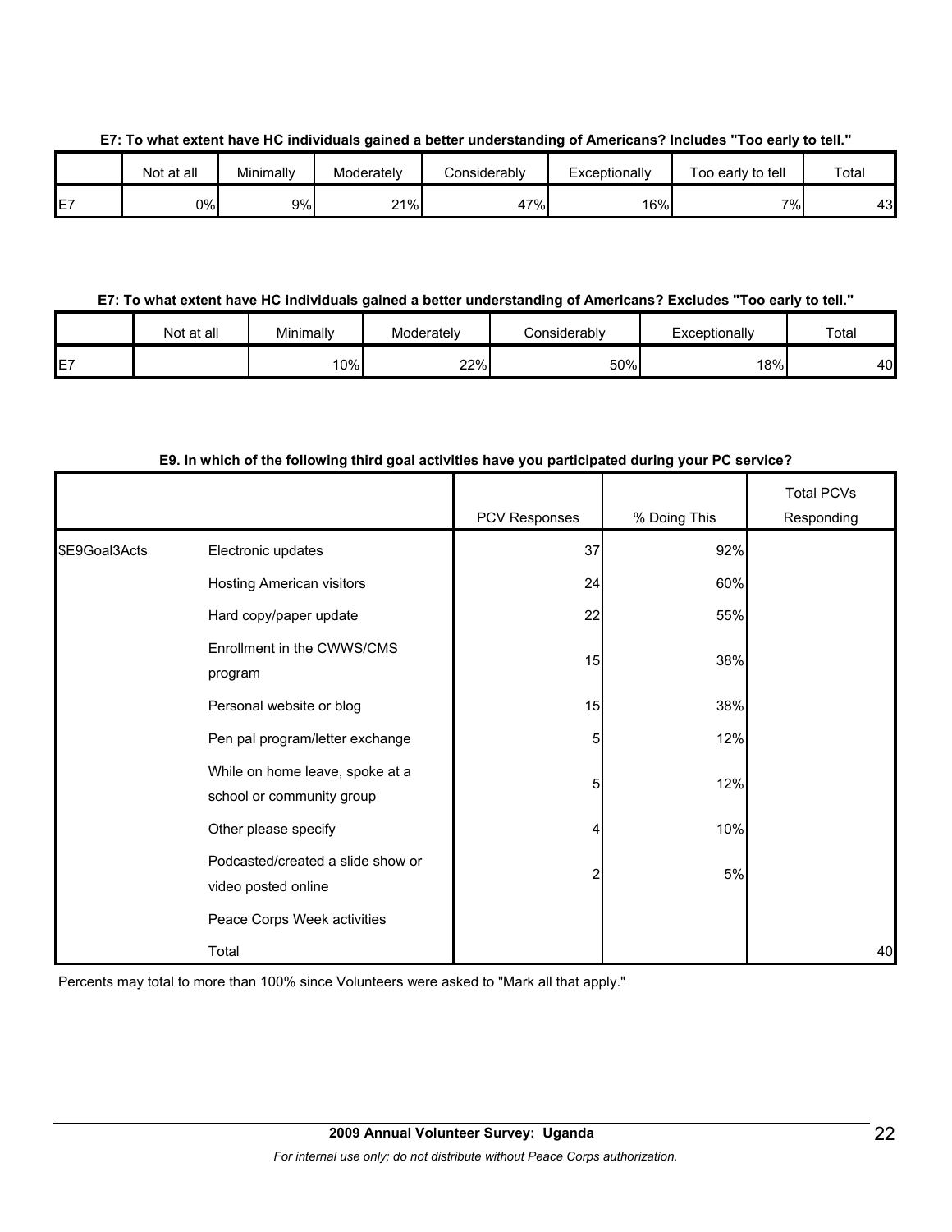**E7: To what extent have HC individuals gained a better understanding of Americans? Includes "Too early to tell."**

| | Not at all | Minimally | Moderately | Considerably | Exceptionally | Too early to tell | Total |
|---|---|---|---|---|---|---|---|
| E7 | 0% | 9% | 21% | 47% | 16% | 7% | 43 |

**E7: To what extent have HC individuals gained a better understanding of Americans? Excludes "Too early to tell."**

| | Not at all | Minimally | Moderately | Considerably | Exceptionally | Total |
|---|---|---|---|---|---|---|
| E7 | | 10% | 22% | 50% | 18% | 40 |

**E9. In which of the following third goal activities have you participated during your PC service?**

| | | PCV Responses | % Doing This | Total PCVs Responding |
|---|---|---|---|---|
| $E9Goal3Acts | Electronic updates | 37 | 92% | |
| | Hosting American visitors | 24 | 60% | |
| | Hard copy/paper update | 22 | 55% | |
| | Enrollment in the CWWS/CMS program | 15 | 38% | |
| | Personal website or blog | 15 | 38% | |
| | Pen pal program/letter exchange | 5 | 12% | |
| | While on home leave, spoke at a school or community group | 5 | 12% | |
| | Other please specify | 4 | 10% | |
| | Podcasted/created a slide show or video posted online | 2 | 5% | |
| | Peace Corps Week activities | | | |
| | Total | | | 40 |

Percents may total to more than 100% since Volunteers were asked to "Mark all that apply."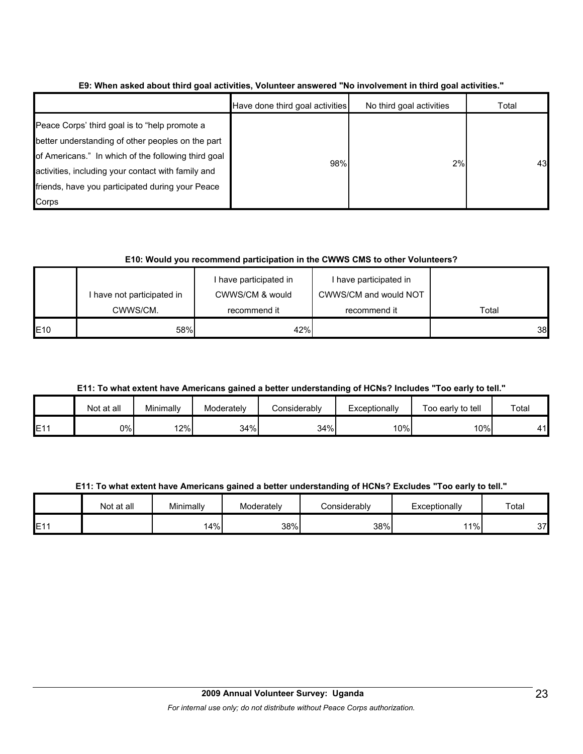**E9: When asked about third goal activities, Volunteer answered "No involvement in third goal activities."**

| | Have done third goal activities | No third goal activities | Total |
|---|---|---|---|
| Peace Corps' third goal is to "help promote a better understanding of other peoples on the part of Americans." In which of the following third goal activities, including your contact with family and friends, have you participated during your Peace Corps | 98% | 2% | 43 |

**E10: Would you recommend participation in the CWWS CMS to other Volunteers?**

| | I have not participated in CWWS/CM. | I have participated in CWWS/CM & would recommend it | I have participated in CWWS/CM and would NOT recommend it | Total |
|---|---|---|---|---|
| E10 | 58% | 42% | | 38 |

**E11: To what extent have Americans gained a better understanding of HCNs? Includes "Too early to tell."**

| | Not at all | Minimally | Moderately | Considerably | Exceptionally | Too early to tell | Total |
|---|---|---|---|---|---|---|---|
| E11 | 0% | 12% | 34% | 34% | 10% | 10% | 41 |

**E11: To what extent have Americans gained a better understanding of HCNs? Excludes "Too early to tell."**

| | Not at all | Minimally | Moderately | Considerably | Exceptionally | Total |
|---|---|---|---|---|---|---|
| E11 | | 14% | 38% | 38% | 11% | 37 |

**2009 Annual Volunteer Survey: Uganda**

*For internal use only; do not distribute without Peace Corps authorization.*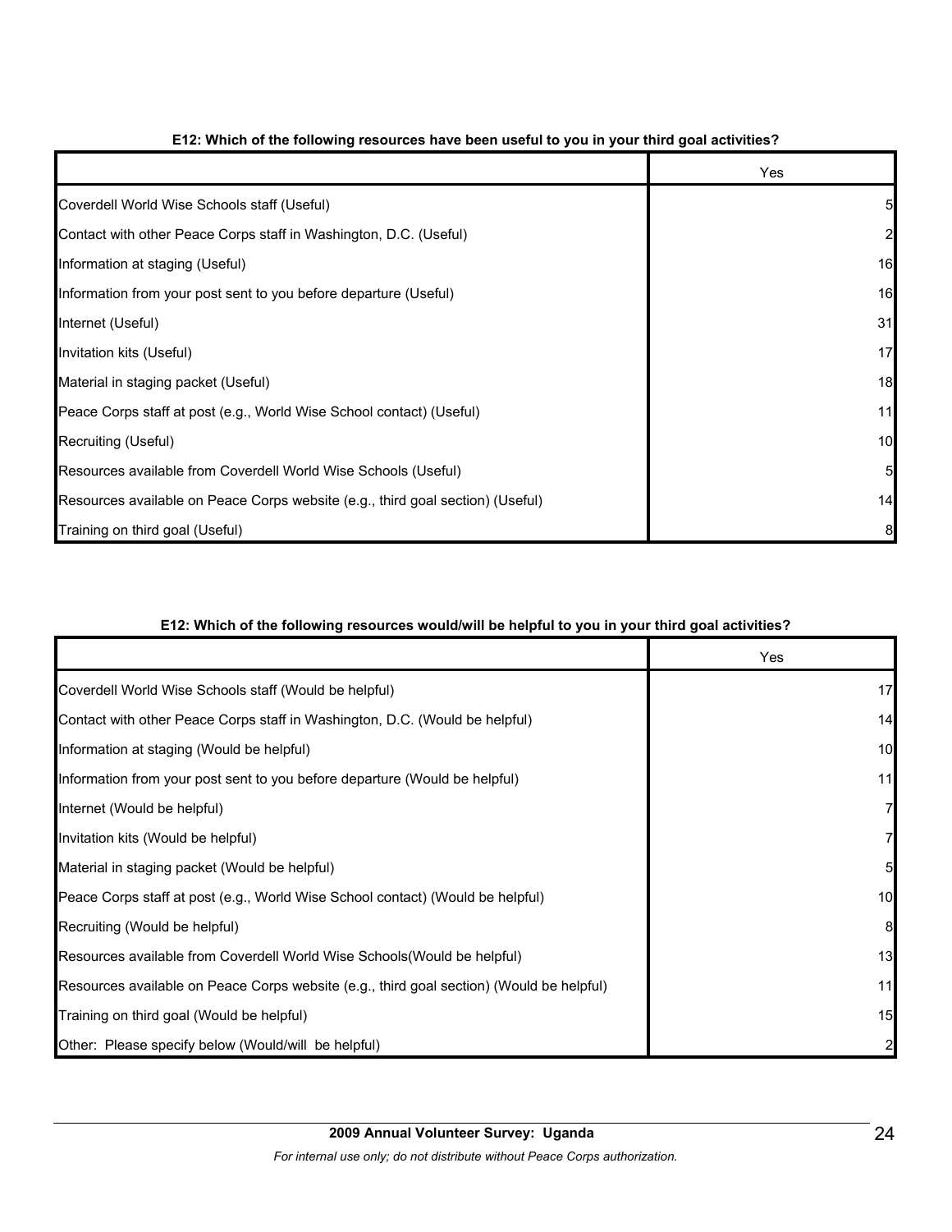**E12: Which of the following resources have been useful to you in your third goal activities?**

| | Yes |
|---|---|
| Coverdell World Wise Schools staff (Useful) | 5 |
| Contact with other Peace Corps staff in Washington, D.C. (Useful) | 2 |
| Information at staging (Useful) | 16 |
| Information from your post sent to you before departure (Useful) | 16 |
| Internet (Useful) | 31 |
| Invitation kits (Useful) | 17 |
| Material in staging packet (Useful) | 18 |
| Peace Corps staff at post (e.g., World Wise School contact) (Useful) | 11 |
| Recruiting (Useful) | 10 |
| Resources available from Coverdell World Wise Schools (Useful) | 5 |
| Resources available on Peace Corps website (e.g., third goal section) (Useful) | 14 |
| Training on third goal (Useful) | 8 |

**E12: Which of the following resources would/will be helpful to you in your third goal activities?**

| | Yes |
|---|---|
| Coverdell World Wise Schools staff (Would be helpful) | 17 |
| Contact with other Peace Corps staff in Washington, D.C. (Would be helpful) | 14 |
| Information at staging (Would be helpful) | 10 |
| Information from your post sent to you before departure (Would be helpful) | 11 |
| Internet (Would be helpful) | 7 |
| Invitation kits (Would be helpful) | 7 |
| Material in staging packet (Would be helpful) | 5 |
| Peace Corps staff at post (e.g., World Wise School contact) (Would be helpful) | 10 |
| Recruiting (Would be helpful) | 8 |
| Resources available from Coverdell World Wise Schools(Would be helpful) | 13 |
| Resources available on Peace Corps website (e.g., third goal section) (Would be helpful) | 11 |
| Training on third goal (Would be helpful) | 15 |
| Other: Please specify below (Would/will be helpful) | 2 |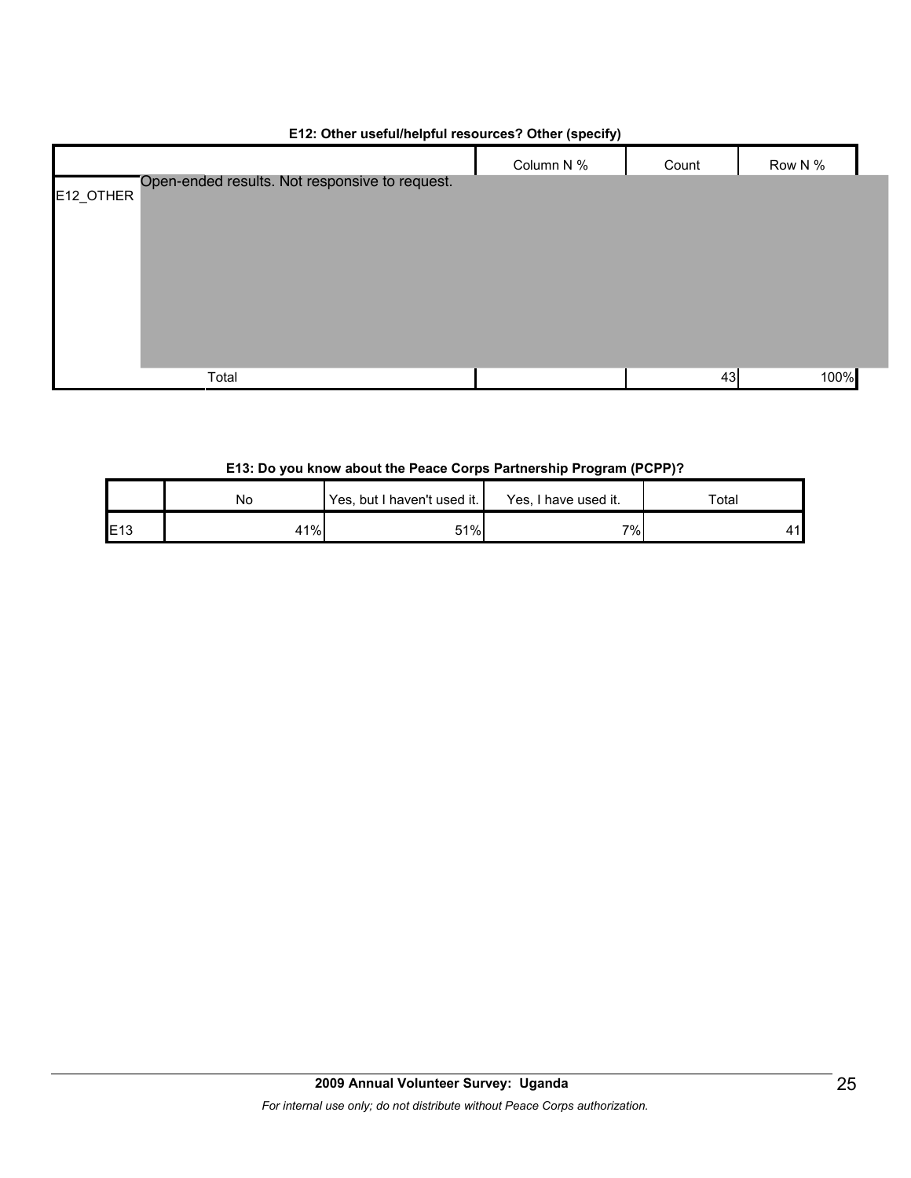**E12: Other useful/helpful resources? Other (specify)**

| | | Column N % | Count | Row N % |
|---|---|---|---|---|
| E12_OTHER | Open-ended results. Not responsive to request. | | | |
| | Total | | 43 | 100% |

**E13: Do you know about the Peace Corps Partnership Program (PCPP)?**

| | No | Yes, but I haven't used it. | Yes, I have used it. | Total |
|---|---|---|---|---|
| E13 | 41% | 51% | 7% | 41 |

**2009 Annual Volunteer Survey: Uganda**

*For internal use only; do not distribute without Peace Corps authorization.*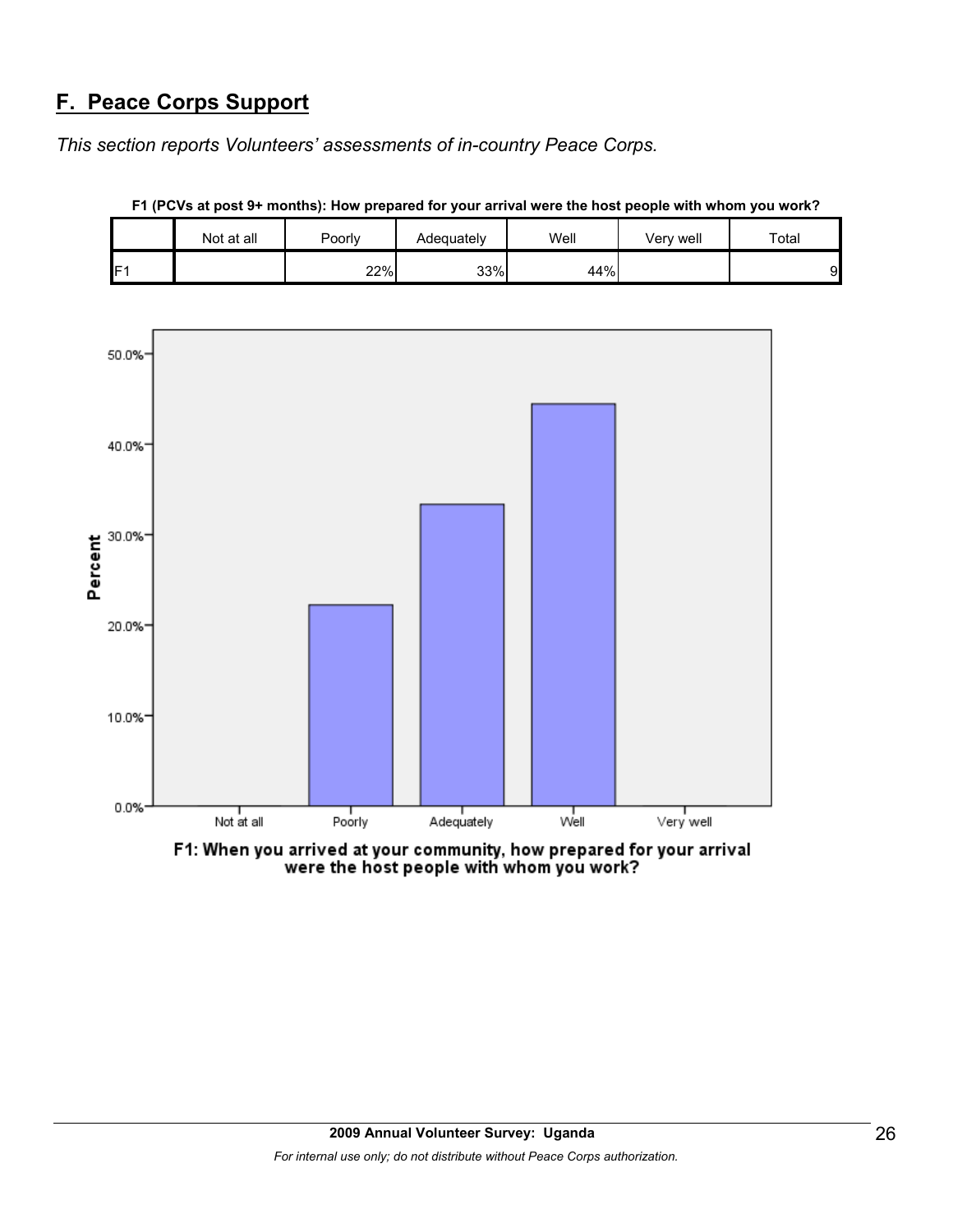## F. Peace Corps Support

*This section reports Volunteers' assessments of in-country Peace Corps.*

**F1 (PCVs at post 9+ months): How prepared for your arrival were the host people with whom you work?**

| | Not at all | Poorly | Adequately | Well | Very well | Total |
|---|---|---|---|---|---|---|
| F1 | | 22% | 33% | 44% | | 9 |

F1: When you arrived at your community, how prepared for your arrival were the host people with whom you work?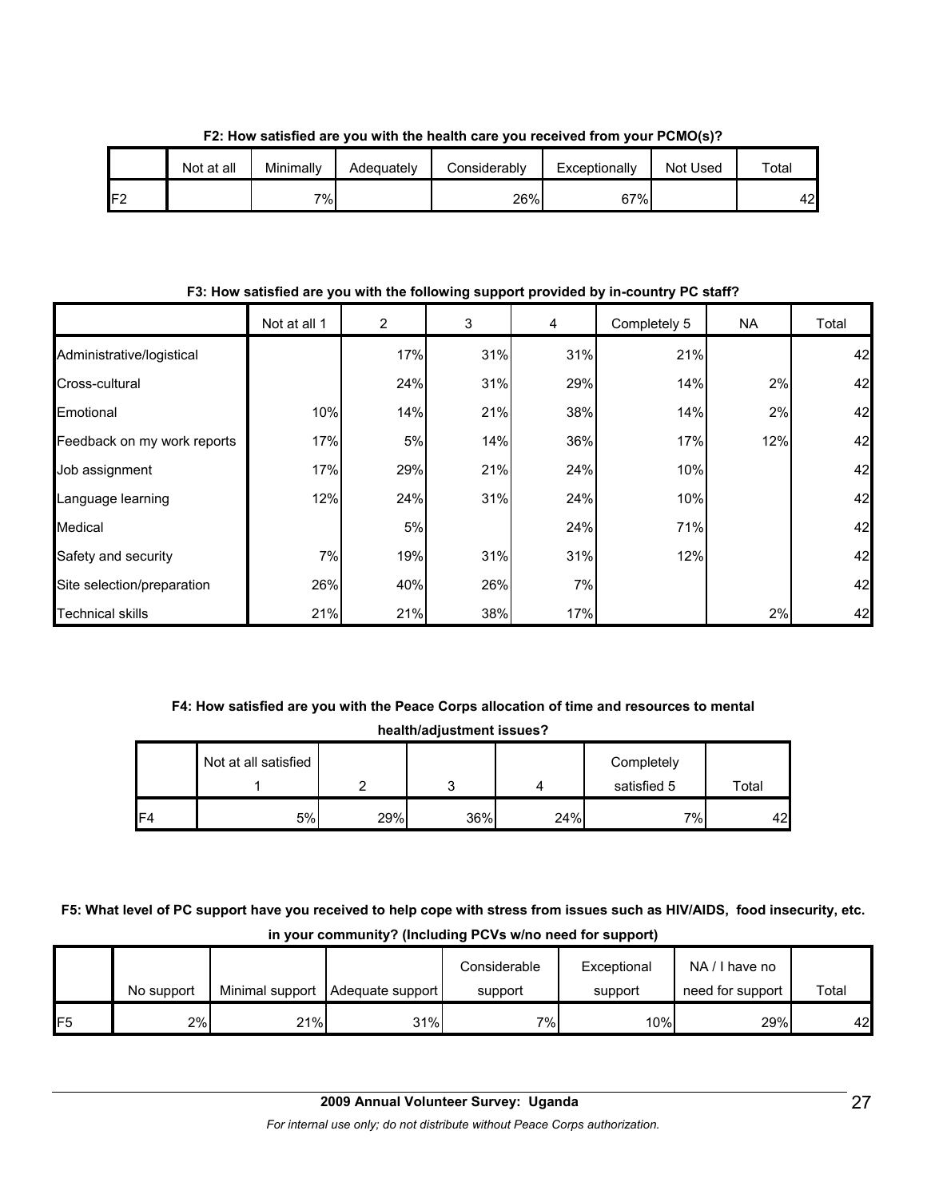**F2: How satisfied are you with the health care you received from your PCMO(s)?**

| | Not at all | Minimally | Adequately | Considerably | Exceptionally | Not Used | Total |
|---|---|---|---|---|---|---|---|
| F2 | | 7% | | 26% | 67% | | 42 |

**F3: How satisfied are you with the following support provided by in-country PC staff?**

| | Not at all 1 | 2 | 3 | 4 | Completely 5 | NA | Total |
|---|---|---|---|---|---|---|---|
| Administrative/logistical | | 17% | 31% | 31% | 21% | | 42 |
| Cross-cultural | | 24% | 31% | 29% | 14% | 2% | 42 |
| Emotional | 10% | 14% | 21% | 38% | 14% | 2% | 42 |
| Feedback on my work reports | 17% | 5% | 14% | 36% | 17% | 12% | 42 |
| Job assignment | 17% | 29% | 21% | 24% | 10% | | 42 |
| Language learning | 12% | 24% | 31% | 24% | 10% | | 42 |
| Medical | | 5% | | 24% | 71% | | 42 |
| Safety and security | 7% | 19% | 31% | 31% | 12% | | 42 |
| Site selection/preparation | 26% | 40% | 26% | 7% | | | 42 |
| Technical skills | 21% | 21% | 38% | 17% | | 2% | 42 |

**F4: How satisfied are you with the Peace Corps allocation of time and resources to mental health/adjustment issues?**

| | Not at all satisfied 1 | 2 | 3 | 4 | Completely satisfied 5 | Total |
|---|---|---|---|---|---|---|
| F4 | 5% | 29% | 36% | 24% | 7% | 42 |

**F5: What level of PC support have you received to help cope with stress from issues such as HIV/AIDS, food insecurity, etc. in your community? (Including PCVs w/no need for support)**

| | No support | Minimal support | Adequate support | Considerable support | Exceptional support | NA / I have no need for support | Total |
|---|---|---|---|---|---|---|---|
| F5 | 2% | 21% | 31% | 7% | 10% | 29% | 42 |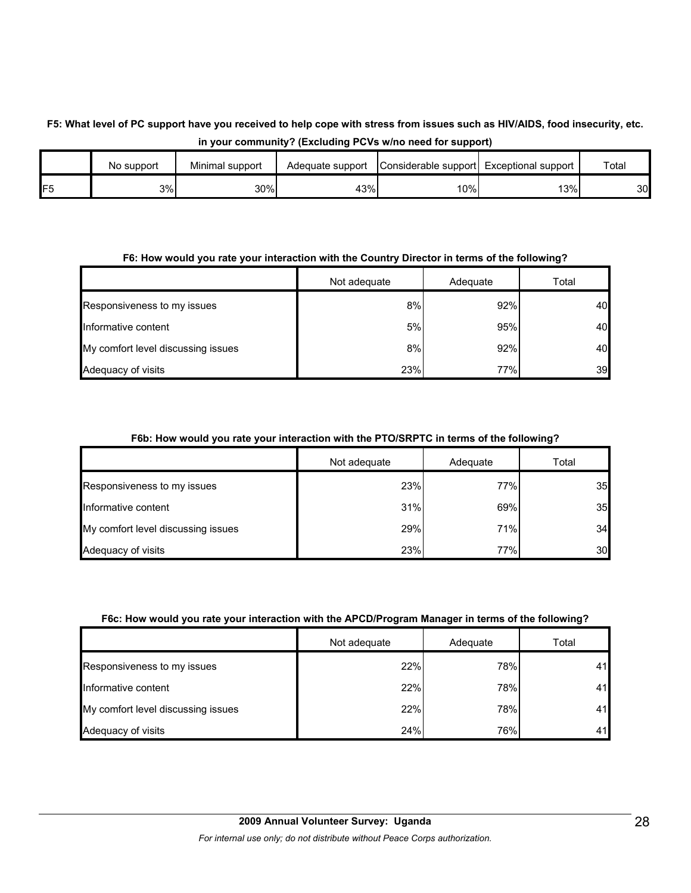**F5: What level of PC support have you received to help cope with stress from issues such as HIV/AIDS, food insecurity, etc. in your community? (Excluding PCVs w/no need for support)**

| | No support | Minimal support | Adequate support | Considerable support | Exceptional support | Total |
|---|---|---|---|---|---|---|
| F5 | 3% | 30% | 43% | 10% | 13% | 30 |

**F6: How would you rate your interaction with the Country Director in terms of the following?**

| | Not adequate | Adequate | Total |
|---|---|---|---|
| Responsiveness to my issues | 8% | 92% | 40 |
| Informative content | 5% | 95% | 40 |
| My comfort level discussing issues | 8% | 92% | 40 |
| Adequacy of visits | 23% | 77% | 39 |

**F6b: How would you rate your interaction with the PTO/SRPTC in terms of the following?**

| | Not adequate | Adequate | Total |
|---|---|---|---|
| Responsiveness to my issues | 23% | 77% | 35 |
| Informative content | 31% | 69% | 35 |
| My comfort level discussing issues | 29% | 71% | 34 |
| Adequacy of visits | 23% | 77% | 30 |

**F6c: How would you rate your interaction with the APCD/Program Manager in terms of the following?**

| | Not adequate | Adequate | Total |
|---|---|---|---|
| Responsiveness to my issues | 22% | 78% | 41 |
| Informative content | 22% | 78% | 41 |
| My comfort level discussing issues | 22% | 78% | 41 |
| Adequacy of visits | 24% | 76% | 41 |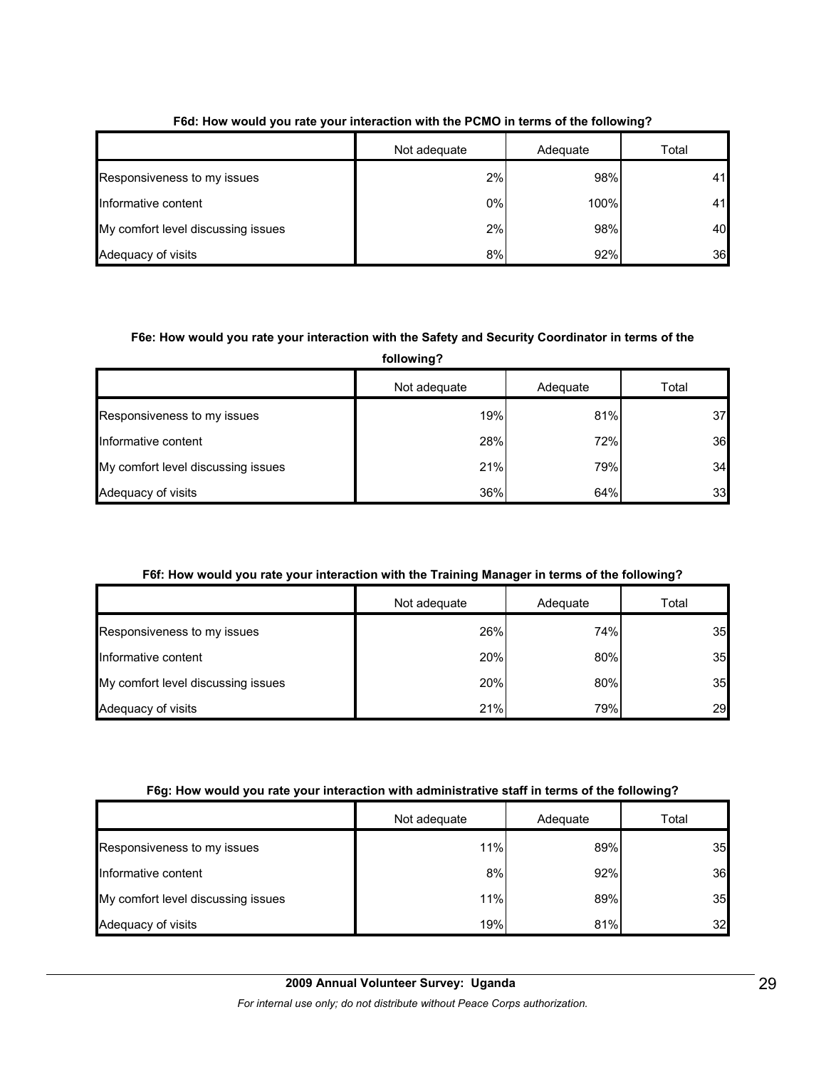**F6d: How would you rate your interaction with the PCMO in terms of the following?**

| | Not adequate | Adequate | Total |
|---|---|---|---|
| Responsiveness to my issues | 2% | 98% | 41 |
| Informative content | 0% | 100% | 41 |
| My comfort level discussing issues | 2% | 98% | 40 |
| Adequacy of visits | 8% | 92% | 36 |

**F6e: How would you rate your interaction with the Safety and Security Coordinator in terms of the following?**

| | Not adequate | Adequate | Total |
|---|---|---|---|
| Responsiveness to my issues | 19% | 81% | 37 |
| Informative content | 28% | 72% | 36 |
| My comfort level discussing issues | 21% | 79% | 34 |
| Adequacy of visits | 36% | 64% | 33 |

**F6f: How would you rate your interaction with the Training Manager in terms of the following?**

| | Not adequate | Adequate | Total |
|---|---|---|---|
| Responsiveness to my issues | 26% | 74% | 35 |
| Informative content | 20% | 80% | 35 |
| My comfort level discussing issues | 20% | 80% | 35 |
| Adequacy of visits | 21% | 79% | 29 |

**F6g: How would you rate your interaction with administrative staff in terms of the following?**

| | Not adequate | Adequate | Total |
|---|---|---|---|
| Responsiveness to my issues | 11% | 89% | 35 |
| Informative content | 8% | 92% | 36 |
| My comfort level discussing issues | 11% | 89% | 35 |
| Adequacy of visits | 19% | 81% | 32 |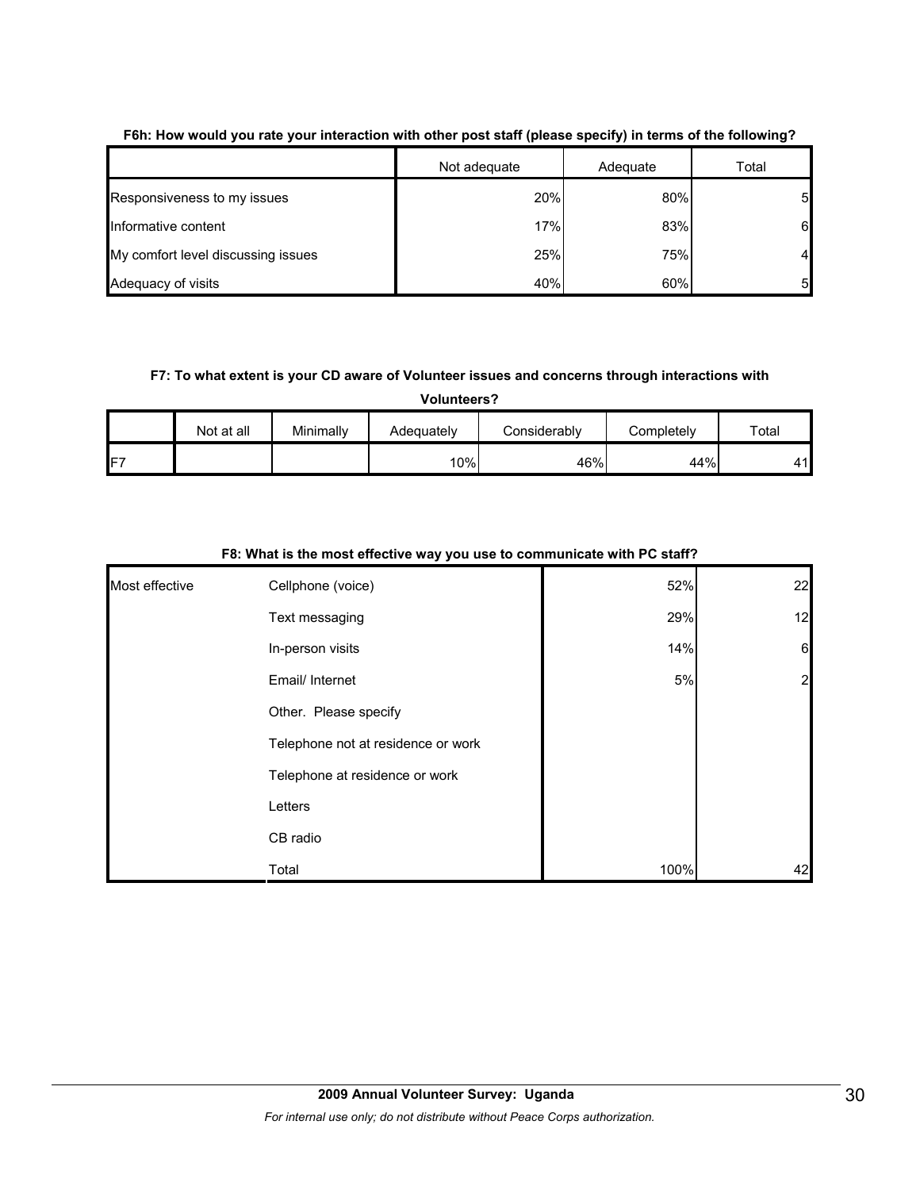**F6h: How would you rate your interaction with other post staff (please specify) in terms of the following?**

| | Not adequate | Adequate | Total |
|---|---|---|---|
| Responsiveness to my issues | 20% | 80% | 5 |
| Informative content | 17% | 83% | 6 |
| My comfort level discussing issues | 25% | 75% | 4 |
| Adequacy of visits | 40% | 60% | 5 |

**F7: To what extent is your CD aware of Volunteer issues and concerns through interactions with Volunteers?**

| | Not at all | Minimally | Adequately | Considerably | Completely | Total |
|---|---|---|---|---|---|---|
| F7 | | | 10% | 46% | 44% | 41 |

**F8: What is the most effective way you use to communicate with PC staff?**

| | | | |
|---|---|---|---|
| Most effective | Cellphone (voice) | 52% | 22 |
| | Text messaging | 29% | 12 |
| | In-person visits | 14% | 6 |
| | Email/ Internet | 5% | 2 |
| | Other. Please specify | | |
| | Telephone not at residence or work | | |
| | Telephone at residence or work | | |
| | Letters | | |
| | CB radio | | |
| | Total | 100% | 42 |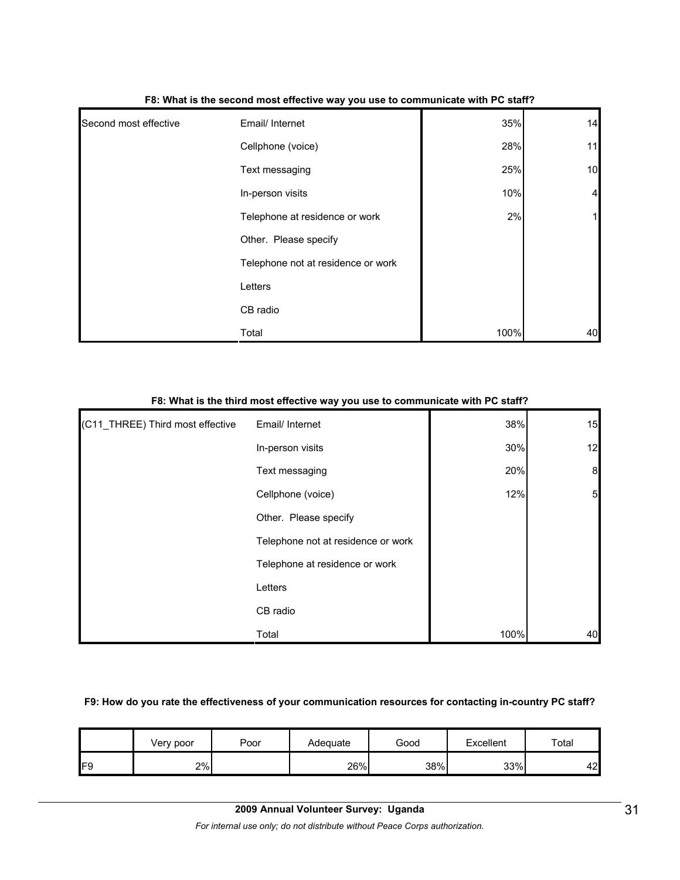**F8: What is the second most effective way you use to communicate with PC staff?**

| | | | |
|---|---|---|---|
| Second most effective | Email/ Internet | 35% | 14 |
| | Cellphone (voice) | 28% | 11 |
| | Text messaging | 25% | 10 |
| | In-person visits | 10% | 4 |
| | Telephone at residence or work | 2% | 1 |
| | Other. Please specify | | |
| | Telephone not at residence or work | | |
| | Letters | | |
| | CB radio | | |
| | Total | 100% | 40 |

**F8: What is the third most effective way you use to communicate with PC staff?**

| | | | |
|---|---|---|---|
| (C11_THREE) Third most effective | Email/ Internet | 38% | 15 |
| | In-person visits | 30% | 12 |
| | Text messaging | 20% | 8 |
| | Cellphone (voice) | 12% | 5 |
| | Other. Please specify | | |
| | Telephone not at residence or work | | |
| | Telephone at residence or work | | |
| | Letters | | |
| | CB radio | | |
| | Total | 100% | 40 |

**F9: How do you rate the effectiveness of your communication resources for contacting in-country PC staff?**

| | Very poor | Poor | Adequate | Good | Excellent | Total |
|---|---|---|---|---|---|---|
| F9 | 2% | | 26% | 38% | 33% | 42 |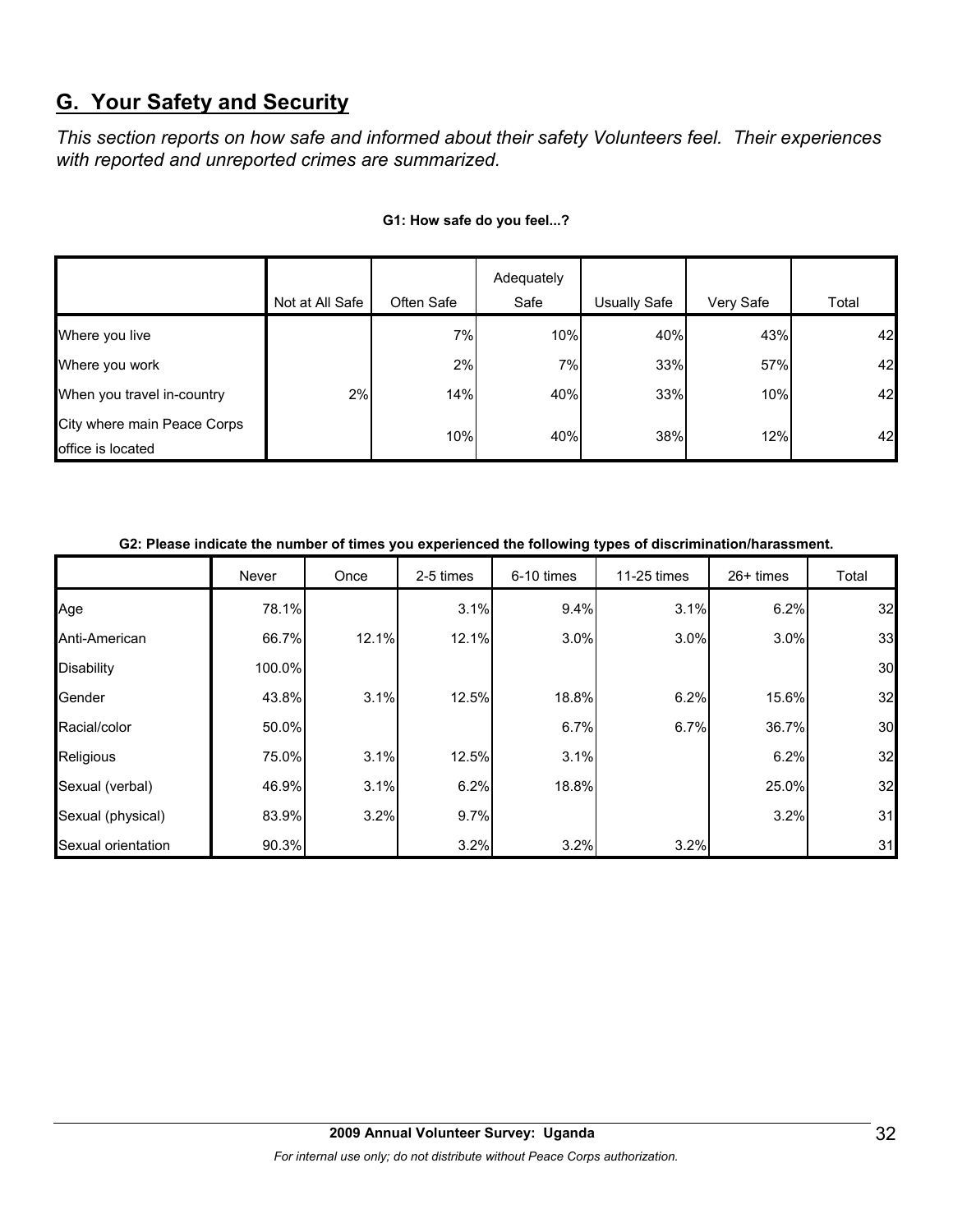## G. Your Safety and Security

*This section reports on how safe and informed about their safety Volunteers feel. Their experiences with reported and unreported crimes are summarized.*

**G1: How safe do you feel...?**

| | Not at All Safe | Often Safe | Adequately Safe | Usually Safe | Very Safe | Total |
|---|---|---|---|---|---|---|
| Where you live | | 7% | 10% | 40% | 43% | 42 |
| Where you work | | 2% | 7% | 33% | 57% | 42 |
| When you travel in-country | 2% | 14% | 40% | 33% | 10% | 42 |
| City where main Peace Corps office is located | | 10% | 40% | 38% | 12% | 42 |

**G2: Please indicate the number of times you experienced the following types of discrimination/harassment.**

| | Never | Once | 2-5 times | 6-10 times | 11-25 times | 26+ times | Total |
|---|---|---|---|---|---|---|---|
| Age | 78.1% | | 3.1% | 9.4% | 3.1% | 6.2% | 32 |
| Anti-American | 66.7% | 12.1% | 12.1% | 3.0% | 3.0% | 3.0% | 33 |
| Disability | 100.0% | | | | | | 30 |
| Gender | 43.8% | 3.1% | 12.5% | 18.8% | 6.2% | 15.6% | 32 |
| Racial/color | 50.0% | | | 6.7% | 6.7% | 36.7% | 30 |
| Religious | 75.0% | 3.1% | 12.5% | 3.1% | | 6.2% | 32 |
| Sexual (verbal) | 46.9% | 3.1% | 6.2% | 18.8% | | 25.0% | 32 |
| Sexual (physical) | 83.9% | 3.2% | 9.7% | | | 3.2% | 31 |
| Sexual orientation | 90.3% | | 3.2% | 3.2% | 3.2% | | 31 |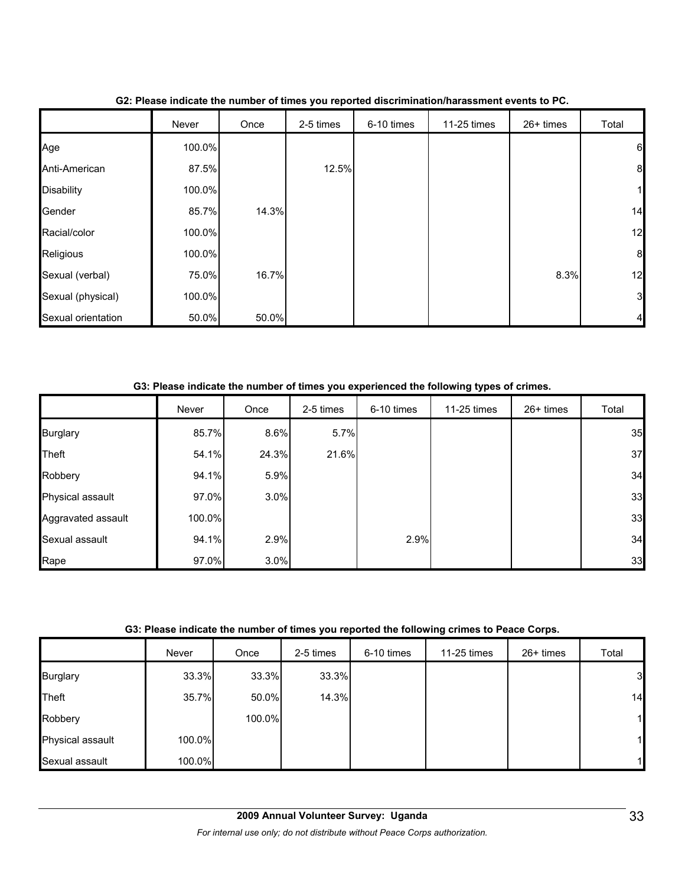**G2: Please indicate the number of times you reported discrimination/harassment events to PC.**

| | Never | Once | 2-5 times | 6-10 times | 11-25 times | 26+ times | Total |
|---|---|---|---|---|---|---|---|
| Age | 100.0% | | | | | | 6 |
| Anti-American | 87.5% | | 12.5% | | | | 8 |
| Disability | 100.0% | | | | | | 1 |
| Gender | 85.7% | 14.3% | | | | | 14 |
| Racial/color | 100.0% | | | | | | 12 |
| Religious | 100.0% | | | | | | 8 |
| Sexual (verbal) | 75.0% | 16.7% | | | | 8.3% | 12 |
| Sexual (physical) | 100.0% | | | | | | 3 |
| Sexual orientation | 50.0% | 50.0% | | | | | 4 |

**G3: Please indicate the number of times you experienced the following types of crimes.**

| | Never | Once | 2-5 times | 6-10 times | 11-25 times | 26+ times | Total |
|---|---|---|---|---|---|---|---|
| Burglary | 85.7% | 8.6% | 5.7% | | | | 35 |
| Theft | 54.1% | 24.3% | 21.6% | | | | 37 |
| Robbery | 94.1% | 5.9% | | | | | 34 |
| Physical assault | 97.0% | 3.0% | | | | | 33 |
| Aggravated assault | 100.0% | | | | | | 33 |
| Sexual assault | 94.1% | 2.9% | | 2.9% | | | 34 |
| Rape | 97.0% | 3.0% | | | | | 33 |

**G3: Please indicate the number of times you reported the following crimes to Peace Corps.**

| | Never | Once | 2-5 times | 6-10 times | 11-25 times | 26+ times | Total |
|---|---|---|---|---|---|---|---|
| Burglary | 33.3% | 33.3% | 33.3% | | | | 3 |
| Theft | 35.7% | 50.0% | 14.3% | | | | 14 |
| Robbery | | 100.0% | | | | | 1 |
| Physical assault | 100.0% | | | | | | 1 |
| Sexual assault | 100.0% | | | | | | 1 |

**2009 Annual Volunteer Survey: Uganda**

*For internal use only; do not distribute without Peace Corps authorization.*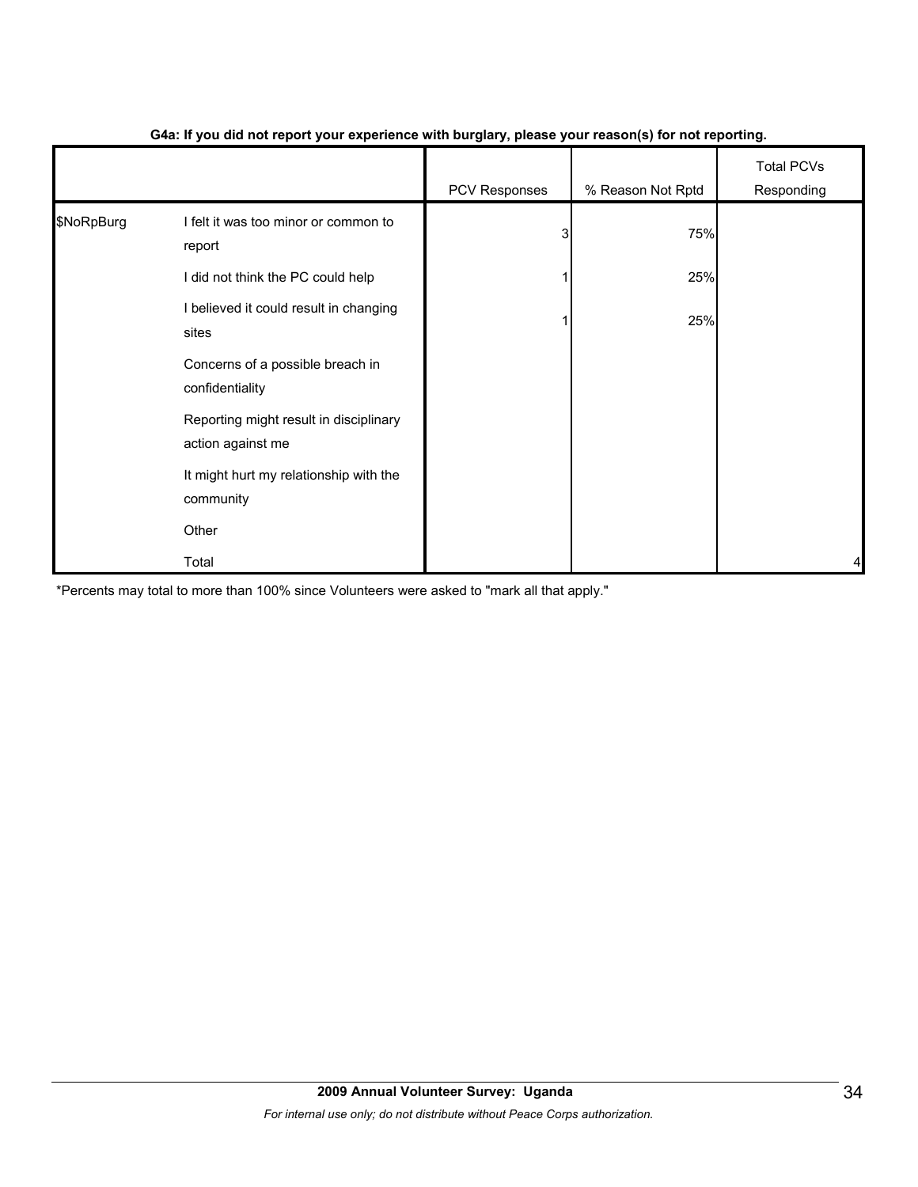**G4a: If you did not report your experience with burglary, please your reason(s) for not reporting.**

| | | PCV Responses | % Reason Not Rptd | Total PCVs Responding |
|---|---|---|---|---|
| $NoRpBurg | I felt it was too minor or common to report | 3 | 75% | |
| | I did not think the PC could help | 1 | 25% | |
| | I believed it could result in changing sites | 1 | 25% | |
| | Concerns of a possible breach in confidentiality | | | |
| | Reporting might result in disciplinary action against me | | | |
| | It might hurt my relationship with the community | | | |
| | Other | | | |
| | Total | | | 4 |

*Percents may total to more than 100% since Volunteers were asked to "mark all that apply."

**2009 Annual Volunteer Survey: Uganda**

*For internal use only; do not distribute without Peace Corps authorization.*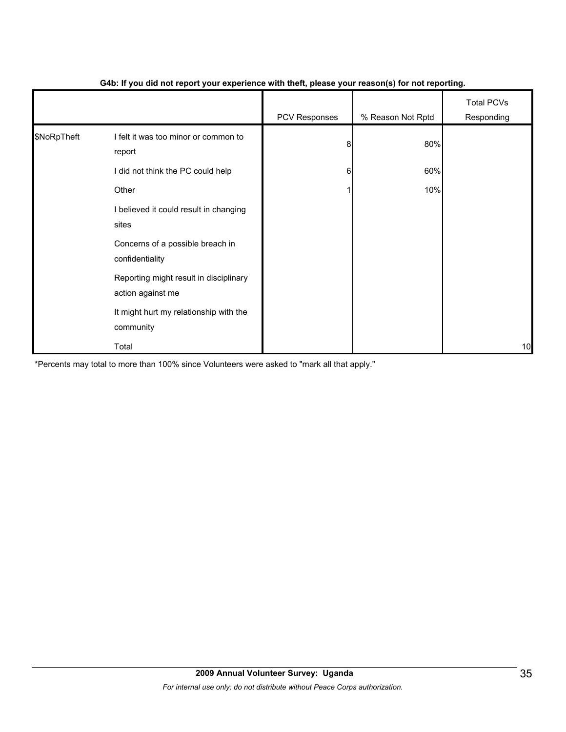**G4b: If you did not report your experience with theft, please your reason(s) for not reporting.**

| | | PCV Responses | % Reason Not Rptd | Total PCVs Responding |
|---|---|---|---|---|
| $NoRpTheft | I felt it was too minor or common to report | 8 | 80% | |
| | I did not think the PC could help | 6 | 60% | |
| | Other | 1 | 10% | |
| | I believed it could result in changing sites | | | |
| | Concerns of a possible breach in confidentiality | | | |
| | Reporting might result in disciplinary action against me | | | |
| | It might hurt my relationship with the community | | | |
| | Total | | | 10 |

*Percents may total to more than 100% since Volunteers were asked to "mark all that apply."

**2009 Annual Volunteer Survey: Uganda**

*For internal use only; do not distribute without Peace Corps authorization.*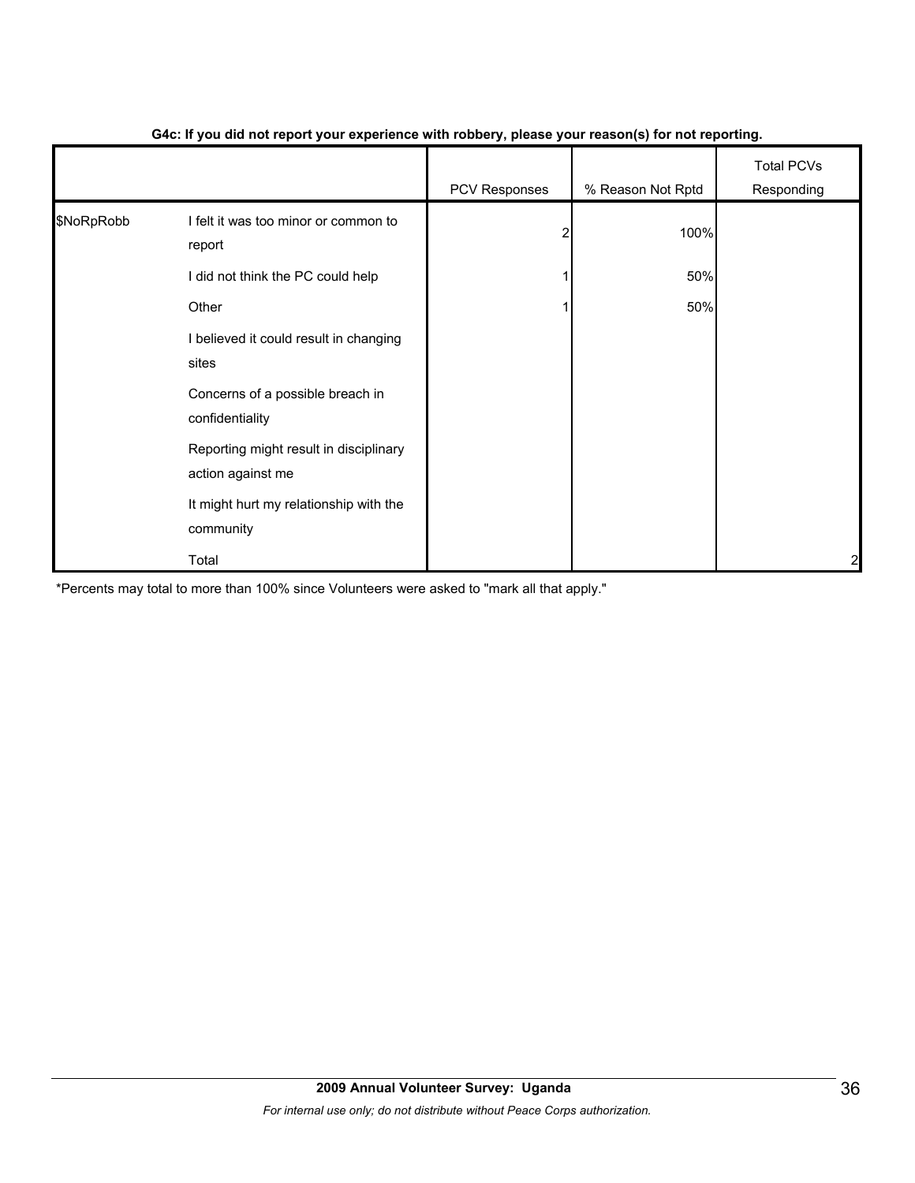**G4c: If you did not report your experience with robbery, please your reason(s) for not reporting.**

| | | PCV Responses | % Reason Not Rptd | Total PCVs Responding |
|---|---|---|---|---|
| $NoRpRobb | I felt it was too minor or common to report | 2 | 100% | |
| | I did not think the PC could help | 1 | 50% | |
| | Other | 1 | 50% | |
| | I believed it could result in changing sites | | | |
| | Concerns of a possible breach in confidentiality | | | |
| | Reporting might result in disciplinary action against me | | | |
| | It might hurt my relationship with the community | | | |
| | Total | | | 2 |

*Percents may total to more than 100% since Volunteers were asked to "mark all that apply."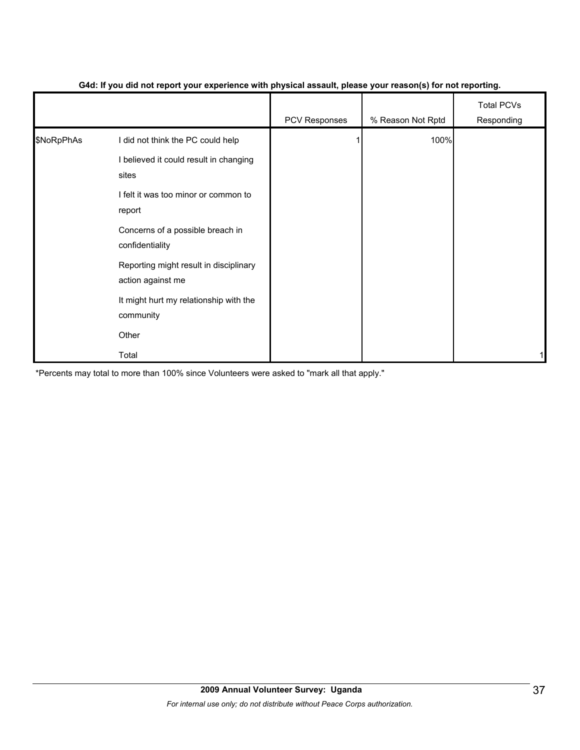**G4d: If you did not report your experience with physical assault, please your reason(s) for not reporting.**

| | | PCV Responses | % Reason Not Rptd | Total PCVs Responding |
|---|---|---|---|---|
| $NoRpPhAs | I did not think the PC could help | 1 | 100% | |
| | I believed it could result in changing sites | | | |
| | I felt it was too minor or common to report | | | |
| | Concerns of a possible breach in confidentiality | | | |
| | Reporting might result in disciplinary action against me | | | |
| | It might hurt my relationship with the community | | | |
| | Other | | | |
| | Total | | | 1 |

*Percents may total to more than 100% since Volunteers were asked to "mark all that apply."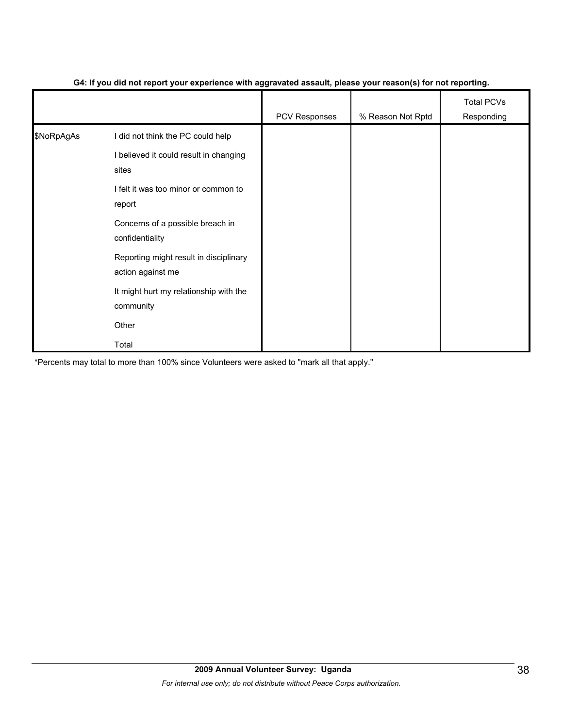**G4: If you did not report your experience with aggravated assault, please your reason(s) for not reporting.**

| | | PCV Responses | % Reason Not Rptd | Total PCVs Responding |
|---|---|---|---|---|
| $NoRpAgAs | I did not think the PC could help | | | |
| | I believed it could result in changing sites | | | |
| | I felt it was too minor or common to report | | | |
| | Concerns of a possible breach in confidentiality | | | |
| | Reporting might result in disciplinary action against me | | | |
| | It might hurt my relationship with the community | | | |
| | Other | | | |
| | Total | | | |

*Percents may total to more than 100% since Volunteers were asked to "mark all that apply."

**2009 Annual Volunteer Survey: Uganda**

*For internal use only; do not distribute without Peace Corps authorization.*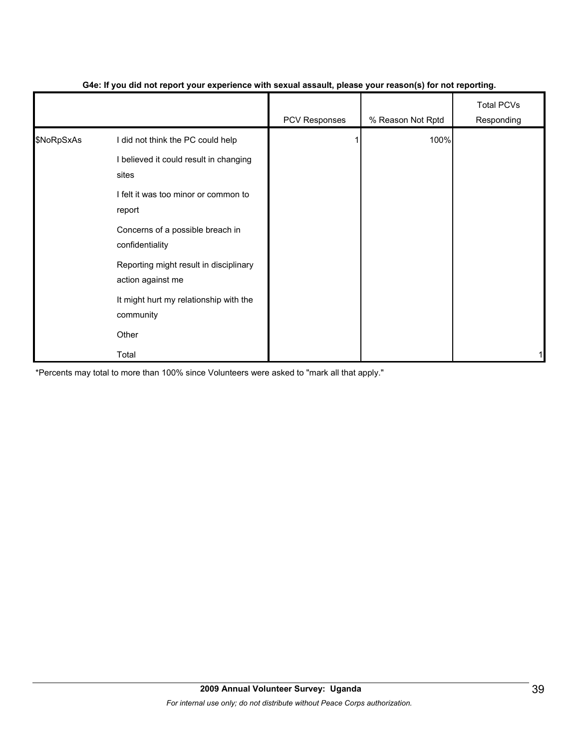**G4e: If you did not report your experience with sexual assault, please your reason(s) for not reporting.**

| | | PCV Responses | % Reason Not Rptd | Total PCVs Responding |
|---|---|---|---|---|
| $NoRpSxAs | I did not think the PC could help | 1 | 100% | |
| | I believed it could result in changing sites | | | |
| | I felt it was too minor or common to report | | | |
| | Concerns of a possible breach in confidentiality | | | |
| | Reporting might result in disciplinary action against me | | | |
| | It might hurt my relationship with the community | | | |
| | Other | | | |
| | Total | | | 1 |

*Percents may total to more than 100% since Volunteers were asked to "mark all that apply."

**2009 Annual Volunteer Survey: Uganda**

*For internal use only; do not distribute without Peace Corps authorization.*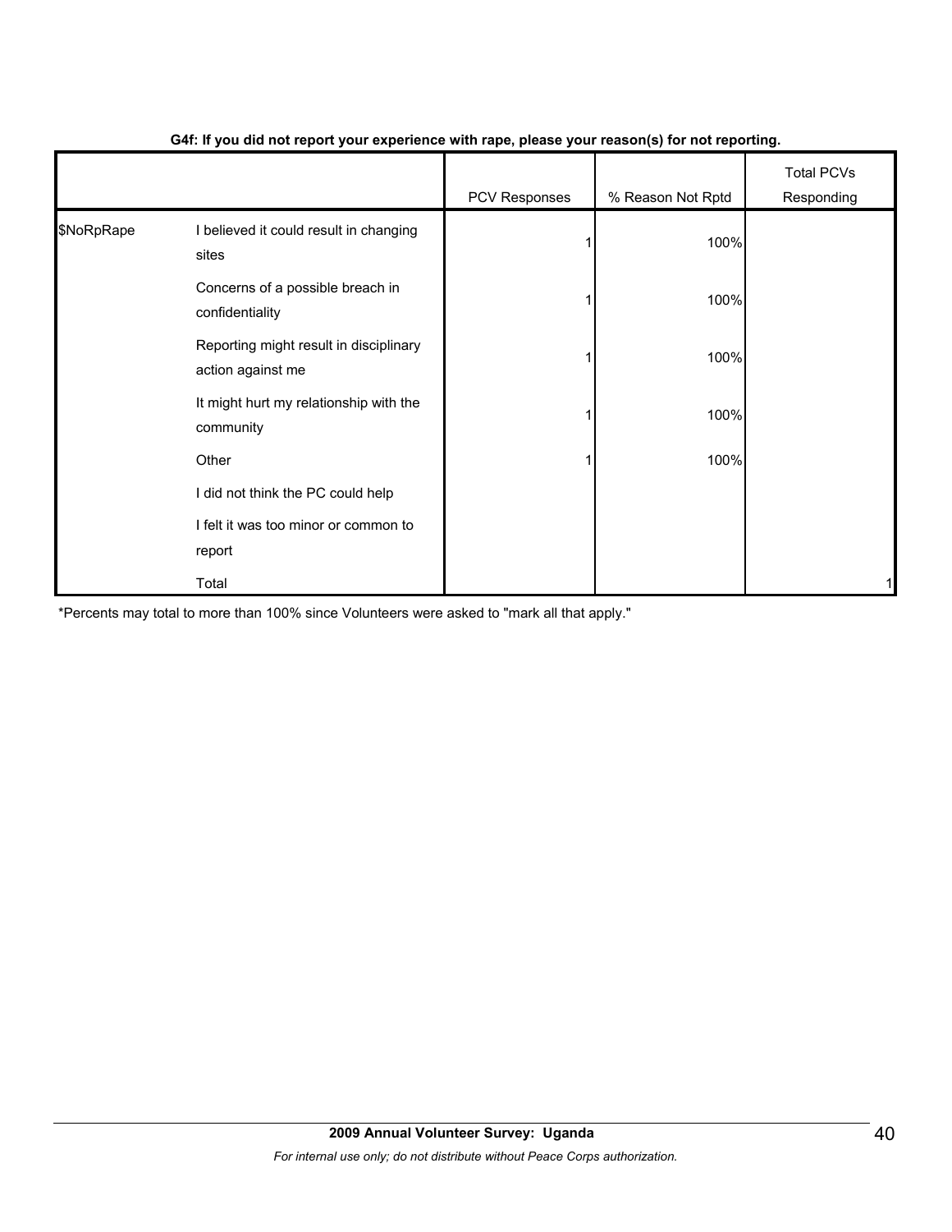**G4f: If you did not report your experience with rape, please your reason(s) for not reporting.**

| | | PCV Responses | % Reason Not Rptd | Total PCVs Responding |
|---|---|---|---|---|
| $NoRpRape | I believed it could result in changing sites | 1 | 100% | |
| | Concerns of a possible breach in confidentiality | 1 | 100% | |
| | Reporting might result in disciplinary action against me | 1 | 100% | |
| | It might hurt my relationship with the community | 1 | 100% | |
| | Other | 1 | 100% | |
| | I did not think the PC could help | | | |
| | I felt it was too minor or common to report | | | |
| | Total | | | 1 |

*Percents may total to more than 100% since Volunteers were asked to "mark all that apply."

**2009 Annual Volunteer Survey: Uganda**

*For internal use only; do not distribute without Peace Corps authorization.*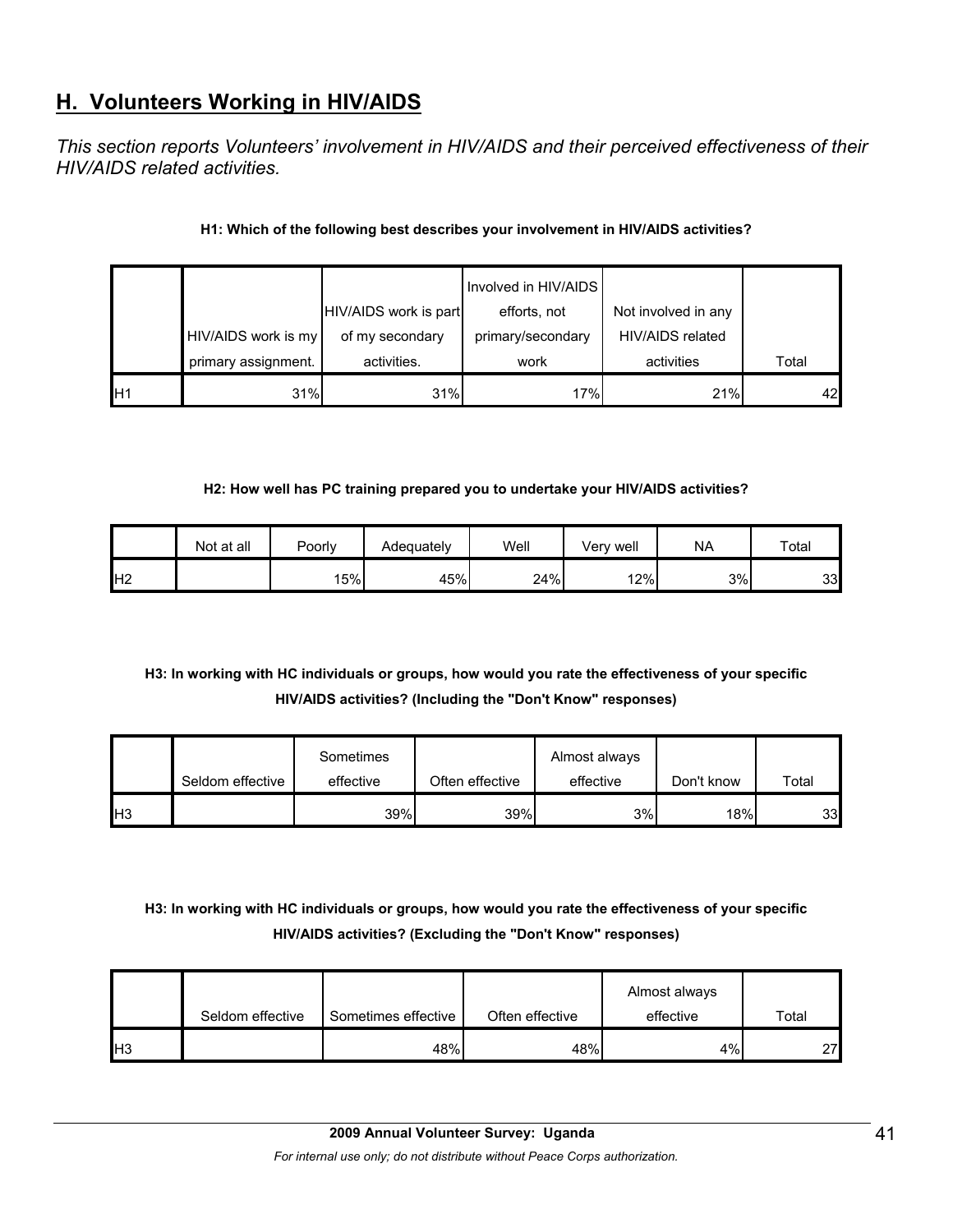## H. Volunteers Working in HIV/AIDS

*This section reports Volunteers' involvement in HIV/AIDS and their perceived effectiveness of their HIV/AIDS related activities.*

**H1: Which of the following best describes your involvement in HIV/AIDS activities?**

| | HIV/AIDS work is my primary assignment. | HIV/AIDS work is part of my secondary activities. | Involved in HIV/AIDS efforts, not primary/secondary work | Not involved in any HIV/AIDS related activities | Total |
|---|---|---|---|---|---|
| H1 | 31% | 31% | 17% | 21% | 42 |

**H2: How well has PC training prepared you to undertake your HIV/AIDS activities?**

| | Not at all | Poorly | Adequately | Well | Very well | NA | Total |
|---|---|---|---|---|---|---|---|
| H2 | | 15% | 45% | 24% | 12% | 3% | 33 |

**H3: In working with HC individuals or groups, how would you rate the effectiveness of your specific HIV/AIDS activities? (Including the "Don't Know" responses)**

| | Seldom effective | Sometimes effective | Often effective | Almost always effective | Don't know | Total |
|---|---|---|---|---|---|---|
| H3 | | 39% | 39% | 3% | 18% | 33 |

**H3: In working with HC individuals or groups, how would you rate the effectiveness of your specific HIV/AIDS activities? (Excluding the "Don't Know" responses)**

| | Seldom effective | Sometimes effective | Often effective | Almost always effective | Total |
|---|---|---|---|---|---|
| H3 | | 48% | 48% | 4% | 27 |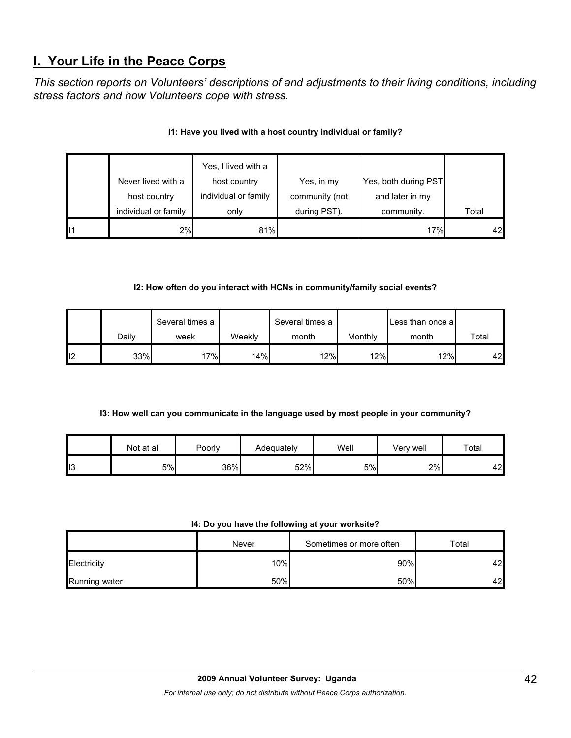## I. Your Life in the Peace Corps

*This section reports on Volunteers' descriptions of and adjustments to their living conditions, including stress factors and how Volunteers cope with stress.*

**I1: Have you lived with a host country individual or family?**

| | Never lived with a host country individual or family | Yes, I lived with a host country individual or family only | Yes, in my community (not during PST). | Yes, both during PST and later in my community. | Total |
|---|---|---|---|---|---|
| I1 | 2% | 81% | | 17% | 42 |

**I2: How often do you interact with HCNs in community/family social events?**

| | Daily | Several times a week | Weekly | Several times a month | Monthly | Less than once a month | Total |
|---|---|---|---|---|---|---|---|
| I2 | 33% | 17% | 14% | 12% | 12% | 12% | 42 |

**I3: How well can you communicate in the language used by most people in your community?**

| | Not at all | Poorly | Adequately | Well | Very well | Total |
|---|---|---|---|---|---|---|
| I3 | 5% | 36% | 52% | 5% | 2% | 42 |

**I4: Do you have the following at your worksite?**

| | Never | Sometimes or more often | Total |
|---|---|---|---|
| Electricity | 10% | 90% | 42 |
| Running water | 50% | 50% | 42 |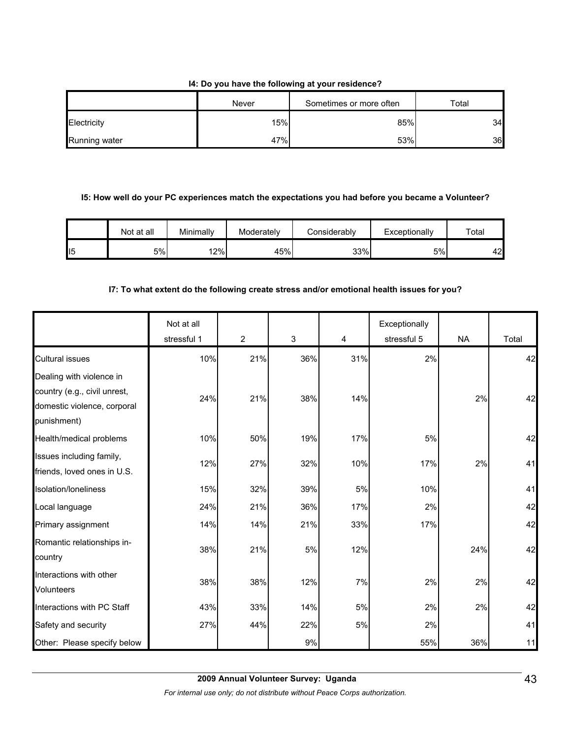**I4: Do you have the following at your residence?**

| | Never | Sometimes or more often | Total |
|---|---|---|---|
| Electricity | 15% | 85% | 34 |
| Running water | 47% | 53% | 36 |

**I5: How well do your PC experiences match the expectations you had before you became a Volunteer?**

| | Not at all | Minimally | Moderately | Considerably | Exceptionally | Total |
|---|---|---|---|---|---|---|
| I5 | 5% | 12% | 45% | 33% | 5% | 42 |

**I7: To what extent do the following create stress and/or emotional health issues for you?**

| | Not at all stressful 1 | 2 | 3 | 4 | Exceptionally stressful 5 | NA | Total |
|---|---|---|---|---|---|---|---|
| Cultural issues | 10% | 21% | 36% | 31% | 2% | | 42 |
| Dealing with violence in country (e.g., civil unrest, domestic violence, corporal punishment) | 24% | 21% | 38% | 14% | | 2% | 42 |
| Health/medical problems | 10% | 50% | 19% | 17% | 5% | | 42 |
| Issues including family, friends, loved ones in U.S. | 12% | 27% | 32% | 10% | 17% | 2% | 41 |
| Isolation/loneliness | 15% | 32% | 39% | 5% | 10% | | 41 |
| Local language | 24% | 21% | 36% | 17% | 2% | | 42 |
| Primary assignment | 14% | 14% | 21% | 33% | 17% | | 42 |
| Romantic relationships in-country | 38% | 21% | 5% | 12% | | 24% | 42 |
| Interactions with other Volunteers | 38% | 38% | 12% | 7% | 2% | 2% | 42 |
| Interactions with PC Staff | 43% | 33% | 14% | 5% | 2% | 2% | 42 |
| Safety and security | 27% | 44% | 22% | 5% | 2% | | 41 |
| Other: Please specify below | | | 9% | | 55% | 36% | 11 |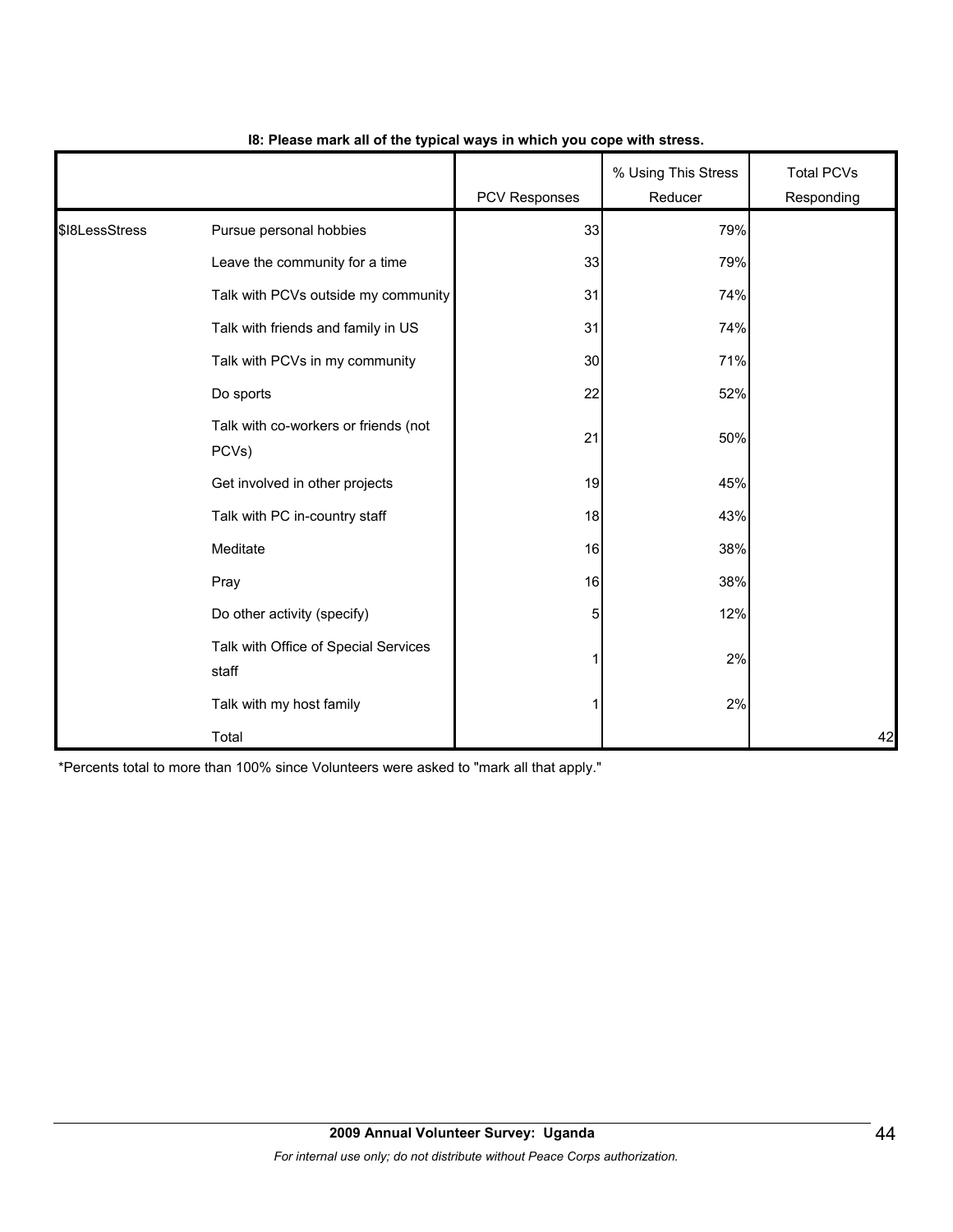**I8: Please mark all of the typical ways in which you cope with stress.**

| | | PCV Responses | % Using This Stress Reducer | Total PCVs Responding |
|---|---|---|---|---|
| $I8LessStress | Pursue personal hobbies | 33 | 79% | |
| | Leave the community for a time | 33 | 79% | |
| | Talk with PCVs outside my community | 31 | 74% | |
| | Talk with friends and family in US | 31 | 74% | |
| | Talk with PCVs in my community | 30 | 71% | |
| | Do sports | 22 | 52% | |
| | Talk with co-workers or friends (not PCVs) | 21 | 50% | |
| | Get involved in other projects | 19 | 45% | |
| | Talk with PC in-country staff | 18 | 43% | |
| | Meditate | 16 | 38% | |
| | Pray | 16 | 38% | |
| | Do other activity (specify) | 5 | 12% | |
| | Talk with Office of Special Services staff | 1 | 2% | |
| | Talk with my host family | 1 | 2% | |
| | Total | | | 42 |

*Percents total to more than 100% since Volunteers were asked to "mark all that apply."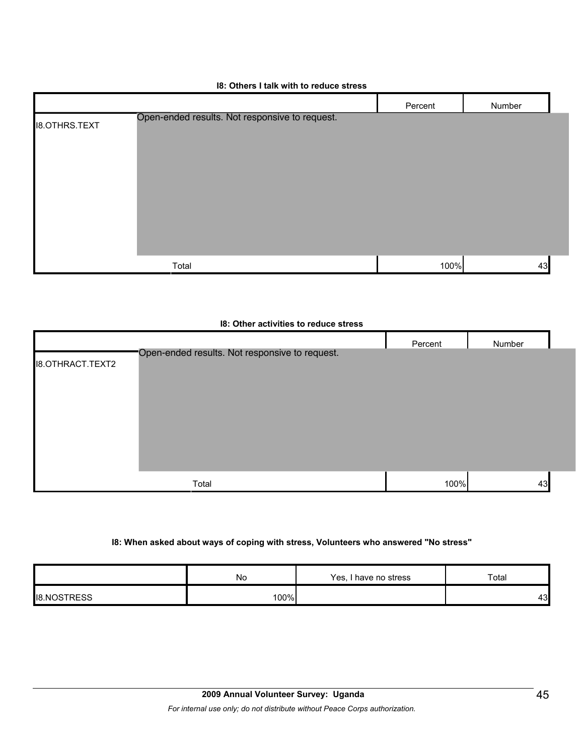**I8: Others I talk with to reduce stress**

| | | Percent | Number |
|---|---|---|---|
| I8.OTHRS.TEXT | Open-ended results. Not responsive to request. | | |
| | Total | 100% | 43 |

**I8: Other activities to reduce stress**

| | | Percent | Number |
|---|---|---|---|
| I8.OTHRACT.TEXT2 | Open-ended results. Not responsive to request. | | |
| | Total | 100% | 43 |

**I8: When asked about ways of coping with stress, Volunteers who answered "No stress"**

| | No | Yes, I have no stress | Total |
|---|---|---|---|
| I8.NOSTRESS | 100% | | 43 |

**2009 Annual Volunteer Survey: Uganda**

*For internal use only; do not distribute without Peace Corps authorization.*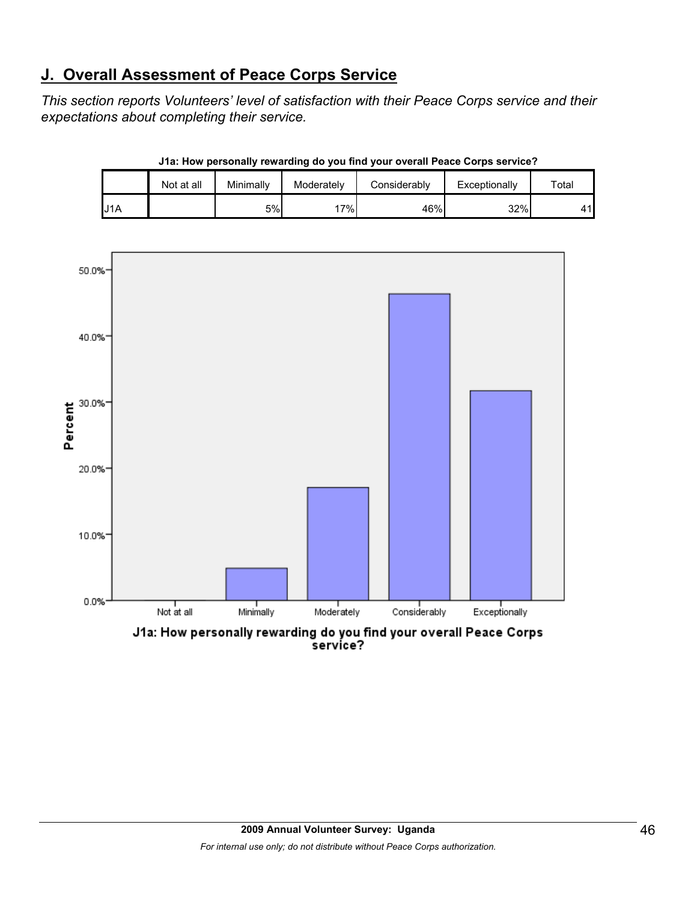## J. Overall Assessment of Peace Corps Service

*This section reports Volunteers' level of satisfaction with their Peace Corps service and their expectations about completing their service.*

**J1a: How personally rewarding do you find your overall Peace Corps service?**

| | Not at all | Minimally | Moderately | Considerably | Exceptionally | Total |
|---|---|---|---|---|---|---|
| J1A | | 5% | 17% | 46% | 32% | 41 |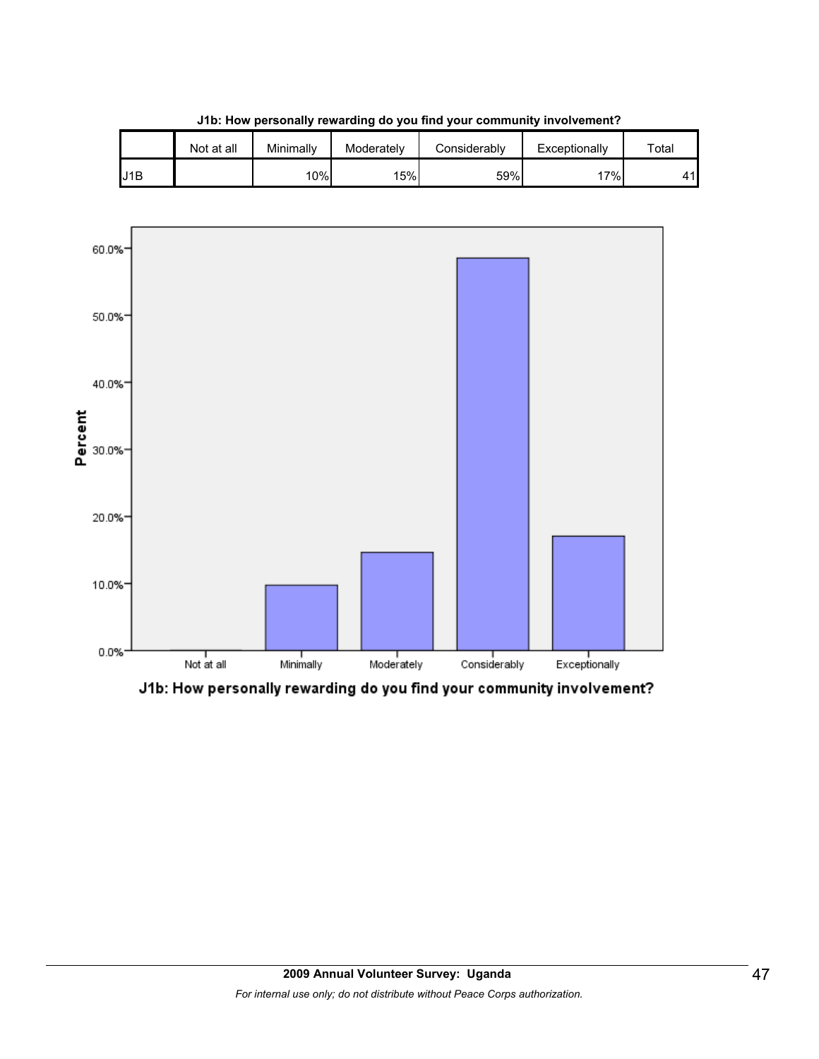**J1b: How personally rewarding do you find your community involvement?**

| | Not at all | Minimally | Moderately | Considerably | Exceptionally | Total |
|---|---|---|---|---|---|---|
| J1B | | 10% | 15% | 59% | 17% | 41 |

60.0%
50.0%
40.0%
30.0%
20.0%
10.0%
0.0%

Percent

Not at all | Minimally | Moderately | Considerably | Exceptionally

J1b: How personally rewarding do you find your community involvement?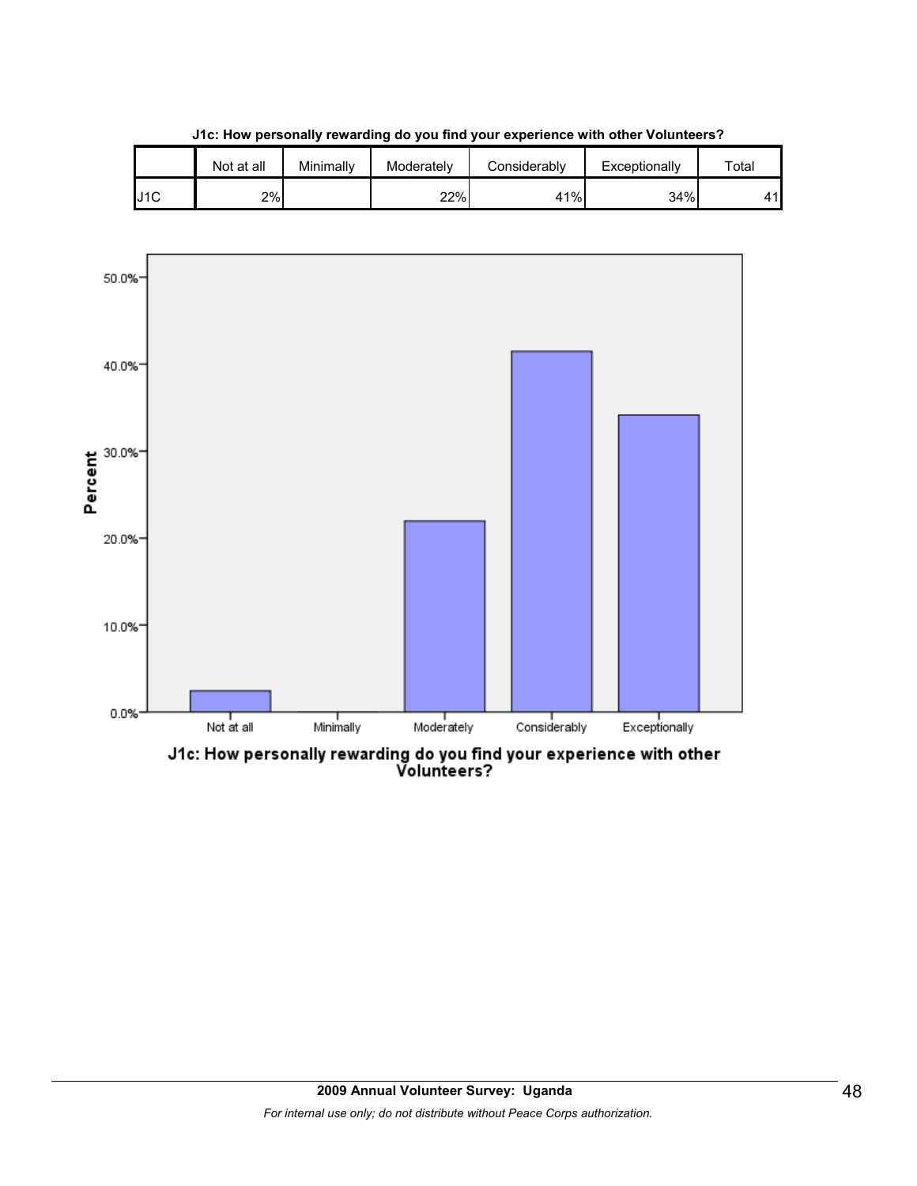**J1c: How personally rewarding do you find your experience with other Volunteers?**

| | Not at all | Minimally | Moderately | Considerably | Exceptionally | Total |
|---|---|---|---|---|---|---|
| J1C | 2% | | 22% | 41% | 34% | 41 |

J1c: How personally rewarding do you find your experience with other Volunteers?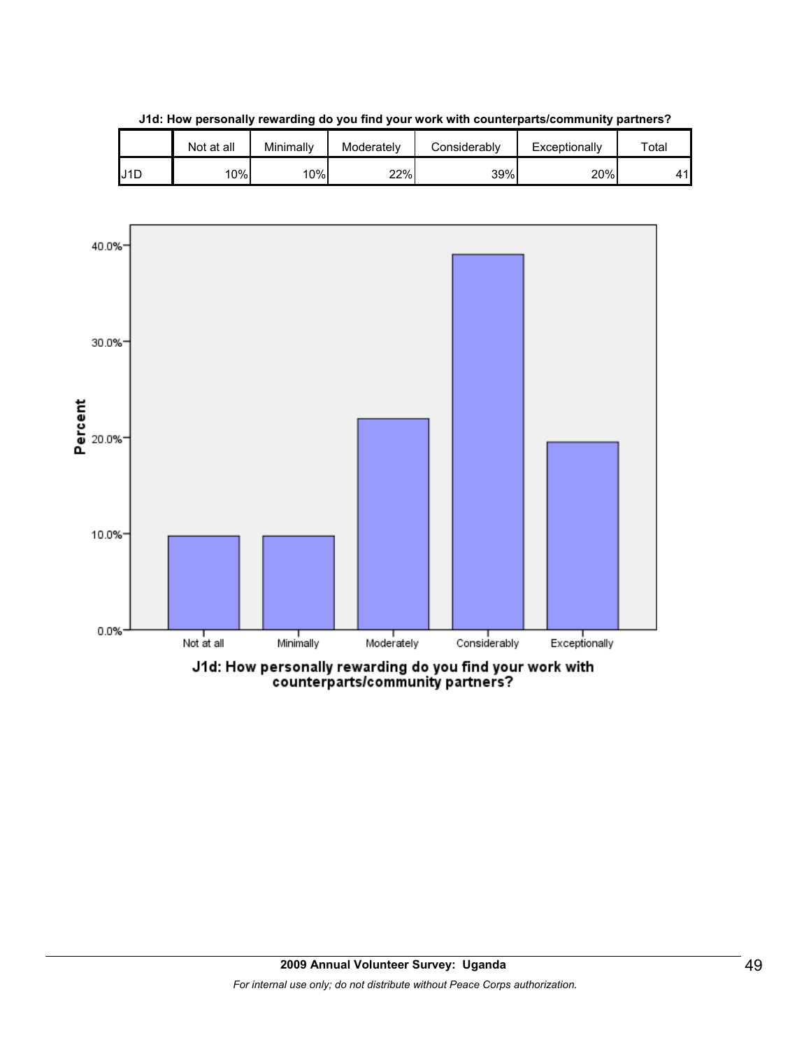**J1d: How personally rewarding do you find your work with counterparts/community partners?**

| | Not at all | Minimally | Moderately | Considerably | Exceptionally | Total |
|---|---|---|---|---|---|---|
| J1D | 10% | 10% | 22% | 39% | 20% | 41 |

J1d: How personally rewarding do you find your work with counterparts/community partners?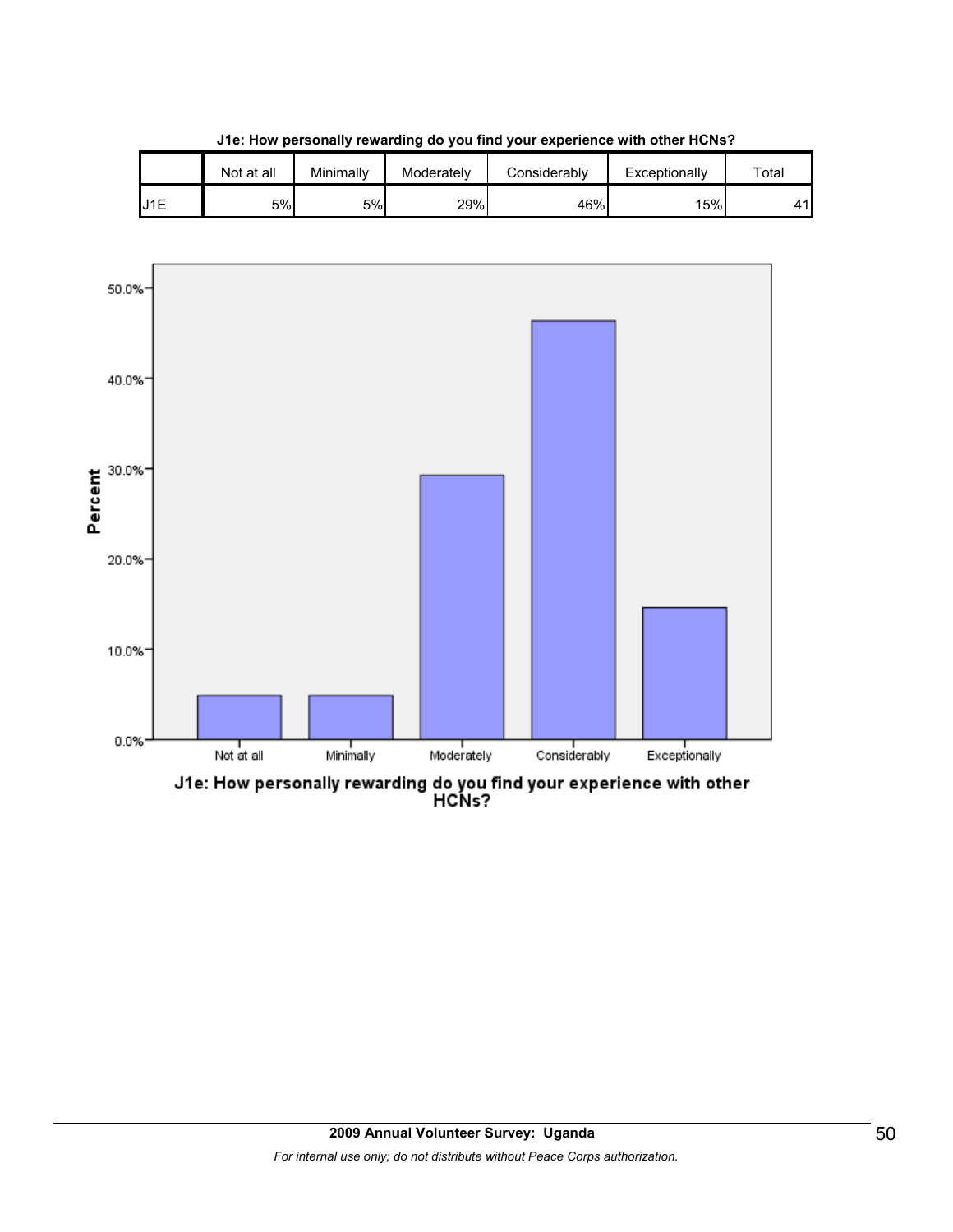**J1e: How personally rewarding do you find your experience with other HCNs?**

| | Not at all | Minimally | Moderately | Considerably | Exceptionally | Total |
|---|---|---|---|---|---|---|
| J1E | 5% | 5% | 29% | 46% | 15% | 41 |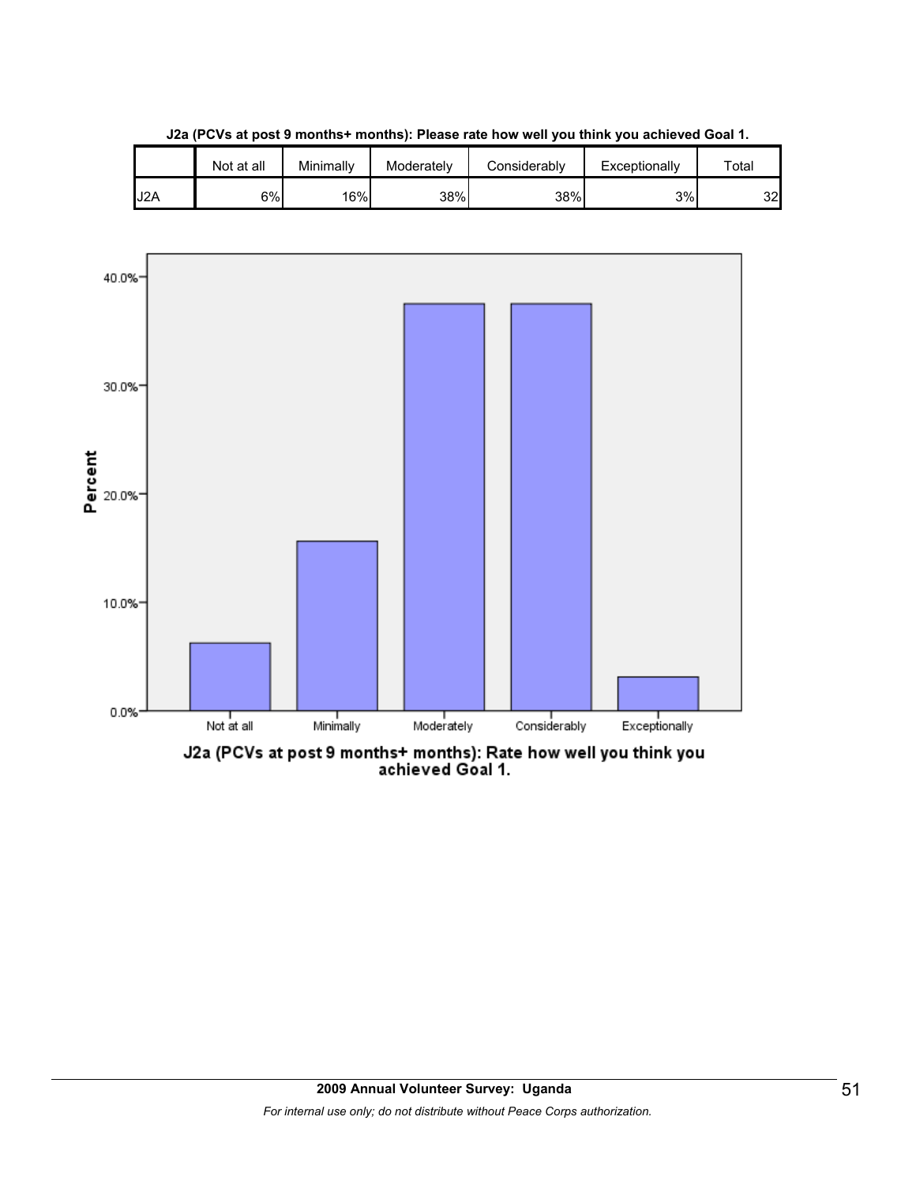**J2a (PCVs at post 9 months+ months): Please rate how well you think you achieved Goal 1.**

| | Not at all | Minimally | Moderately | Considerably | Exceptionally | Total |
|---|---|---|---|---|---|---|
| J2A | 6% | 16% | 38% | 38% | 3% | 32 |

J2a (PCVs at post 9 months+ months): Rate how well you think you achieved Goal 1.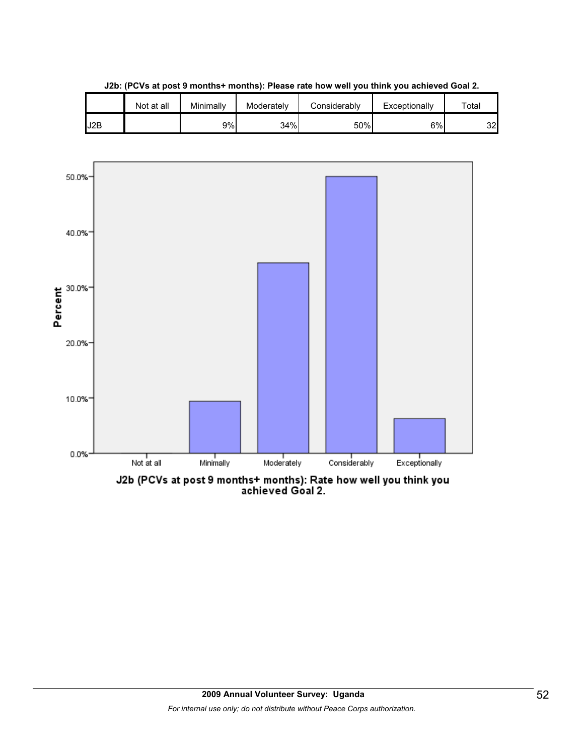**J2b: (PCVs at post 9 months+ months): Please rate how well you think you achieved Goal 2.**

| | Not at all | Minimally | Moderately | Considerably | Exceptionally | Total |
|---|---|---|---|---|---|---|
| J2B | | 9% | 34% | 50% | 6% | 32 |

J2b (PCVs at post 9 months+ months): Rate how well you think you achieved Goal 2.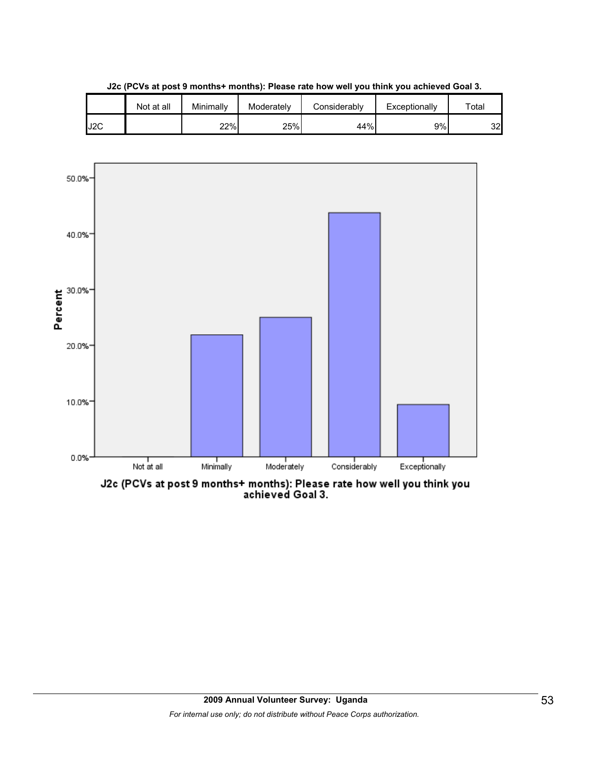**J2c (PCVs at post 9 months+ months): Please rate how well you think you achieved Goal 3.**

| | Not at all | Minimally | Moderately | Considerably | Exceptionally | Total |
|---|---|---|---|---|---|---|
| J2C | | 22% | 25% | 44% | 9% | 32 |

J2c (PCVs at post 9 months+ months): Please rate how well you think you achieved Goal 3.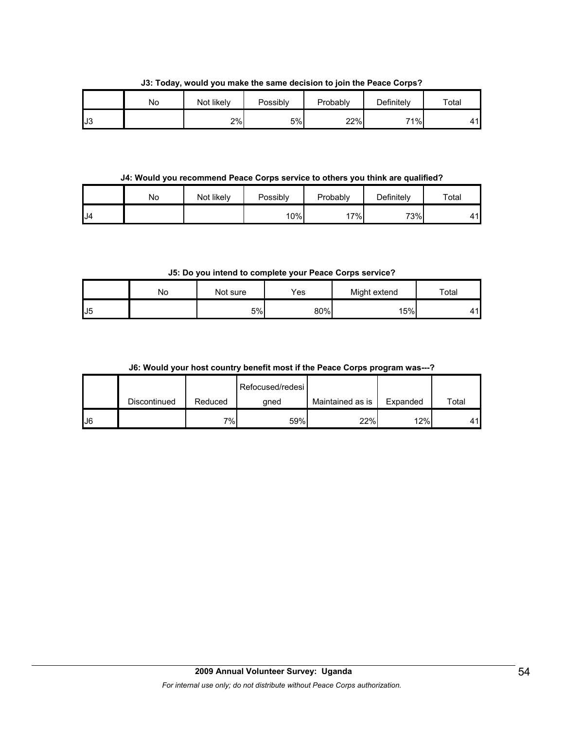**J3: Today, would you make the same decision to join the Peace Corps?**

| | No | Not likely | Possibly | Probably | Definitely | Total |
|---|---|---|---|---|---|---|
| J3 | | 2% | 5% | 22% | 71% | 41 |

**J4: Would you recommend Peace Corps service to others you think are qualified?**

| | No | Not likely | Possibly | Probably | Definitely | Total |
|---|---|---|---|---|---|---|
| J4 | | | 10% | 17% | 73% | 41 |

**J5: Do you intend to complete your Peace Corps service?**

| | No | Not sure | Yes | Might extend | Total |
|---|---|---|---|---|---|
| J5 | | 5% | 80% | 15% | 41 |

**J6: Would your host country benefit most if the Peace Corps program was---?**

| | Discontinued | Reduced | Refocused/redesigned | Maintained as is | Expanded | Total |
|---|---|---|---|---|---|---|
| J6 | | 7% | 59% | 22% | 12% | 41 |

**2009 Annual Volunteer Survey: Uganda**

*For internal use only; do not distribute without Peace Corps authorization.*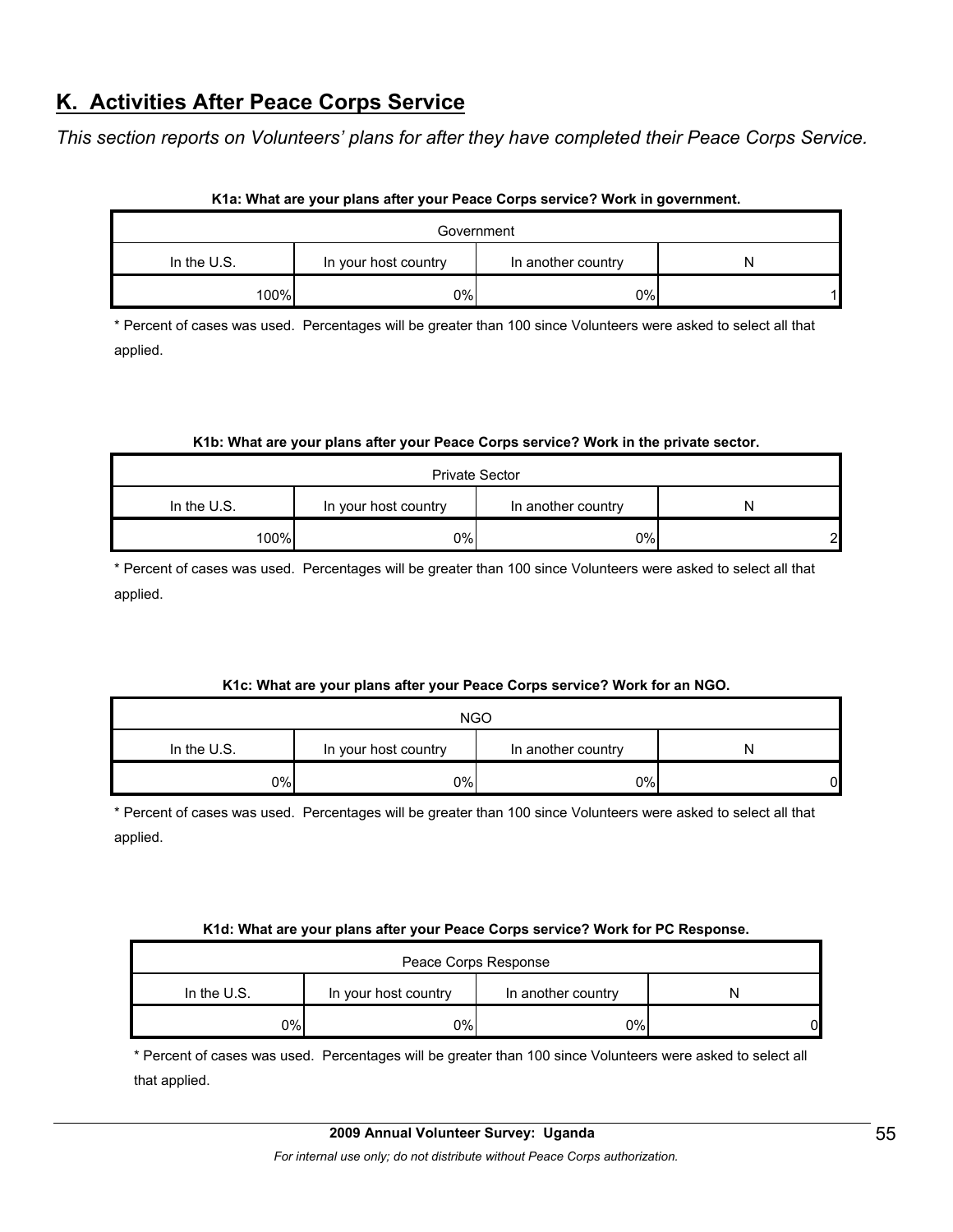## K. Activities After Peace Corps Service

*This section reports on Volunteers' plans for after they have completed their Peace Corps Service.*

**K1a: What are your plans after your Peace Corps service? Work in government.**

| Government | | | |
|---|---|---|---|
| In the U.S. | In your host country | In another country | N |
| 100% | 0% | 0% | 1 |

* Percent of cases was used. Percentages will be greater than 100 since Volunteers were asked to select all that applied.

**K1b: What are your plans after your Peace Corps service? Work in the private sector.**

| Private Sector | | | |
|---|---|---|---|
| In the U.S. | In your host country | In another country | N |
| 100% | 0% | 0% | 2 |

* Percent of cases was used. Percentages will be greater than 100 since Volunteers were asked to select all that applied.

**K1c: What are your plans after your Peace Corps service? Work for an NGO.**

| NGO | | | |
|---|---|---|---|
| In the U.S. | In your host country | In another country | N |
| 0% | 0% | 0% | 0 |

* Percent of cases was used. Percentages will be greater than 100 since Volunteers were asked to select all that applied.

**K1d: What are your plans after your Peace Corps service? Work for PC Response.**

| Peace Corps Response | | | |
|---|---|---|---|
| In the U.S. | In your host country | In another country | N |
| 0% | 0% | 0% | 0 |

* Percent of cases was used. Percentages will be greater than 100 since Volunteers were asked to select all that applied.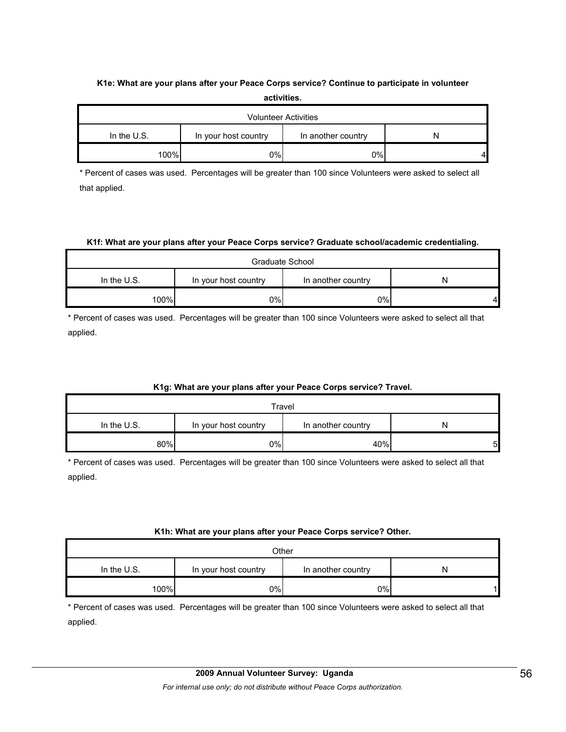**K1e: What are your plans after your Peace Corps service? Continue to participate in volunteer activities.**

| Volunteer Activities | | | |
|---|---|---|---|
| In the U.S. | In your host country | In another country | N |
| 100% | 0% | 0% | 4 |

* Percent of cases was used. Percentages will be greater than 100 since Volunteers were asked to select all that applied.

**K1f: What are your plans after your Peace Corps service? Graduate school/academic credentialing.**

| Graduate School | | | |
|---|---|---|---|
| In the U.S. | In your host country | In another country | N |
| 100% | 0% | 0% | 4 |

* Percent of cases was used. Percentages will be greater than 100 since Volunteers were asked to select all that applied.

**K1g: What are your plans after your Peace Corps service? Travel.**

| Travel | | | |
|---|---|---|---|
| In the U.S. | In your host country | In another country | N |
| 80% | 0% | 40% | 5 |

* Percent of cases was used. Percentages will be greater than 100 since Volunteers were asked to select all that applied.

**K1h: What are your plans after your Peace Corps service? Other.**

| Other | | | |
|---|---|---|---|
| In the U.S. | In your host country | In another country | N |
| 100% | 0% | 0% | 1 |

* Percent of cases was used. Percentages will be greater than 100 since Volunteers were asked to select all that applied.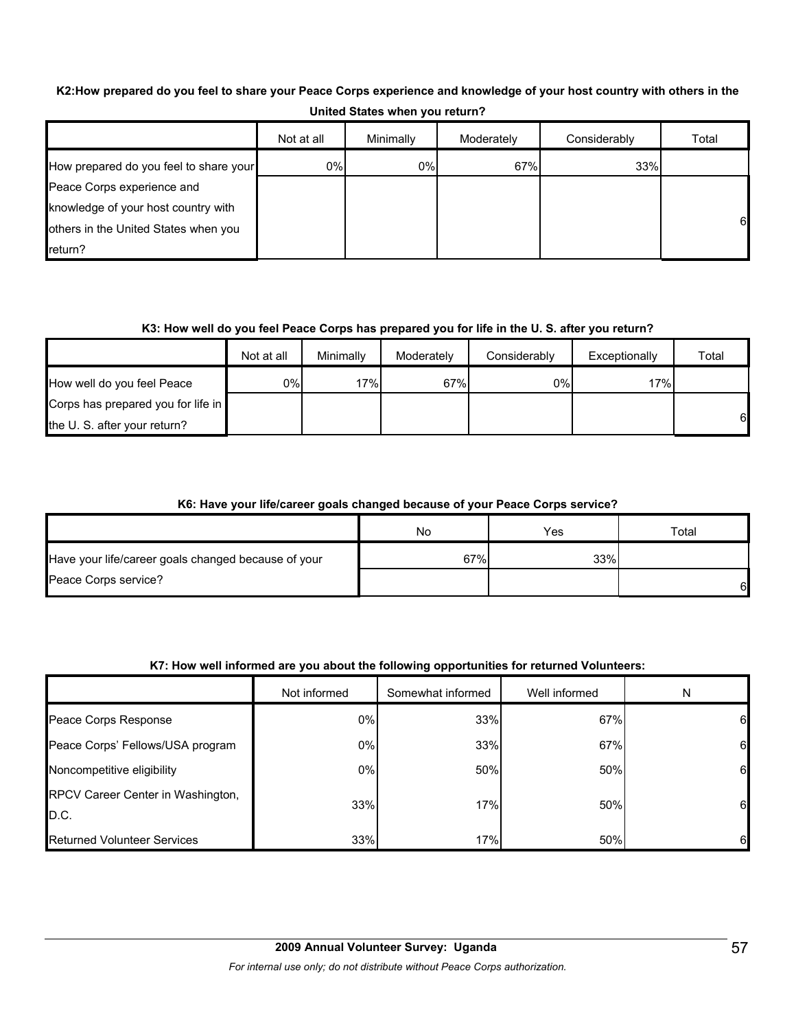**K2:How prepared do you feel to share your Peace Corps experience and knowledge of your host country with others in the United States when you return?**

| | Not at all | Minimally | Moderately | Considerably | Total |
|---|---|---|---|---|---|
| How prepared do you feel to share your Peace Corps experience and knowledge of your host country with others in the United States when you return? | 0% | 0% | 67% | 33% | 6 |

**K3: How well do you feel Peace Corps has prepared you for life in the U. S. after you return?**

| | Not at all | Minimally | Moderately | Considerably | Exceptionally | Total |
|---|---|---|---|---|---|---|
| How well do you feel Peace Corps has prepared you for life in the U. S. after your return? | 0% | 17% | 67% | 0% | 17% | 6 |

**K6: Have your life/career goals changed because of your Peace Corps service?**

| | No | Yes | Total |
|---|---|---|---|
| Have your life/career goals changed because of your Peace Corps service? | 67% | 33% | 6 |

**K7: How well informed are you about the following opportunities for returned Volunteers:**

| | Not informed | Somewhat informed | Well informed | N |
|---|---|---|---|---|
| Peace Corps Response | 0% | 33% | 67% | 6 |
| Peace Corps' Fellows/USA program | 0% | 33% | 67% | 6 |
| Noncompetitive eligibility | 0% | 50% | 50% | 6 |
| RPCV Career Center in Washington, D.C. | 33% | 17% | 50% | 6 |
| Returned Volunteer Services | 33% | 17% | 50% | 6 |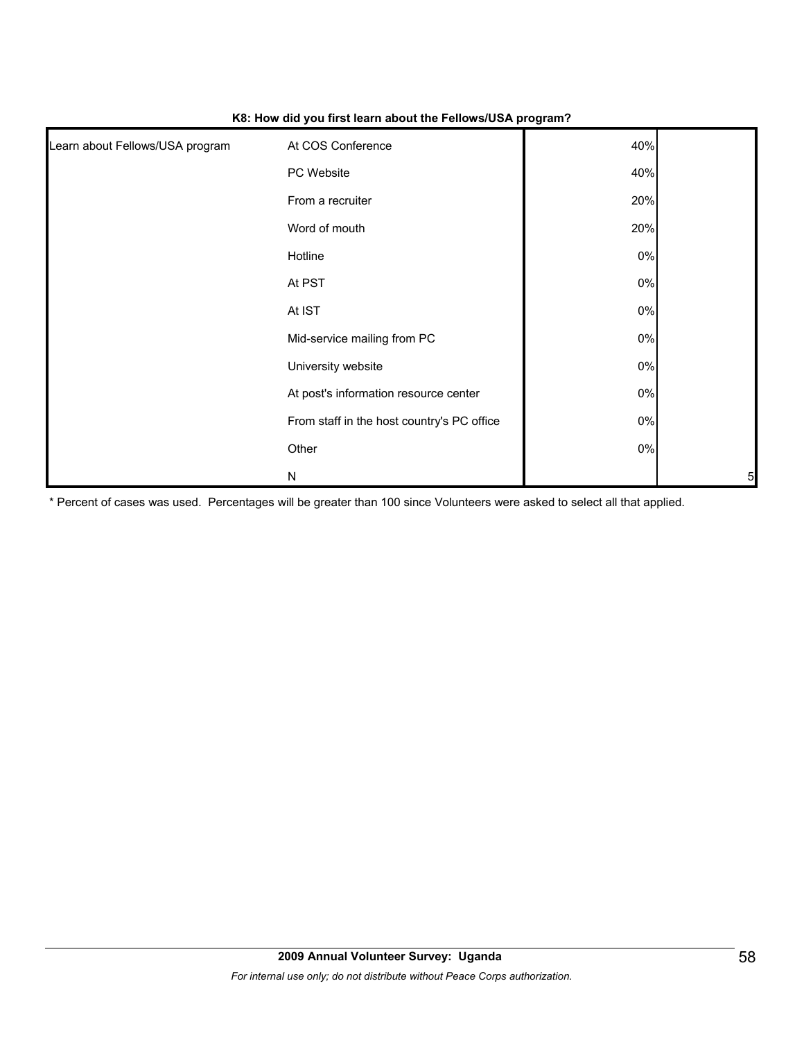**K8: How did you first learn about the Fellows/USA program?**

| | | | |
|---|---|---|---|
| Learn about Fellows/USA program | At COS Conference | 40% | |
| | PC Website | 40% | |
| | From a recruiter | 20% | |
| | Word of mouth | 20% | |
| | Hotline | 0% | |
| | At PST | 0% | |
| | At IST | 0% | |
| | Mid-service mailing from PC | 0% | |
| | University website | 0% | |
| | At post's information resource center | 0% | |
| | From staff in the host country's PC office | 0% | |
| | Other | 0% | |
| | N | | 5 |

* Percent of cases was used. Percentages will be greater than 100 since Volunteers were asked to select all that applied.

**2009 Annual Volunteer Survey: Uganda**

*For internal use only; do not distribute without Peace Corps authorization.*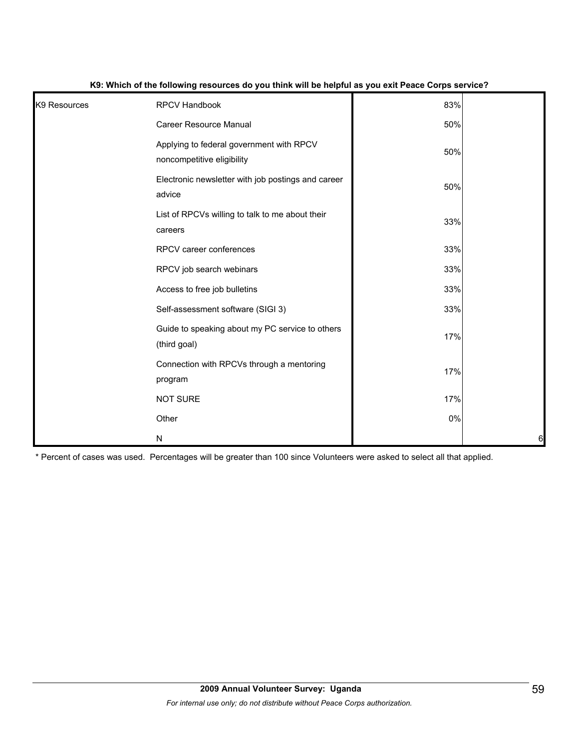**K9: Which of the following resources do you think will be helpful as you exit Peace Corps service?**

| | | | |
|---|---|---|---|
| K9 Resources | RPCV Handbook | 83% | |
| | Career Resource Manual | 50% | |
| | Applying to federal government with RPCV noncompetitive eligibility | 50% | |
| | Electronic newsletter with job postings and career advice | 50% | |
| | List of RPCVs willing to talk to me about their careers | 33% | |
| | RPCV career conferences | 33% | |
| | RPCV job search webinars | 33% | |
| | Access to free job bulletins | 33% | |
| | Self-assessment software (SIGI 3) | 33% | |
| | Guide to speaking about my PC service to others (third goal) | 17% | |
| | Connection with RPCVs through a mentoring program | 17% | |
| | NOT SURE | 17% | |
| | Other | 0% | |
| | N | | 6 |

* Percent of cases was used. Percentages will be greater than 100 since Volunteers were asked to select all that applied.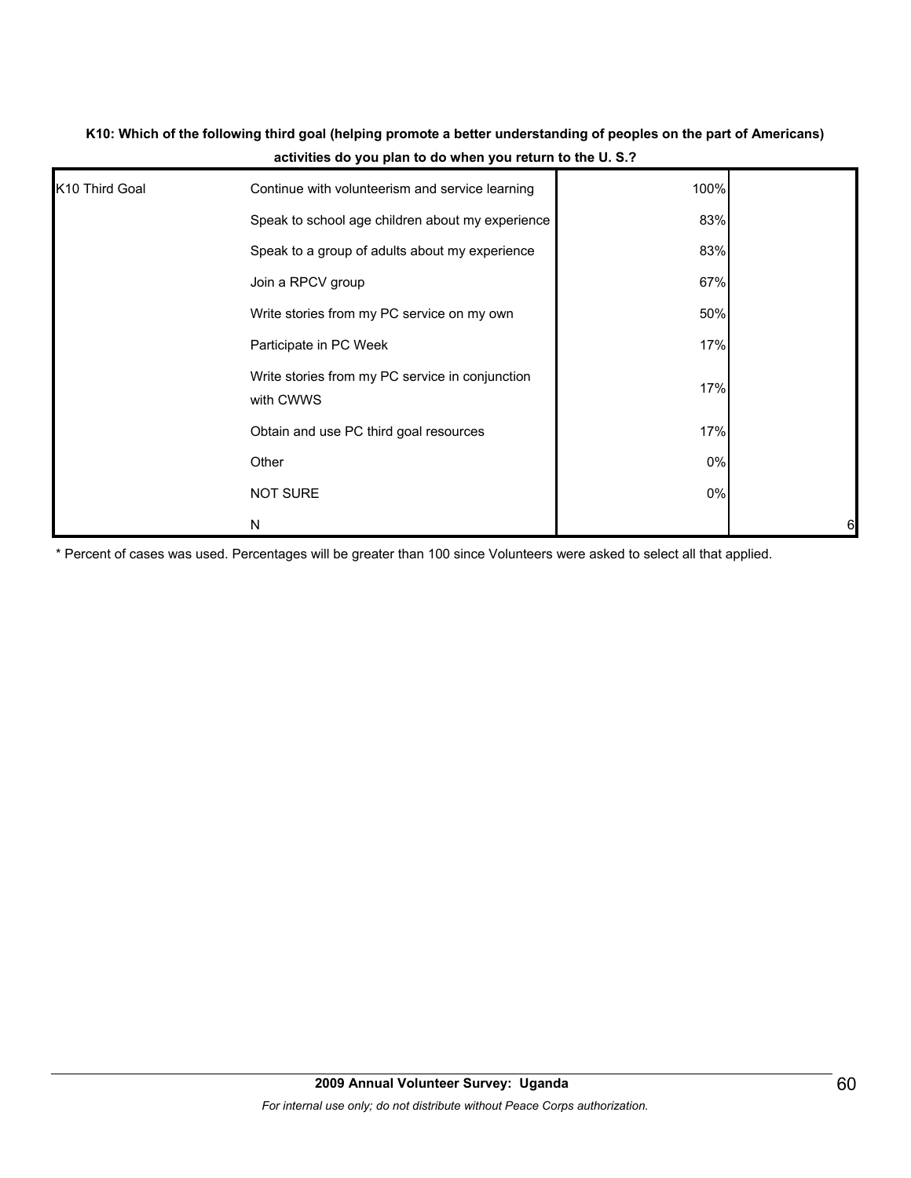**K10: Which of the following third goal (helping promote a better understanding of peoples on the part of Americans) activities do you plan to do when you return to the U. S.?**

| | | | |
|---|---|---|---|
| K10 Third Goal | Continue with volunteerism and service learning | 100% | |
| | Speak to school age children about my experience | 83% | |
| | Speak to a group of adults about my experience | 83% | |
| | Join a RPCV group | 67% | |
| | Write stories from my PC service on my own | 50% | |
| | Participate in PC Week | 17% | |
| | Write stories from my PC service in conjunction with CWWS | 17% | |
| | Obtain and use PC third goal resources | 17% | |
| | Other | 0% | |
| | NOT SURE | 0% | |
| | N | | 6 |

* Percent of cases was used. Percentages will be greater than 100 since Volunteers were asked to select all that applied.